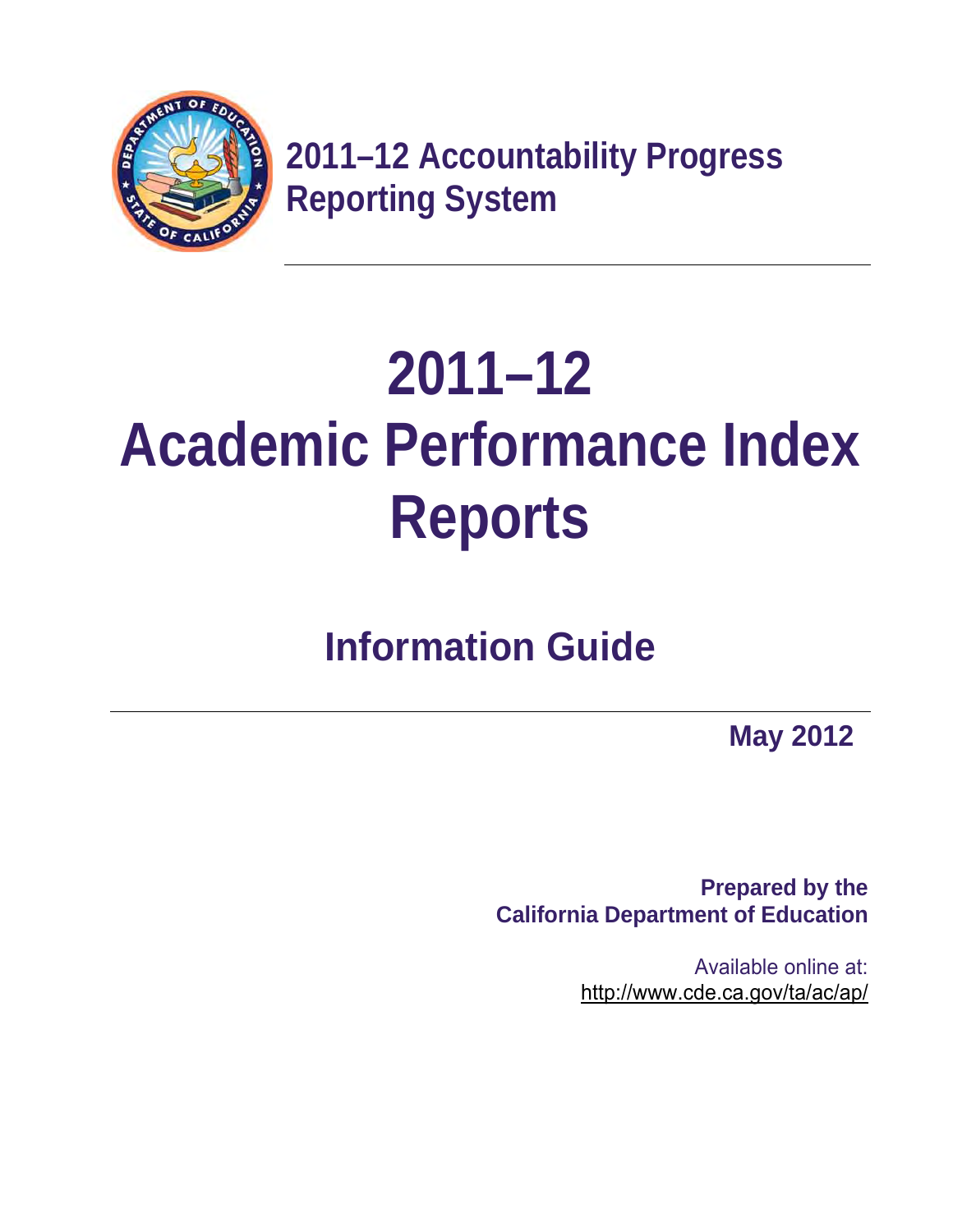**2011–12 Accountability Progress Reporting System**

# 2011–12 Academic Performance Index Reports

## Information Guide

**May 2012**

**Prepared by the California Department of Education**

Available online at:
http://www.cde.ca.gov/ta/ac/ap/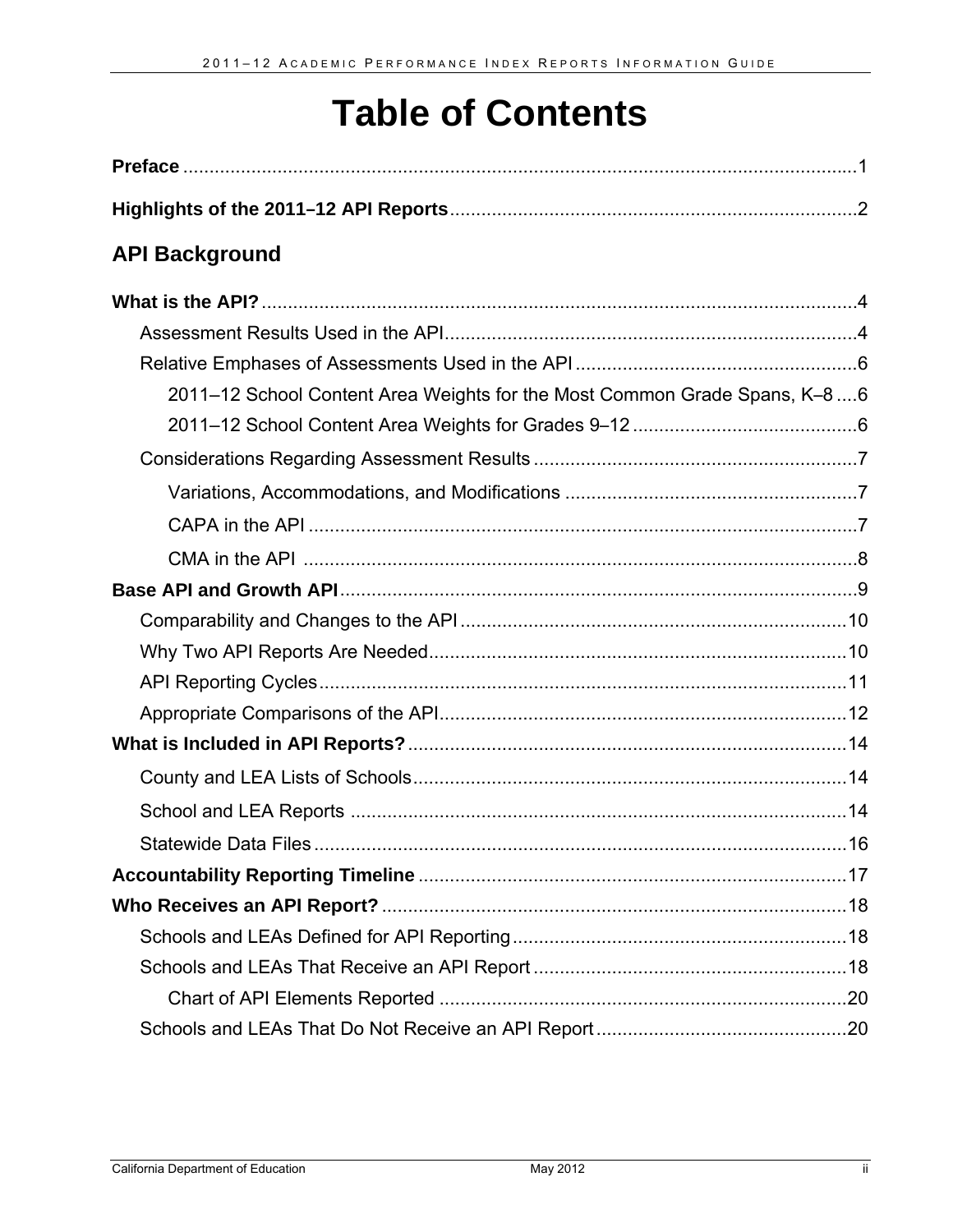# Table of Contents

**Preface** .................................................................................................................1

**Highlights of the 2011–12 API Reports**.............................................................................2

## API Background

**What is the API?**.................................................................................................................4

- Assessment Results Used in the API.............................................................................4
- Relative Emphases of Assessments Used in the API ......................................................6
  - 2011–12 School Content Area Weights for the Most Common Grade Spans, K–8 ....6
  - 2011–12 School Content Area Weights for Grades 9–12 ...........................................6
- Considerations Regarding Assessment Results .............................................................7
  - Variations, Accommodations, and Modifications .......................................................7
  - CAPA in the API ........................................................................................................7
  - CMA in the API .........................................................................................................8

**Base API and Growth API**..................................................................................................9

- Comparability and Changes to the API .........................................................................10
- Why Two API Reports Are Needed...............................................................................10
- API Reporting Cycles....................................................................................................11
- Appropriate Comparisons of the API.............................................................................12

**What is Included in API Reports?**....................................................................................14

- County and LEA Lists of Schools..................................................................................14
- School and LEA Reports ..............................................................................................14
- Statewide Data Files .....................................................................................................16

**Accountability Reporting Timeline** .................................................................................17

**Who Receives an API Report?** ........................................................................................18

- Schools and LEAs Defined for API Reporting................................................................18
- Schools and LEAs That Receive an API Report ............................................................18
  - Chart of API Elements Reported .............................................................................20
- Schools and LEAs That Do Not Receive an API Report ................................................20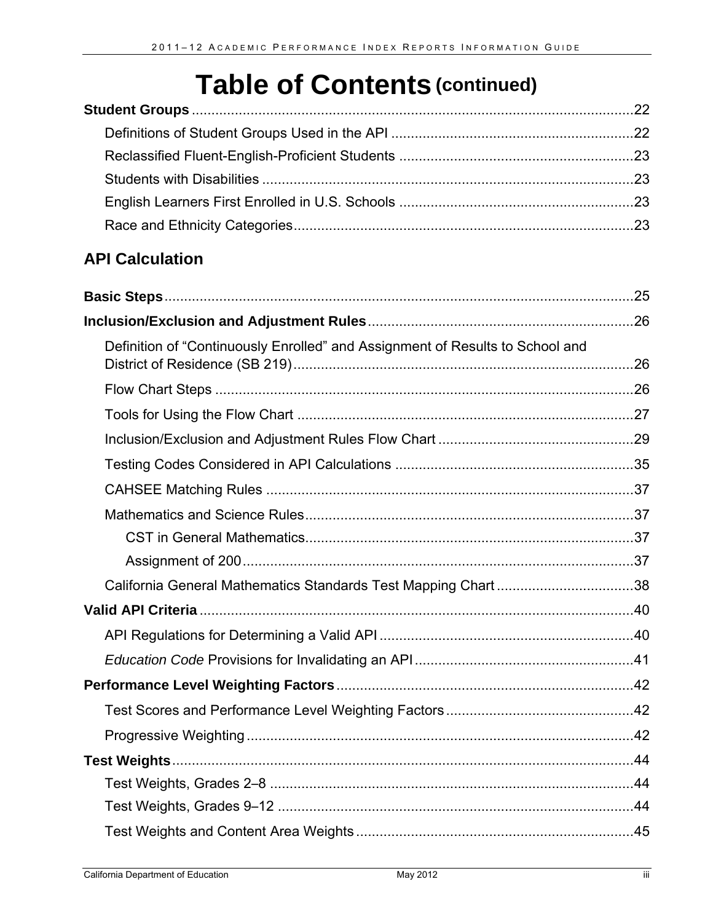# Table of Contents (continued)

**Student Groups** .....22

- Definitions of Student Groups Used in the API .....22
- Reclassified Fluent-English-Proficient Students .....23
- Students with Disabilities .....23
- English Learners First Enrolled in U.S. Schools .....23
- Race and Ethnicity Categories .....23

## API Calculation

**Basic Steps** .....25

**Inclusion/Exclusion and Adjustment Rules** .....26

- Definition of "Continuously Enrolled" and Assignment of Results to School and District of Residence (SB 219) .....26
- Flow Chart Steps .....26
- Tools for Using the Flow Chart .....27
- Inclusion/Exclusion and Adjustment Rules Flow Chart .....29
- Testing Codes Considered in API Calculations .....35
- CAHSEE Matching Rules .....37
- Mathematics and Science Rules .....37
  - CST in General Mathematics .....37
  - Assignment of 200 .....37
- California General Mathematics Standards Test Mapping Chart .....38

**Valid API Criteria** .....40

- API Regulations for Determining a Valid API .....40
- *Education Code* Provisions for Invalidating an API .....41

**Performance Level Weighting Factors** .....42

- Test Scores and Performance Level Weighting Factors .....42
- Progressive Weighting .....42

**Test Weights** .....44

- Test Weights, Grades 2–8 .....44
- Test Weights, Grades 9–12 .....44
- Test Weights and Content Area Weights .....45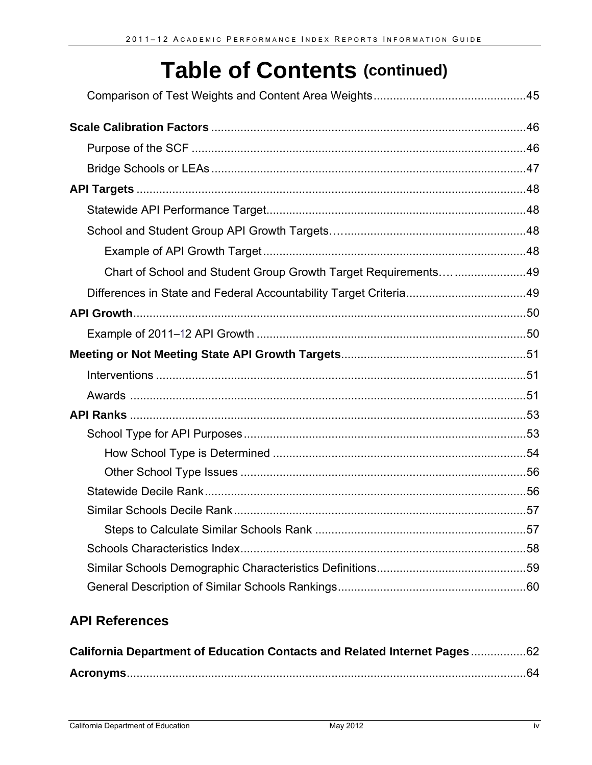# Table of Contents (continued)

Comparison of Test Weights and Content Area Weights ............................................... 45

**Scale Calibration Factors** ................................................................................................ 46

Purpose of the SCF ........................................................................................................ 46

Bridge Schools or LEAs .................................................................................................. 47

**API Targets** ......................................................................................................................... 48

Statewide API Performance Target ................................................................................ 48

School and Student Group API Growth Targets ............................................................ 48

Example of API Growth Target .................................................................................. 48

Chart of School and Student Group Growth Target Requirements ............................ 49

Differences in State and Federal Accountability Target Criteria ..................................... 49

**API Growth** ......................................................................................................................... 50

Example of 2011–12 API Growth .................................................................................... 50

**Meeting or Not Meeting State API Growth Targets** ........................................................ 51

Interventions ................................................................................................................... 51

Awards ............................................................................................................................ 51

**API Ranks** ........................................................................................................................... 53

School Type for API Purposes ........................................................................................ 53

How School Type is Determined ............................................................................... 54

Other School Type Issues .......................................................................................... 56

Statewide Decile Rank .................................................................................................... 56

Similar Schools Decile Rank ........................................................................................... 57

Steps to Calculate Similar Schools Rank .................................................................. 57

Schools Characteristics Index ......................................................................................... 58

Similar Schools Demographic Characteristics Definitions .............................................. 59

General Description of Similar Schools Rankings ........................................................... 60

## API References

**California Department of Education Contacts and Related Internet Pages** ................. 62

**Acronyms** ............................................................................................................................ 64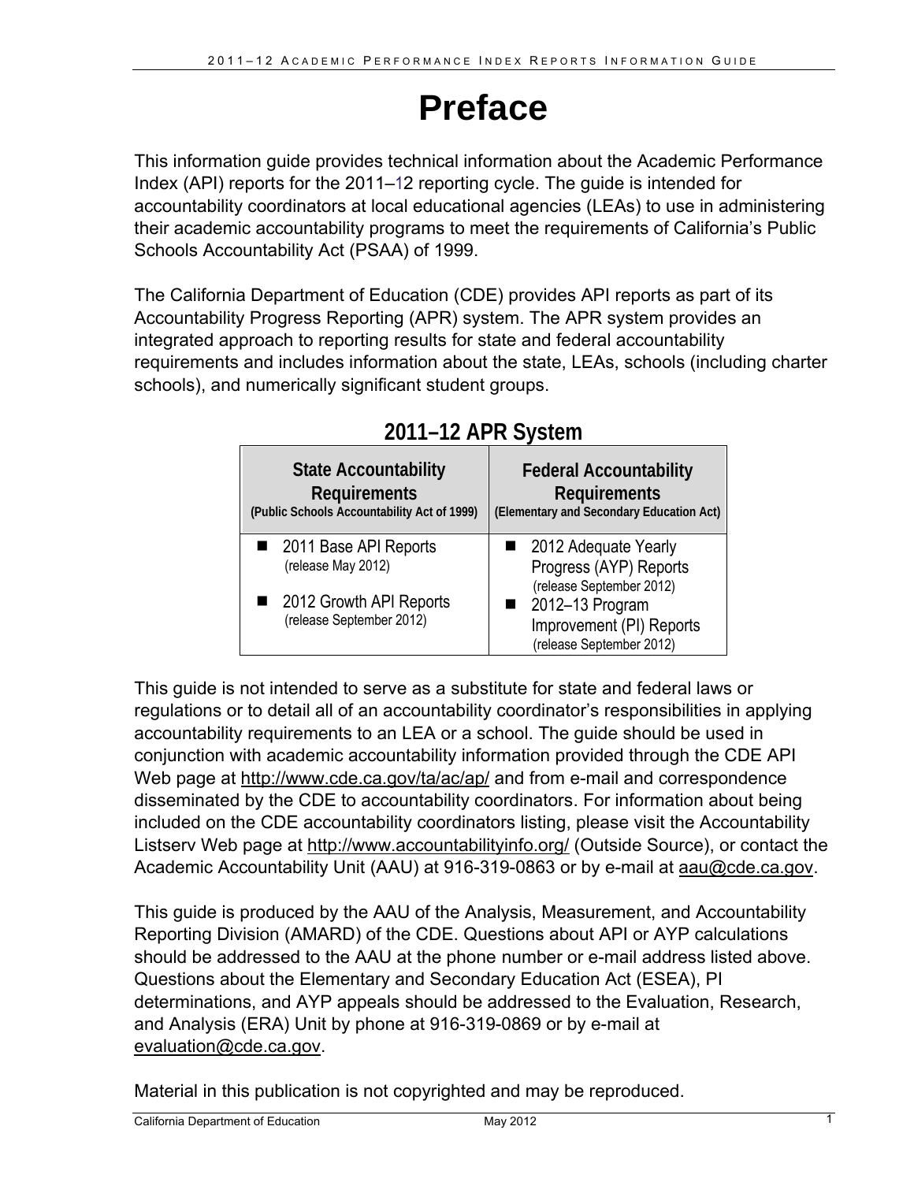# Preface

This information guide provides technical information about the Academic Performance Index (API) reports for the 2011–12 reporting cycle. The guide is intended for accountability coordinators at local educational agencies (LEAs) to use in administering their academic accountability programs to meet the requirements of California's Public Schools Accountability Act (PSAA) of 1999.

The California Department of Education (CDE) provides API reports as part of its Accountability Progress Reporting (APR) system. The APR system provides an integrated approach to reporting results for state and federal accountability requirements and includes information about the state, LEAs, schools (including charter schools), and numerically significant student groups.

## 2011–12 APR System

| State Accountability Requirements (Public Schools Accountability Act of 1999) | Federal Accountability Requirements (Elementary and Secondary Education Act) |
| --- | --- |
| ■ 2011 Base API Reports (release May 2012)<br>■ 2012 Growth API Reports (release September 2012) | ■ 2012 Adequate Yearly Progress (AYP) Reports (release September 2012)<br>■ 2012–13 Program Improvement (PI) Reports (release September 2012) |

This guide is not intended to serve as a substitute for state and federal laws or regulations or to detail all of an accountability coordinator's responsibilities in applying accountability requirements to an LEA or a school. The guide should be used in conjunction with academic accountability information provided through the CDE API Web page at http://www.cde.ca.gov/ta/ac/ap/ and from e-mail and correspondence disseminated by the CDE to accountability coordinators. For information about being included on the CDE accountability coordinators listing, please visit the Accountability Listserv Web page at http://www.accountabilityinfo.org/ (Outside Source), or contact the Academic Accountability Unit (AAU) at 916-319-0863 or by e-mail at aau@cde.ca.gov.

This guide is produced by the AAU of the Analysis, Measurement, and Accountability Reporting Division (AMARD) of the CDE. Questions about API or AYP calculations should be addressed to the AAU at the phone number or e-mail address listed above. Questions about the Elementary and Secondary Education Act (ESEA), PI determinations, and AYP appeals should be addressed to the Evaluation, Research, and Analysis (ERA) Unit by phone at 916-319-0869 or by e-mail at evaluation@cde.ca.gov.

Material in this publication is not copyrighted and may be reproduced.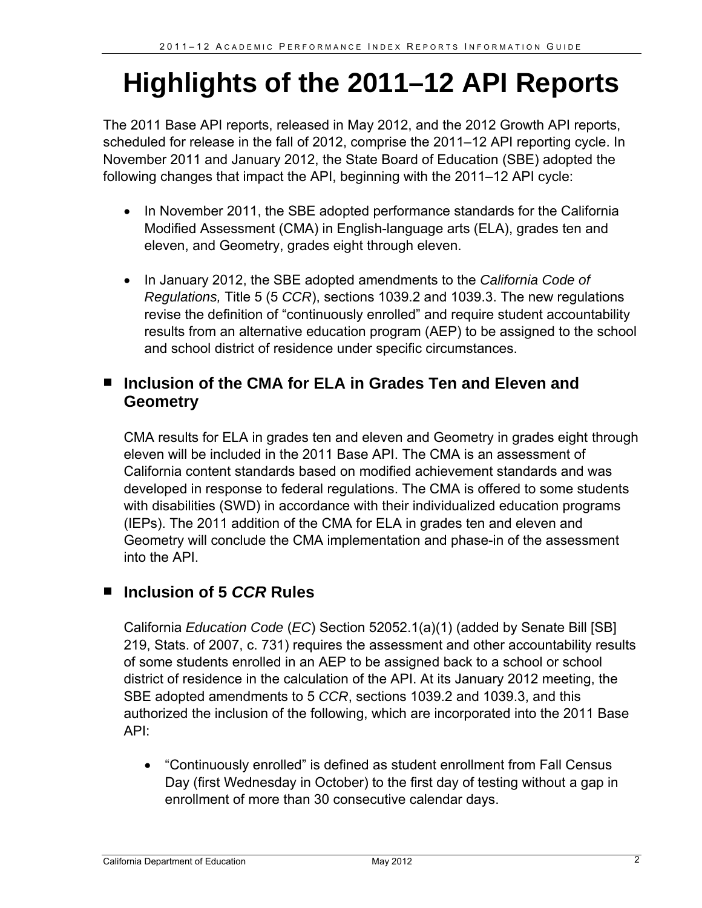# Highlights of the 2011–12 API Reports

The 2011 Base API reports, released in May 2012, and the 2012 Growth API reports, scheduled for release in the fall of 2012, comprise the 2011–12 API reporting cycle. In November 2011 and January 2012, the State Board of Education (SBE) adopted the following changes that impact the API, beginning with the 2011–12 API cycle:

- In November 2011, the SBE adopted performance standards for the California Modified Assessment (CMA) in English-language arts (ELA), grades ten and eleven, and Geometry, grades eight through eleven.
- In January 2012, the SBE adopted amendments to the *California Code of Regulations,* Title 5 (5 *CCR*), sections 1039.2 and 1039.3. The new regulations revise the definition of "continuously enrolled" and require student accountability results from an alternative education program (AEP) to be assigned to the school and school district of residence under specific circumstances.

## Inclusion of the CMA for ELA in Grades Ten and Eleven and Geometry

CMA results for ELA in grades ten and eleven and Geometry in grades eight through eleven will be included in the 2011 Base API. The CMA is an assessment of California content standards based on modified achievement standards and was developed in response to federal regulations. The CMA is offered to some students with disabilities (SWD) in accordance with their individualized education programs (IEPs). The 2011 addition of the CMA for ELA in grades ten and eleven and Geometry will conclude the CMA implementation and phase-in of the assessment into the API.

## Inclusion of 5 *CCR* Rules

California *Education Code* (*EC*) Section 52052.1(a)(1) (added by Senate Bill [SB] 219, Stats. of 2007, c. 731) requires the assessment and other accountability results of some students enrolled in an AEP to be assigned back to a school or school district of residence in the calculation of the API. At its January 2012 meeting, the SBE adopted amendments to 5 *CCR*, sections 1039.2 and 1039.3, and this authorized the inclusion of the following, which are incorporated into the 2011 Base API:

- "Continuously enrolled" is defined as student enrollment from Fall Census Day (first Wednesday in October) to the first day of testing without a gap in enrollment of more than 30 consecutive calendar days.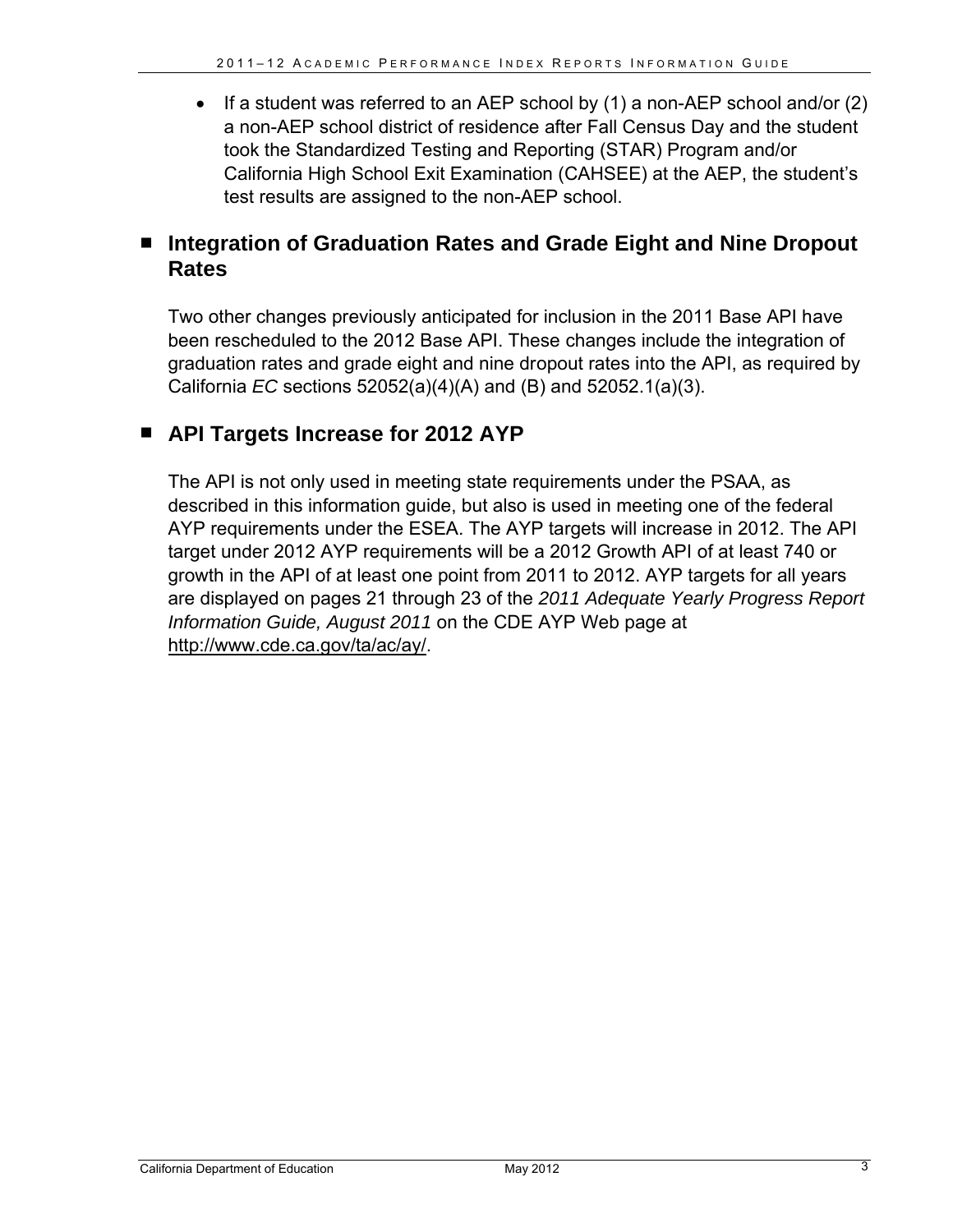- If a student was referred to an AEP school by (1) a non-AEP school and/or (2) a non-AEP school district of residence after Fall Census Day and the student took the Standardized Testing and Reporting (STAR) Program and/or California High School Exit Examination (CAHSEE) at the AEP, the student's test results are assigned to the non-AEP school.

## Integration of Graduation Rates and Grade Eight and Nine Dropout Rates

Two other changes previously anticipated for inclusion in the 2011 Base API have been rescheduled to the 2012 Base API. These changes include the integration of graduation rates and grade eight and nine dropout rates into the API, as required by California *EC* sections 52052(a)(4)(A) and (B) and 52052.1(a)(3).

## API Targets Increase for 2012 AYP

The API is not only used in meeting state requirements under the PSAA, as described in this information guide, but also is used in meeting one of the federal AYP requirements under the ESEA. The AYP targets will increase in 2012. The API target under 2012 AYP requirements will be a 2012 Growth API of at least 740 or growth in the API of at least one point from 2011 to 2012. AYP targets for all years are displayed on pages 21 through 23 of the *2011 Adequate Yearly Progress Report Information Guide, August 2011* on the CDE AYP Web page at http://www.cde.ca.gov/ta/ac/ay/.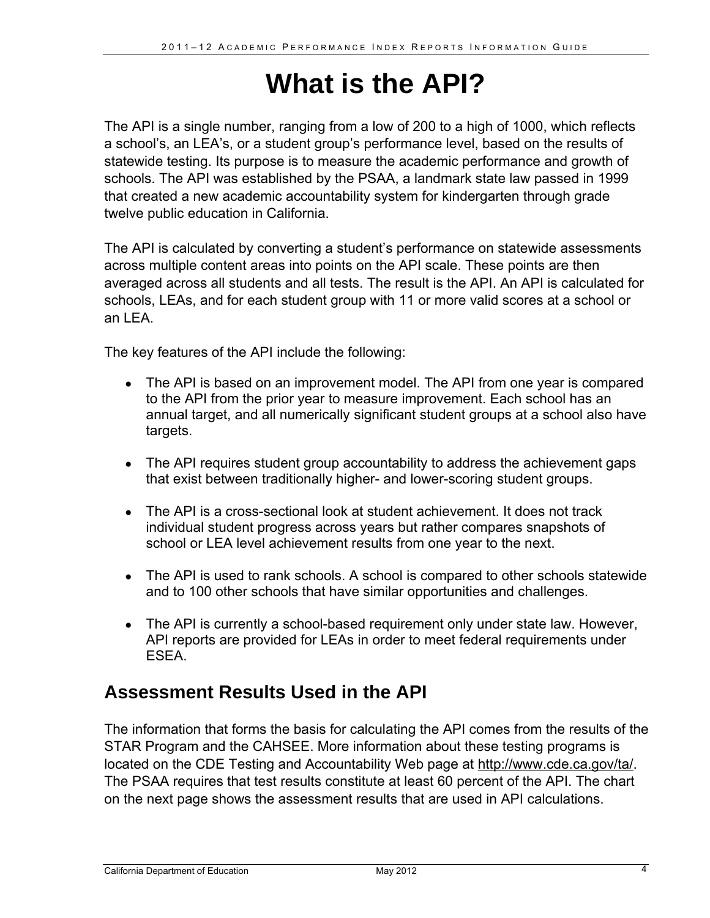# What is the API?

The API is a single number, ranging from a low of 200 to a high of 1000, which reflects a school's, an LEA's, or a student group's performance level, based on the results of statewide testing. Its purpose is to measure the academic performance and growth of schools. The API was established by the PSAA, a landmark state law passed in 1999 that created a new academic accountability system for kindergarten through grade twelve public education in California.

The API is calculated by converting a student's performance on statewide assessments across multiple content areas into points on the API scale. These points are then averaged across all students and all tests. The result is the API. An API is calculated for schools, LEAs, and for each student group with 11 or more valid scores at a school or an LEA.

The key features of the API include the following:

- The API is based on an improvement model. The API from one year is compared to the API from the prior year to measure improvement. Each school has an annual target, and all numerically significant student groups at a school also have targets.
- The API requires student group accountability to address the achievement gaps that exist between traditionally higher- and lower-scoring student groups.
- The API is a cross-sectional look at student achievement. It does not track individual student progress across years but rather compares snapshots of school or LEA level achievement results from one year to the next.
- The API is used to rank schools. A school is compared to other schools statewide and to 100 other schools that have similar opportunities and challenges.
- The API is currently a school-based requirement only under state law. However, API reports are provided for LEAs in order to meet federal requirements under ESEA.

## Assessment Results Used in the API

The information that forms the basis for calculating the API comes from the results of the STAR Program and the CAHSEE. More information about these testing programs is located on the CDE Testing and Accountability Web page at http://www.cde.ca.gov/ta/. The PSAA requires that test results constitute at least 60 percent of the API. The chart on the next page shows the assessment results that are used in API calculations.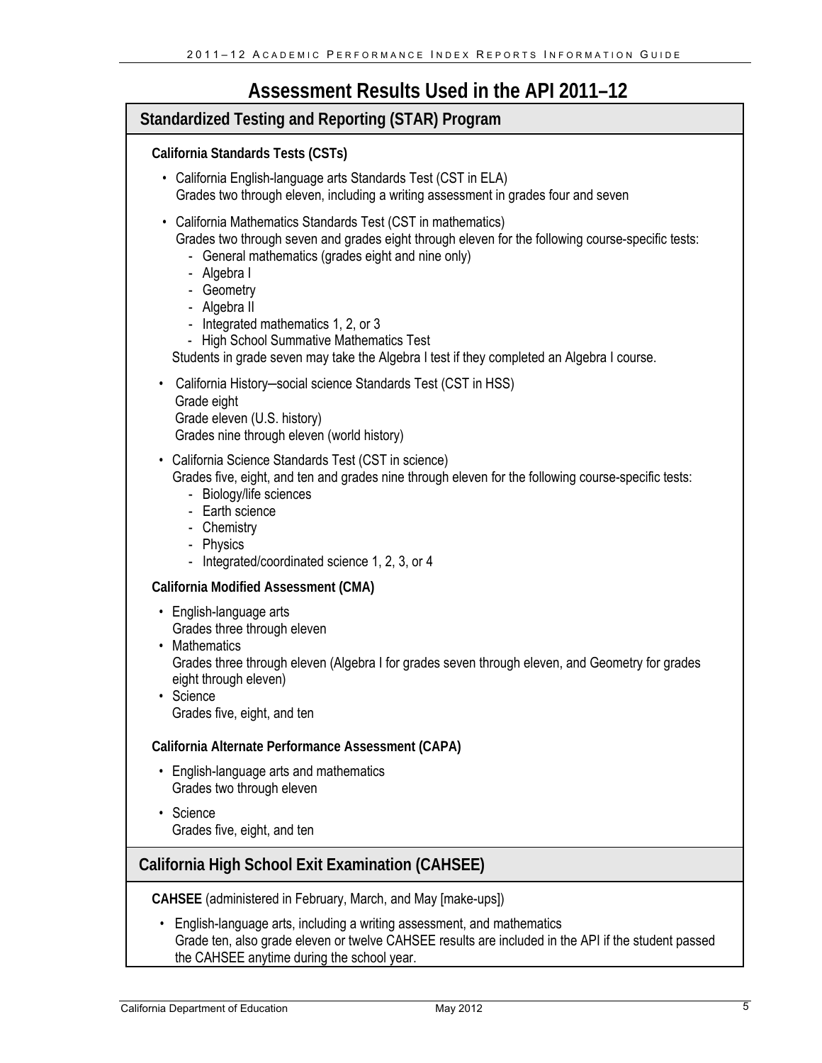# Assessment Results Used in the API 2011–12

## Standardized Testing and Reporting (STAR) Program

**California Standards Tests (CSTs)**

- California English-language arts Standards Test (CST in ELA)
  Grades two through eleven, including a writing assessment in grades four and seven
- California Mathematics Standards Test (CST in mathematics)
  Grades two through seven and grades eight through eleven for the following course-specific tests:
  - General mathematics (grades eight and nine only)
  - Algebra I
  - Geometry
  - Algebra II
  - Integrated mathematics 1, 2, or 3
  - High School Summative Mathematics Test

  Students in grade seven may take the Algebra I test if they completed an Algebra I course.
- California History–social science Standards Test (CST in HSS)
  Grade eight
  Grade eleven (U.S. history)
  Grades nine through eleven (world history)
- California Science Standards Test (CST in science)
  Grades five, eight, and ten and grades nine through eleven for the following course-specific tests:
  - Biology/life sciences
  - Earth science
  - Chemistry
  - Physics
  - Integrated/coordinated science 1, 2, 3, or 4

**California Modified Assessment (CMA)**

- English-language arts
  Grades three through eleven
- Mathematics
  Grades three through eleven (Algebra I for grades seven through eleven, and Geometry for grades eight through eleven)
- Science
  Grades five, eight, and ten

**California Alternate Performance Assessment (CAPA)**

- English-language arts and mathematics
  Grades two through eleven
- Science
  Grades five, eight, and ten

## California High School Exit Examination (CAHSEE)

**CAHSEE** (administered in February, March, and May [make-ups])

- English-language arts, including a writing assessment, and mathematics
  Grade ten, also grade eleven or twelve CAHSEE results are included in the API if the student passed the CAHSEE anytime during the school year.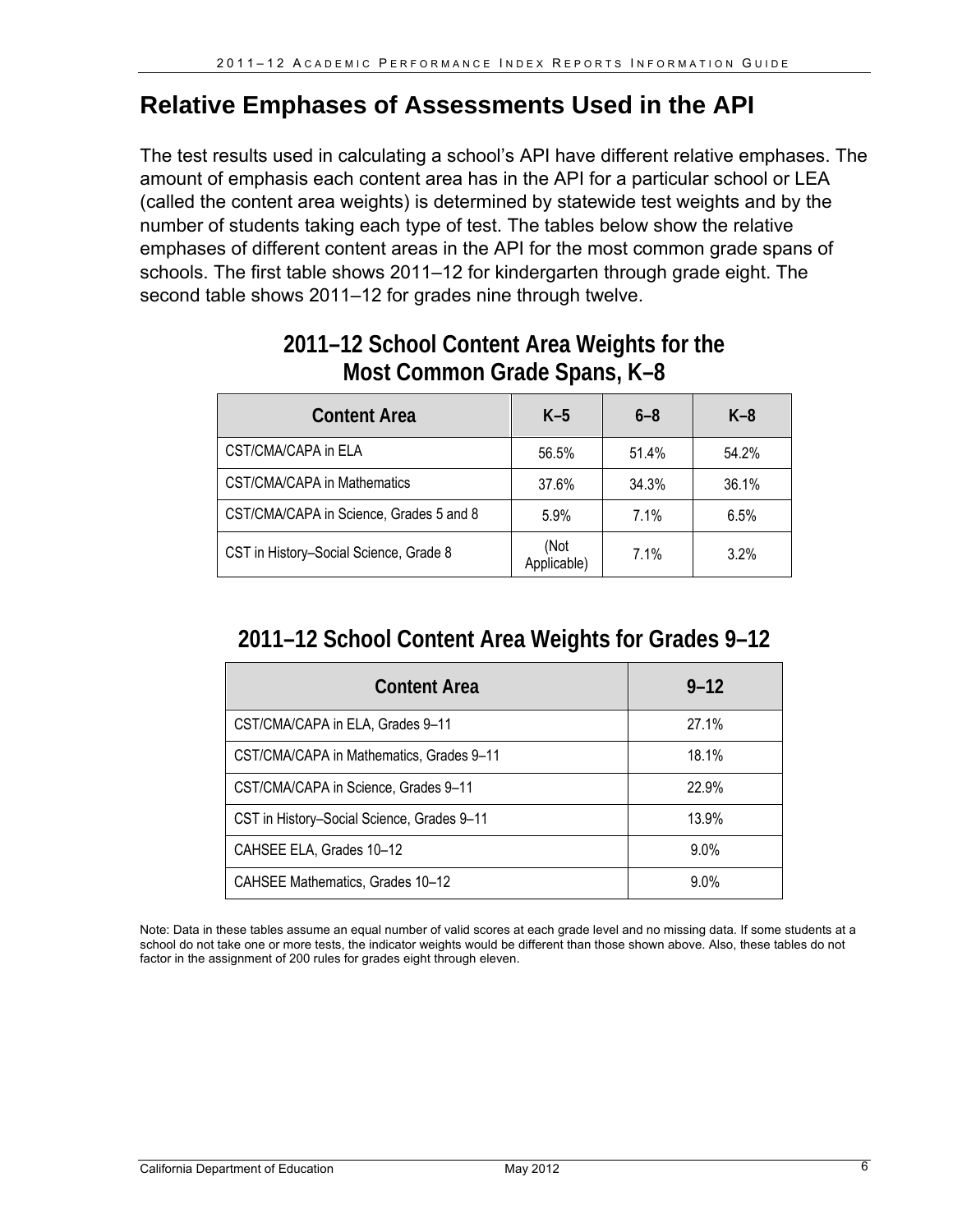## Relative Emphases of Assessments Used in the API

The test results used in calculating a school's API have different relative emphases. The amount of emphasis each content area has in the API for a particular school or LEA (called the content area weights) is determined by statewide test weights and by the number of students taking each type of test. The tables below show the relative emphases of different content areas in the API for the most common grade spans of schools. The first table shows 2011–12 for kindergarten through grade eight. The second table shows 2011–12 for grades nine through twelve.

### 2011–12 School Content Area Weights for the Most Common Grade Spans, K–8

| Content Area | K–5 | 6–8 | K–8 |
|---|---|---|---|
| CST/CMA/CAPA in ELA | 56.5% | 51.4% | 54.2% |
| CST/CMA/CAPA in Mathematics | 37.6% | 34.3% | 36.1% |
| CST/CMA/CAPA in Science, Grades 5 and 8 | 5.9% | 7.1% | 6.5% |
| CST in History–Social Science, Grade 8 | (Not Applicable) | 7.1% | 3.2% |

### 2011–12 School Content Area Weights for Grades 9–12

| Content Area | 9–12 |
|---|---|
| CST/CMA/CAPA in ELA, Grades 9–11 | 27.1% |
| CST/CMA/CAPA in Mathematics, Grades 9–11 | 18.1% |
| CST/CMA/CAPA in Science, Grades 9–11 | 22.9% |
| CST in History–Social Science, Grades 9–11 | 13.9% |
| CAHSEE ELA, Grades 10–12 | 9.0% |
| CAHSEE Mathematics, Grades 10–12 | 9.0% |

Note: Data in these tables assume an equal number of valid scores at each grade level and no missing data. If some students at a school do not take one or more tests, the indicator weights would be different than those shown above. Also, these tables do not factor in the assignment of 200 rules for grades eight through eleven.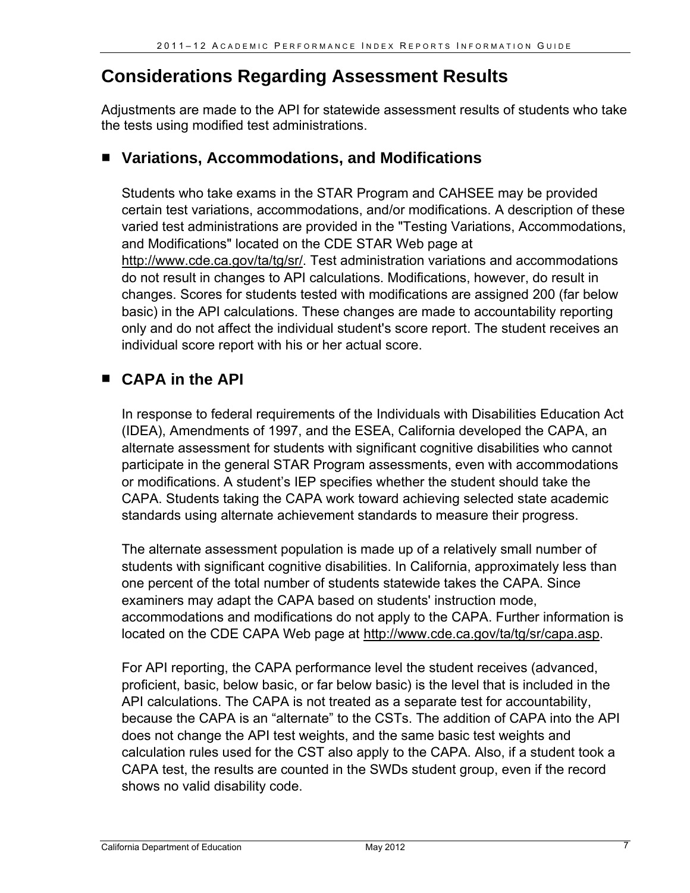# Considerations Regarding Assessment Results

Adjustments are made to the API for statewide assessment results of students who take the tests using modified test administrations.

## ■ Variations, Accommodations, and Modifications

Students who take exams in the STAR Program and CAHSEE may be provided certain test variations, accommodations, and/or modifications. A description of these varied test administrations are provided in the "Testing Variations, Accommodations, and Modifications" located on the CDE STAR Web page at http://www.cde.ca.gov/ta/tg/sr/. Test administration variations and accommodations do not result in changes to API calculations. Modifications, however, do result in changes. Scores for students tested with modifications are assigned 200 (far below basic) in the API calculations. These changes are made to accountability reporting only and do not affect the individual student's score report. The student receives an individual score report with his or her actual score.

## ■ CAPA in the API

In response to federal requirements of the Individuals with Disabilities Education Act (IDEA), Amendments of 1997, and the ESEA, California developed the CAPA, an alternate assessment for students with significant cognitive disabilities who cannot participate in the general STAR Program assessments, even with accommodations or modifications. A student's IEP specifies whether the student should take the CAPA. Students taking the CAPA work toward achieving selected state academic standards using alternate achievement standards to measure their progress.

The alternate assessment population is made up of a relatively small number of students with significant cognitive disabilities. In California, approximately less than one percent of the total number of students statewide takes the CAPA. Since examiners may adapt the CAPA based on students' instruction mode, accommodations and modifications do not apply to the CAPA. Further information is located on the CDE CAPA Web page at http://www.cde.ca.gov/ta/tg/sr/capa.asp.

For API reporting, the CAPA performance level the student receives (advanced, proficient, basic, below basic, or far below basic) is the level that is included in the API calculations. The CAPA is not treated as a separate test for accountability, because the CAPA is an "alternate" to the CSTs. The addition of CAPA into the API does not change the API test weights, and the same basic test weights and calculation rules used for the CST also apply to the CAPA. Also, if a student took a CAPA test, the results are counted in the SWDs student group, even if the record shows no valid disability code.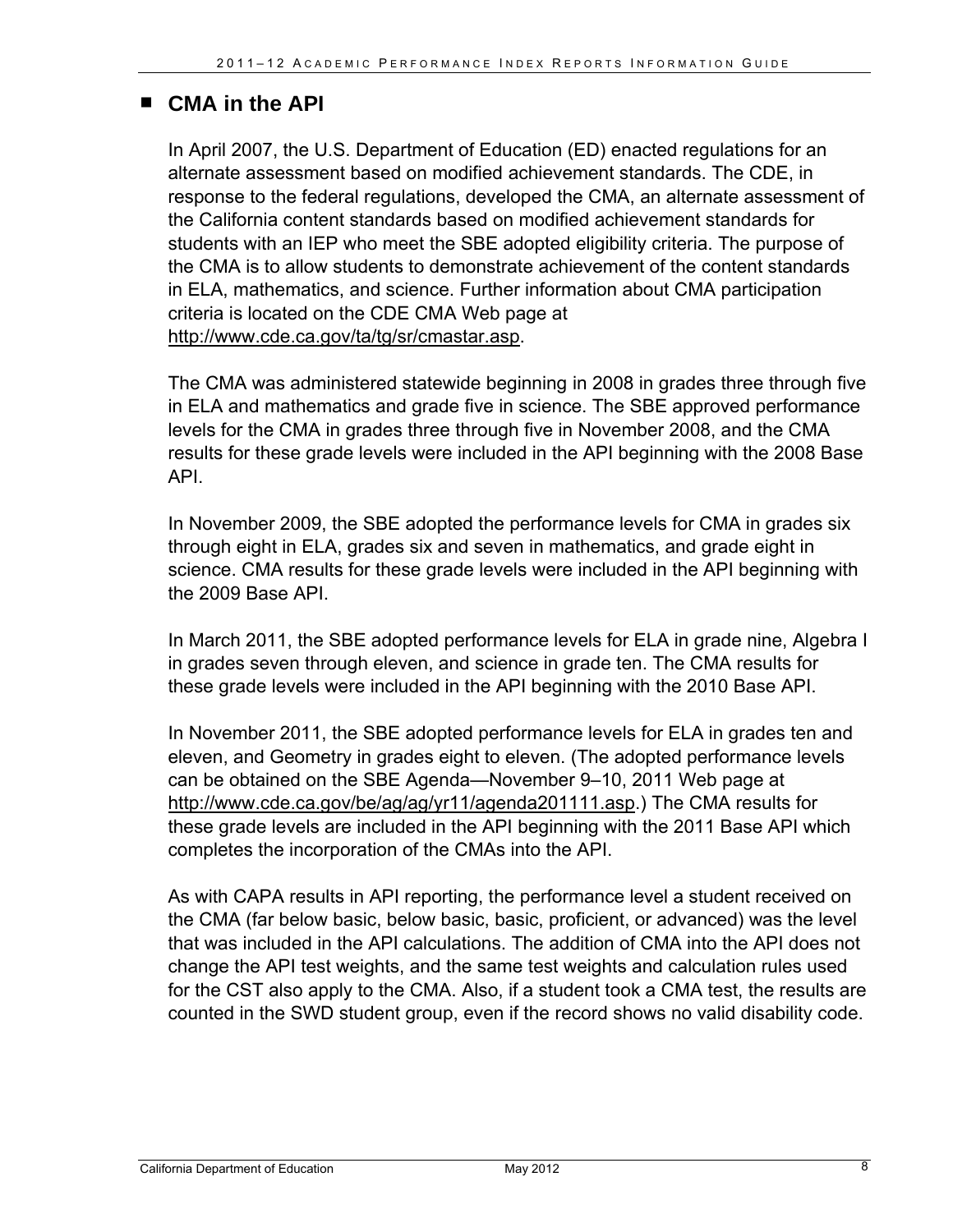## CMA in the API

In April 2007, the U.S. Department of Education (ED) enacted regulations for an alternate assessment based on modified achievement standards. The CDE, in response to the federal regulations, developed the CMA, an alternate assessment of the California content standards based on modified achievement standards for students with an IEP who meet the SBE adopted eligibility criteria. The purpose of the CMA is to allow students to demonstrate achievement of the content standards in ELA, mathematics, and science. Further information about CMA participation criteria is located on the CDE CMA Web page at http://www.cde.ca.gov/ta/tg/sr/cmastar.asp.

The CMA was administered statewide beginning in 2008 in grades three through five in ELA and mathematics and grade five in science. The SBE approved performance levels for the CMA in grades three through five in November 2008, and the CMA results for these grade levels were included in the API beginning with the 2008 Base API.

In November 2009, the SBE adopted the performance levels for CMA in grades six through eight in ELA, grades six and seven in mathematics, and grade eight in science. CMA results for these grade levels were included in the API beginning with the 2009 Base API.

In March 2011, the SBE adopted performance levels for ELA in grade nine, Algebra I in grades seven through eleven, and science in grade ten. The CMA results for these grade levels were included in the API beginning with the 2010 Base API.

In November 2011, the SBE adopted performance levels for ELA in grades ten and eleven, and Geometry in grades eight to eleven. (The adopted performance levels can be obtained on the SBE Agenda—November 9–10, 2011 Web page at http://www.cde.ca.gov/be/ag/ag/yr11/agenda201111.asp.) The CMA results for these grade levels are included in the API beginning with the 2011 Base API which completes the incorporation of the CMAs into the API.

As with CAPA results in API reporting, the performance level a student received on the CMA (far below basic, below basic, basic, proficient, or advanced) was the level that was included in the API calculations. The addition of CMA into the API does not change the API test weights, and the same test weights and calculation rules used for the CST also apply to the CMA. Also, if a student took a CMA test, the results are counted in the SWD student group, even if the record shows no valid disability code.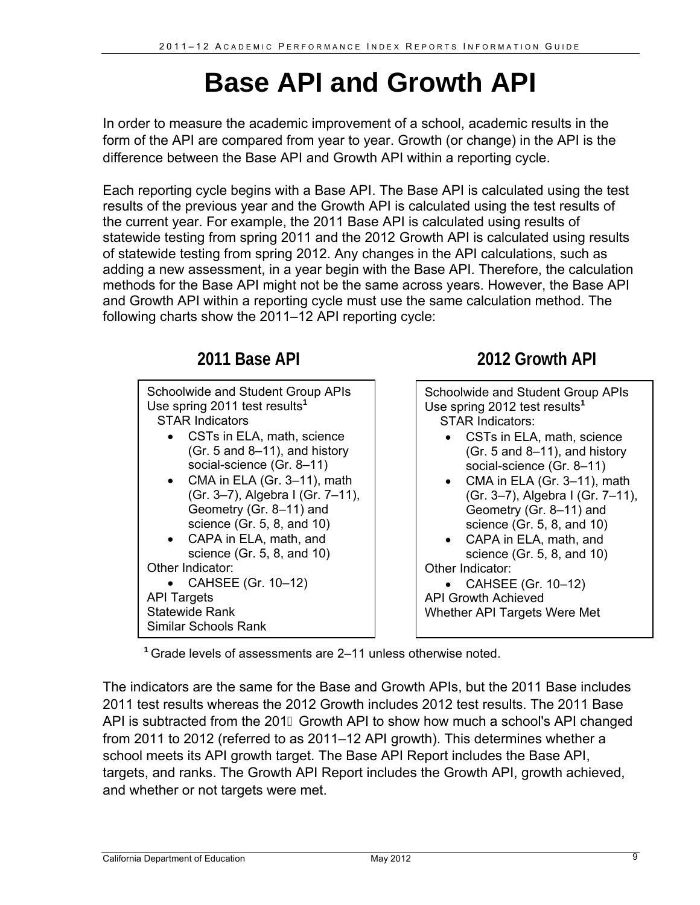# Base API and Growth API

In order to measure the academic improvement of a school, academic results in the form of the API are compared from year to year. Growth (or change) in the API is the difference between the Base API and Growth API within a reporting cycle.

Each reporting cycle begins with a Base API. The Base API is calculated using the test results of the previous year and the Growth API is calculated using the test results of the current year. For example, the 2011 Base API is calculated using results of statewide testing from spring 2011 and the 2012 Growth API is calculated using results of statewide testing from spring 2012. Any changes in the API calculations, such as adding a new assessment, in a year begin with the Base API. Therefore, the calculation methods for the Base API might not be the same across years. However, the Base API and Growth API within a reporting cycle must use the same calculation method. The following charts show the 2011–12 API reporting cycle:

## 2011 Base API

Schoolwide and Student Group APIs
Use spring 2011 test results[1]
STAR Indicators

- CSTs in ELA, math, science (Gr. 5 and 8–11), and history social-science (Gr. 8–11)
- CMA in ELA (Gr. 3–11), math (Gr. 3–7), Algebra I (Gr. 7–11), Geometry (Gr. 8–11) and science (Gr. 5, 8, and 10)
- CAPA in ELA, math, and science (Gr. 5, 8, and 10)

Other Indicator:

- CAHSEE (Gr. 10–12)

API Targets
Statewide Rank
Similar Schools Rank

## 2012 Growth API

Schoolwide and Student Group APIs
Use spring 2012 test results[1]
STAR Indicators:

- CSTs in ELA, math, science (Gr. 5 and 8–11), and history social-science (Gr. 8–11)
- CMA in ELA (Gr. 3–11), math (Gr. 3–7), Algebra I (Gr. 7–11), Geometry (Gr. 8–11) and science (Gr. 5, 8, and 10)
- CAPA in ELA, math, and science (Gr. 5, 8, and 10)

Other Indicator:

- CAHSEE (Gr. 10–12)

API Growth Achieved
Whether API Targets Were Met

[1] Grade levels of assessments are 2–11 unless otherwise noted.

The indicators are the same for the Base and Growth APIs, but the 2011 Base includes 2011 test results whereas the 2012 Growth includes 2012 test results. The 2011 Base API is subtracted from the 2012 Growth API to show how much a school's API changed from 2011 to 2012 (referred to as 2011–12 API growth). This determines whether a school meets its API growth target. The Base API Report includes the Base API, targets, and ranks. The Growth API Report includes the Growth API, growth achieved, and whether or not targets were met.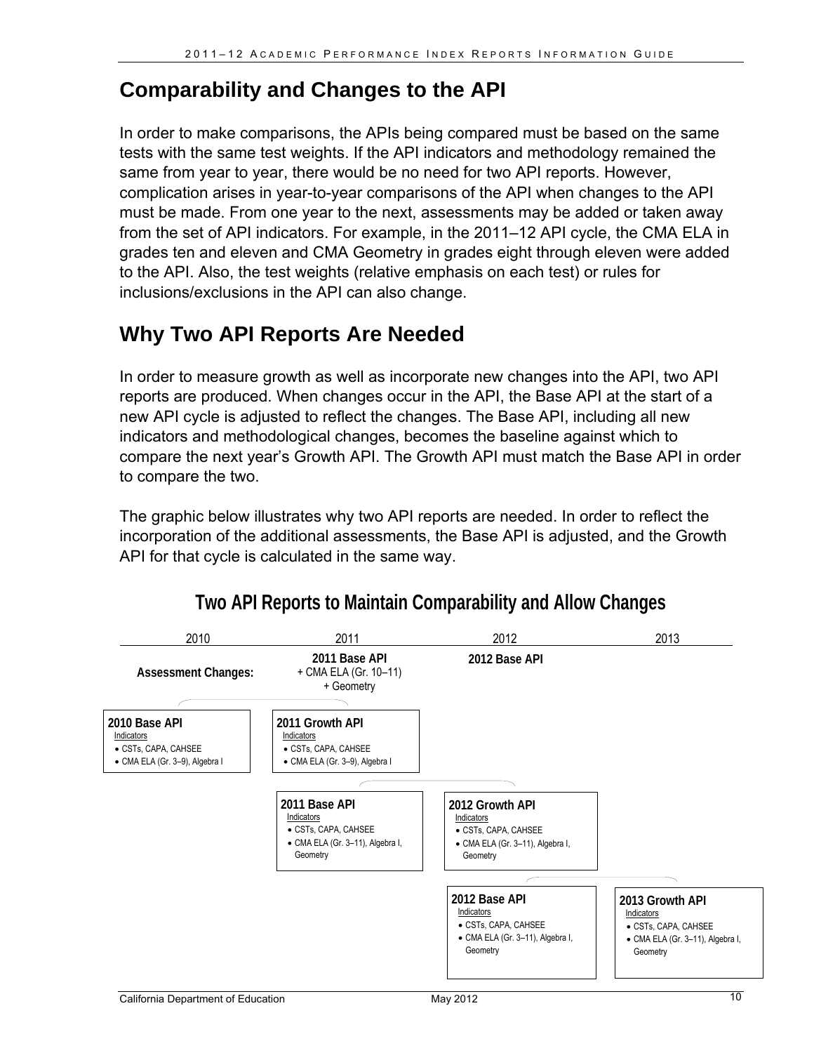## Comparability and Changes to the API

In order to make comparisons, the APIs being compared must be based on the same tests with the same test weights. If the API indicators and methodology remained the same from year to year, there would be no need for two API reports. However, complication arises in year-to-year comparisons of the API when changes to the API must be made. From one year to the next, assessments may be added or taken away from the set of API indicators. For example, in the 2011–12 API cycle, the CMA ELA in grades ten and eleven and CMA Geometry in grades eight through eleven were added to the API. Also, the test weights (relative emphasis on each test) or rules for inclusions/exclusions in the API can also change.

## Why Two API Reports Are Needed

In order to measure growth as well as incorporate new changes into the API, two API reports are produced. When changes occur in the API, the Base API at the start of a new API cycle is adjusted to reflect the changes. The Base API, including all new indicators and methodological changes, becomes the baseline against which to compare the next year's Growth API. The Growth API must match the Base API in order to compare the two.

The graphic below illustrates why two API reports are needed. In order to reflect the incorporation of the additional assessments, the Base API is adjusted, and the Growth API for that cycle is calculated in the same way.

**Two API Reports to Maintain Comparability and Allow Changes**

| 2010 | 2011 | 2012 | 2013 |
|---|---|---|---|
| **Assessment Changes:** | **2011 Base API** + CMA ELA (Gr. 10–11) + Geometry | **2012 Base API** | |
| **2010 Base API** Indicators • CSTs, CAPA, CAHSEE • CMA ELA (Gr. 3–9), Algebra I | **2011 Growth API** Indicators • CSTs, CAPA, CAHSEE • CMA ELA (Gr. 3–9), Algebra I | | |
| | **2011 Base API** Indicators • CSTs, CAPA, CAHSEE • CMA ELA (Gr. 3–11), Algebra I, Geometry | **2012 Growth API** Indicators • CSTs, CAPA, CAHSEE • CMA ELA (Gr. 3–11), Algebra I, Geometry | |
| | | **2012 Base API** Indicators • CSTs, CAPA, CAHSEE • CMA ELA (Gr. 3–11), Algebra I, Geometry | **2013 Growth API** Indicators • CSTs, CAPA, CAHSEE • CMA ELA (Gr. 3–11), Algebra I, Geometry |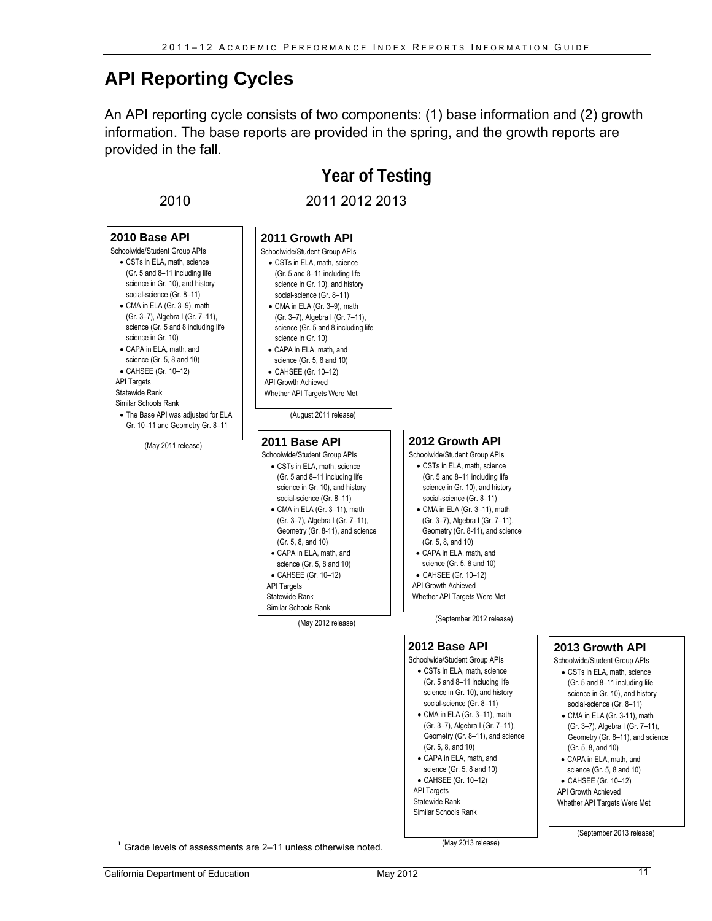## API Reporting Cycles

An API reporting cycle consists of two components: (1) base information and (2) growth information. The base reports are provided in the spring, and the growth reports are provided in the fall.

### Year of Testing

2010 | 2011 2012 2013

#### 2010 Base API

Schoolwide/Student Group APIs

- CSTs in ELA, math, science (Gr. 5 and 8–11 including life science in Gr. 10), and history social-science (Gr. 8–11)
- CMA in ELA (Gr. 3–9), math (Gr. 3–7), Algebra I (Gr. 7–11), science (Gr. 5 and 8 including life science in Gr. 10)
- CAPA in ELA, math, and science (Gr. 5, 8 and 10)
- CAHSEE (Gr. 10–12)

API Targets
Statewide Rank
Similar Schools Rank

- The Base API was adjusted for ELA Gr. 10–11 and Geometry Gr. 8–11

(May 2011 release)

#### 2011 Growth API

Schoolwide/Student Group APIs

- CSTs in ELA, math, science (Gr. 5 and 8–11 including life science in Gr. 10), and history social-science (Gr. 8–11)
- CMA in ELA (Gr. 3–9), math (Gr. 3–7), Algebra I (Gr. 7–11), science (Gr. 5 and 8 including life science in Gr. 10)
- CAPA in ELA, math, and science (Gr. 5, 8 and 10)
- CAHSEE (Gr. 10–12)

API Growth Achieved
Whether API Targets Were Met

(August 2011 release)

#### 2011 Base API

Schoolwide/Student Group APIs

- CSTs in ELA, math, science (Gr. 5 and 8–11 including life science in Gr. 10), and history social-science (Gr. 8–11)
- CMA in ELA (Gr. 3–11), math (Gr. 3–7), Algebra I (Gr. 7–11), Geometry (Gr. 8-11), and science (Gr. 5, 8, and 10)
- CAPA in ELA, math, and science (Gr. 5, 8 and 10)
- CAHSEE (Gr. 10–12)

API Targets
Statewide Rank
Similar Schools Rank

(May 2012 release)

#### 2012 Growth API

Schoolwide/Student Group APIs

- CSTs in ELA, math, science (Gr. 5 and 8–11 including life science in Gr. 10), and history social-science (Gr. 8–11)
- CMA in ELA (Gr. 3–11), math (Gr. 3–7), Algebra I (Gr. 7–11), Geometry (Gr. 8-11), and science (Gr. 5, 8, and 10)
- CAPA in ELA, math, and science (Gr. 5, 8 and 10)
- CAHSEE (Gr. 10–12)

API Growth Achieved
Whether API Targets Were Met

(September 2012 release)

#### 2012 Base API

Schoolwide/Student Group APIs

- CSTs in ELA, math, science (Gr. 5 and 8–11 including life science in Gr. 10), and history social-science (Gr. 8–11)
- CMA in ELA (Gr. 3–11), math (Gr. 3–7), Algebra I (Gr. 7–11), Geometry (Gr. 8–11), and science (Gr. 5, 8, and 10)
- CAPA in ELA, math, and science (Gr. 5, 8 and 10)
- CAHSEE (Gr. 10–12)

API Targets
Statewide Rank
Similar Schools Rank

(May 2013 release)

#### 2013 Growth API

Schoolwide/Student Group APIs

- CSTs in ELA, math, science (Gr. 5 and 8–11 including life science in Gr. 10), and history social-science (Gr. 8–11)
- CMA in ELA (Gr. 3-11), math (Gr. 3–7), Algebra I (Gr. 7–11), Geometry (Gr. 8–11), and science (Gr. 5, 8, and 10)
- CAPA in ELA, math, and science (Gr. 5, 8 and 10)
- CAHSEE (Gr. 10–12)

API Growth Achieved
Whether API Targets Were Met

(September 2013 release)

[1] Grade levels of assessments are 2–11 unless otherwise noted.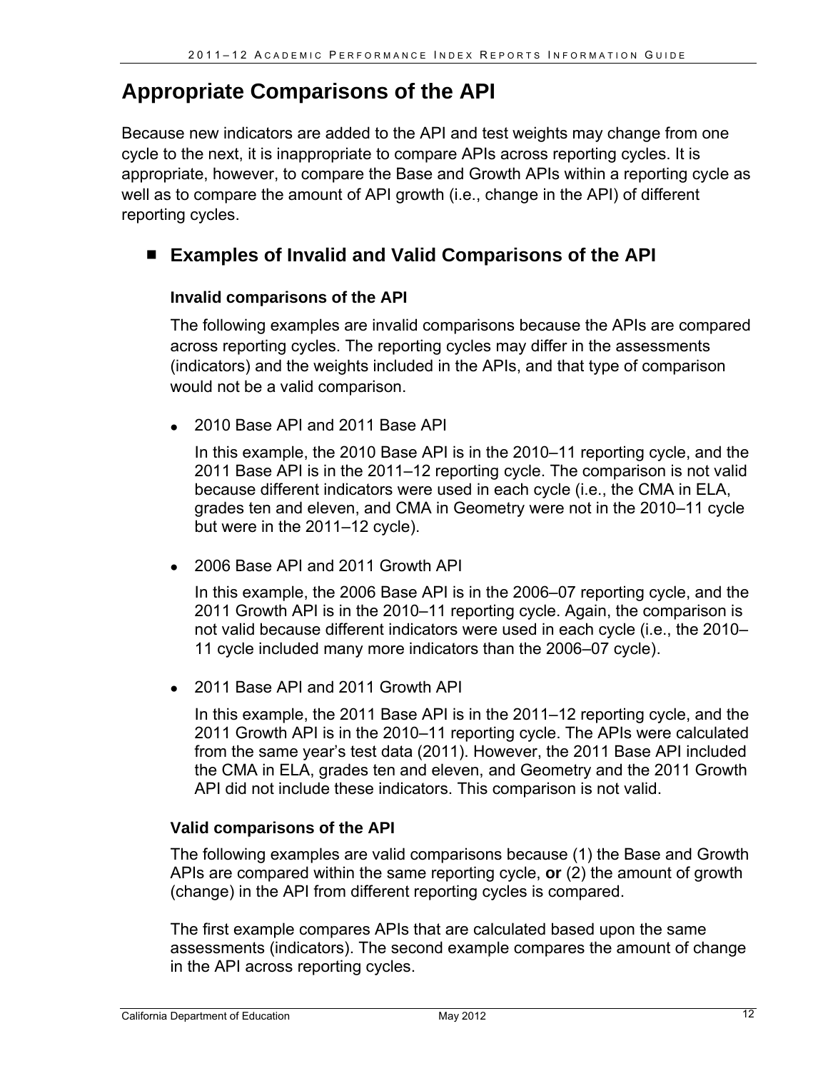# Appropriate Comparisons of the API

Because new indicators are added to the API and test weights may change from one cycle to the next, it is inappropriate to compare APIs across reporting cycles. It is appropriate, however, to compare the Base and Growth APIs within a reporting cycle as well as to compare the amount of API growth (i.e., change in the API) of different reporting cycles.

## ■ Examples of Invalid and Valid Comparisons of the API

### Invalid comparisons of the API

The following examples are invalid comparisons because the APIs are compared across reporting cycles. The reporting cycles may differ in the assessments (indicators) and the weights included in the APIs, and that type of comparison would not be a valid comparison.

- 2010 Base API and 2011 Base API

  In this example, the 2010 Base API is in the 2010–11 reporting cycle, and the 2011 Base API is in the 2011–12 reporting cycle. The comparison is not valid because different indicators were used in each cycle (i.e., the CMA in ELA, grades ten and eleven, and CMA in Geometry were not in the 2010–11 cycle but were in the 2011–12 cycle).

- 2006 Base API and 2011 Growth API

  In this example, the 2006 Base API is in the 2006–07 reporting cycle, and the 2011 Growth API is in the 2010–11 reporting cycle. Again, the comparison is not valid because different indicators were used in each cycle (i.e., the 2010–11 cycle included many more indicators than the 2006–07 cycle).

- 2011 Base API and 2011 Growth API

  In this example, the 2011 Base API is in the 2011–12 reporting cycle, and the 2011 Growth API is in the 2010–11 reporting cycle. The APIs were calculated from the same year's test data (2011). However, the 2011 Base API included the CMA in ELA, grades ten and eleven, and Geometry and the 2011 Growth API did not include these indicators. This comparison is not valid.

### Valid comparisons of the API

The following examples are valid comparisons because (1) the Base and Growth APIs are compared within the same reporting cycle, **or** (2) the amount of growth (change) in the API from different reporting cycles is compared.

The first example compares APIs that are calculated based upon the same assessments (indicators). The second example compares the amount of change in the API across reporting cycles.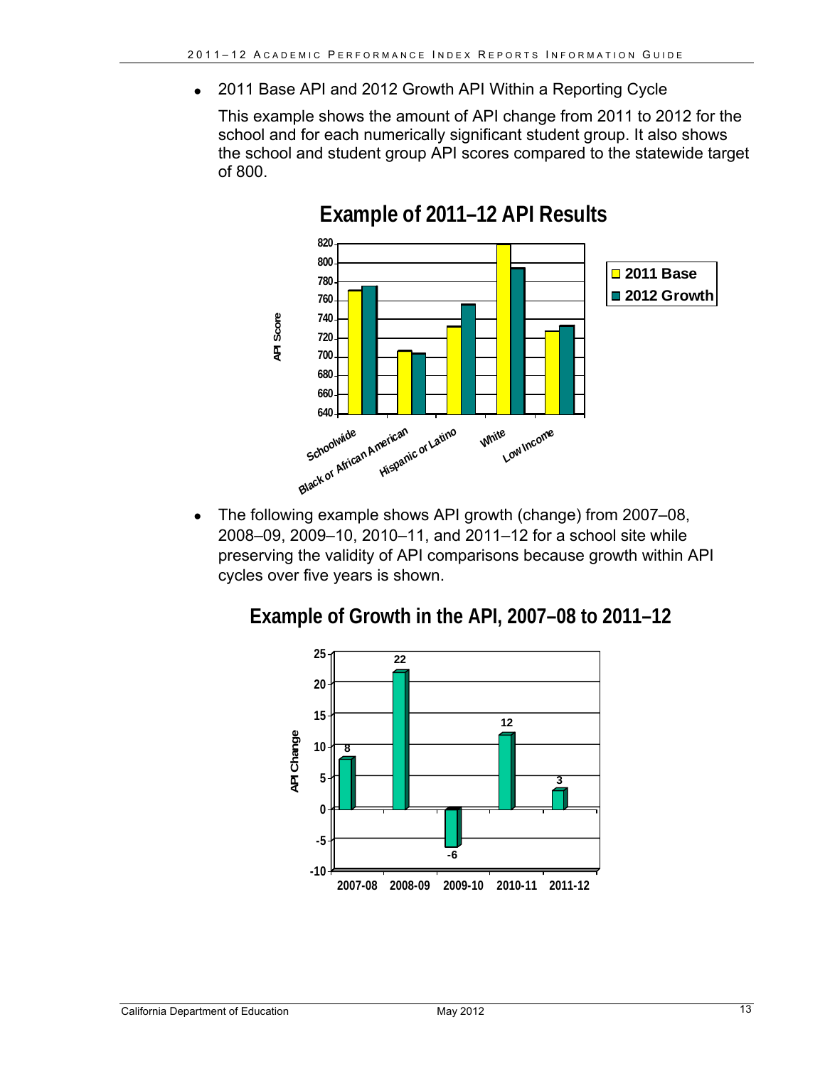- 2011 Base API and 2012 Growth API Within a Reporting Cycle

  This example shows the amount of API change from 2011 to 2012 for the school and for each numerically significant student group. It also shows the school and student group API scores compared to the statewide target of 800.

**Example of 2011–12 API Results**

- The following example shows API growth (change) from 2007–08, 2008–09, 2009–10, 2010–11, and 2011–12 for a school site while preserving the validity of API comparisons because growth within API cycles over five years is shown.

**Example of Growth in the API, 2007–08 to 2011–12**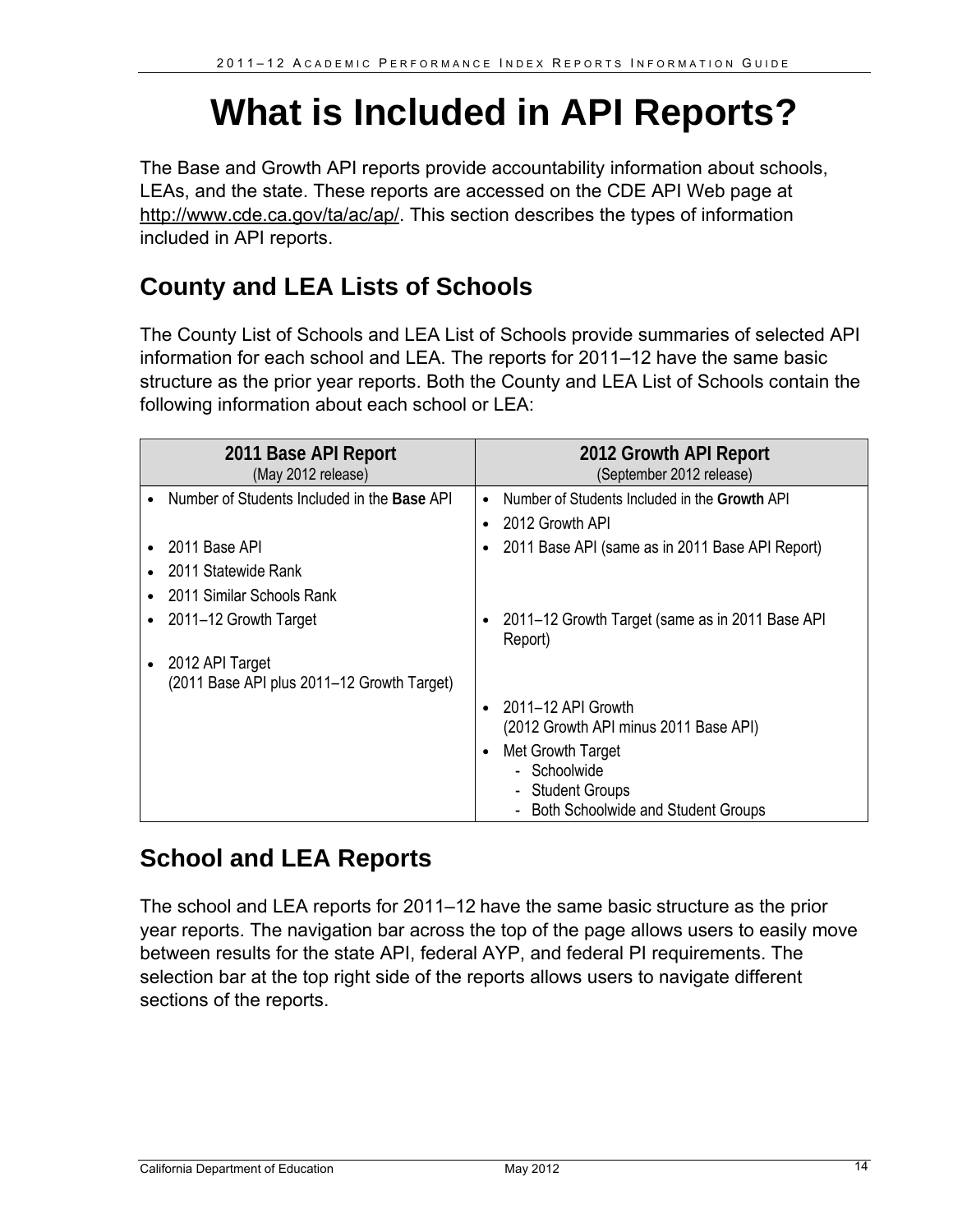# What is Included in API Reports?

The Base and Growth API reports provide accountability information about schools, LEAs, and the state. These reports are accessed on the CDE API Web page at http://www.cde.ca.gov/ta/ac/ap/. This section describes the types of information included in API reports.

## County and LEA Lists of Schools

The County List of Schools and LEA List of Schools provide summaries of selected API information for each school and LEA. The reports for 2011–12 have the same basic structure as the prior year reports. Both the County and LEA List of Schools contain the following information about each school or LEA:

| 2011 Base API Report<br>(May 2012 release) | 2012 Growth API Report<br>(September 2012 release) |
|---|---|
| • Number of Students Included in the **Base** API | • Number of Students Included in the **Growth** API |
| | • 2012 Growth API |
| • 2011 Base API | • 2011 Base API (same as in 2011 Base API Report) |
| • 2011 Statewide Rank | |
| • 2011 Similar Schools Rank | |
| • 2011–12 Growth Target | • 2011–12 Growth Target (same as in 2011 Base API Report) |
| • 2012 API Target<br>(2011 Base API plus 2011–12 Growth Target) | |
| | • 2011–12 API Growth<br>(2012 Growth API minus 2011 Base API) |
| | • Met Growth Target<br>- Schoolwide<br>- Student Groups<br>- Both Schoolwide and Student Groups |

## School and LEA Reports

The school and LEA reports for 2011–12 have the same basic structure as the prior year reports. The navigation bar across the top of the page allows users to easily move between results for the state API, federal AYP, and federal PI requirements. The selection bar at the top right side of the reports allows users to navigate different sections of the reports.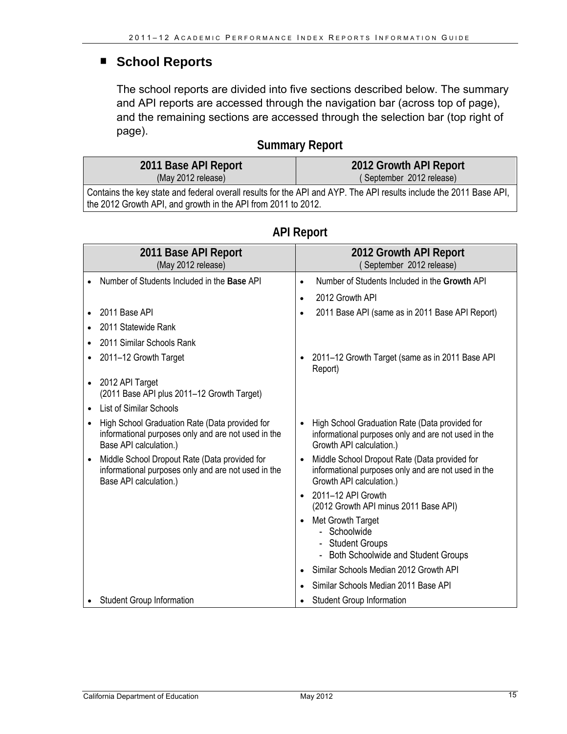## ■ School Reports

The school reports are divided into five sections described below. The summary and API reports are accessed through the navigation bar (across top of page), and the remaining sections are accessed through the selection bar (top right of page).

### Summary Report

| 2011 Base API Report (May 2012 release) | 2012 Growth API Report ( September 2012 release) |
|---|---|
| Contains the key state and federal overall results for the API and AYP. The API results include the 2011 Base API, the 2012 Growth API, and growth in the API from 2011 to 2012. | |

### API Report

| 2011 Base API Report (May 2012 release) | 2012 Growth API Report ( September 2012 release) |
|---|---|
| • Number of Students Included in the **Base** API | • Number of Students Included in the **Growth** API |
| | • 2012 Growth API |
| • 2011 Base API | • 2011 Base API (same as in 2011 Base API Report) |
| • 2011 Statewide Rank | |
| • 2011 Similar Schools Rank | |
| • 2011–12 Growth Target | • 2011–12 Growth Target (same as in 2011 Base API Report) |
| • 2012 API Target (2011 Base API plus 2011–12 Growth Target) | |
| • List of Similar Schools | |
| • High School Graduation Rate (Data provided for informational purposes only and are not used in the Base API calculation.) | • High School Graduation Rate (Data provided for informational purposes only and are not used in the Growth API calculation.) |
| • Middle School Dropout Rate (Data provided for informational purposes only and are not used in the Base API calculation.) | • Middle School Dropout Rate (Data provided for informational purposes only and are not used in the Growth API calculation.) |
| | • 2011–12 API Growth (2012 Growth API minus 2011 Base API) |
| | • Met Growth Target - Schoolwide - Student Groups - Both Schoolwide and Student Groups |
| | • Similar Schools Median 2012 Growth API |
| | • Similar Schools Median 2011 Base API |
| • Student Group Information | • Student Group Information |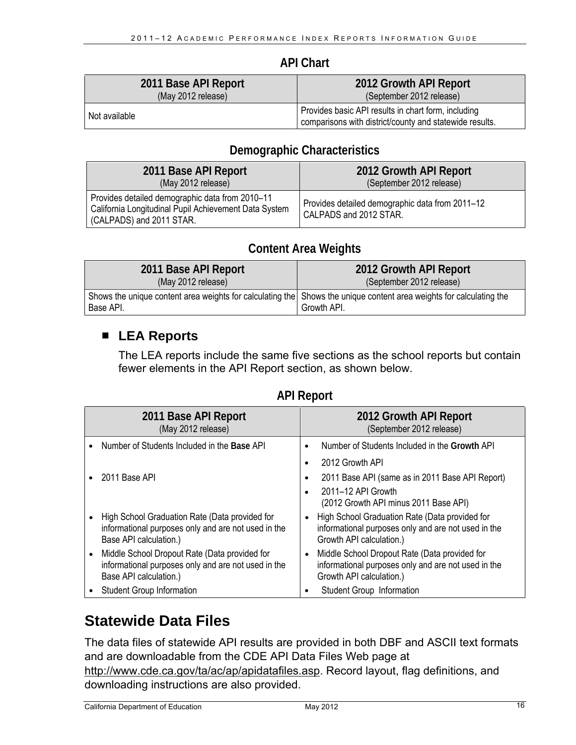### API Chart

| 2011 Base API Report (May 2012 release) | 2012 Growth API Report (September 2012 release) |
|---|---|
| Not available | Provides basic API results in chart form, including comparisons with district/county and statewide results. |

### Demographic Characteristics

| 2011 Base API Report (May 2012 release) | 2012 Growth API Report (September 2012 release) |
|---|---|
| Provides detailed demographic data from 2010–11 California Longitudinal Pupil Achievement Data System (CALPADS) and 2011 STAR. | Provides detailed demographic data from 2011–12 CALPADS and 2012 STAR. |

### Content Area Weights

| 2011 Base API Report (May 2012 release) | 2012 Growth API Report (September 2012 release) |
|---|---|
| Shows the unique content area weights for calculating the Base API. | Shows the unique content area weights for calculating the Growth API. |

## ■ LEA Reports

The LEA reports include the same five sections as the school reports but contain fewer elements in the API Report section, as shown below.

### API Report

| 2011 Base API Report (May 2012 release) | 2012 Growth API Report (September 2012 release) |
|---|---|
| • Number of Students Included in the **Base** API | • Number of Students Included in the **Growth** API |
| | • 2012 Growth API |
| • 2011 Base API | • 2011 Base API (same as in 2011 Base API Report) |
| | • 2011–12 API Growth (2012 Growth API minus 2011 Base API) |
| • High School Graduation Rate (Data provided for informational purposes only and are not used in the Base API calculation.) | • High School Graduation Rate (Data provided for informational purposes only and are not used in the Growth API calculation.) |
| • Middle School Dropout Rate (Data provided for informational purposes only and are not used in the Base API calculation.) | • Middle School Dropout Rate (Data provided for informational purposes only and are not used in the Growth API calculation.) |
| • Student Group Information | • Student Group Information |

# Statewide Data Files

The data files of statewide API results are provided in both DBF and ASCII text formats and are downloadable from the CDE API Data Files Web page at http://www.cde.ca.gov/ta/ac/ap/apidatafiles.asp. Record layout, flag definitions, and downloading instructions are also provided.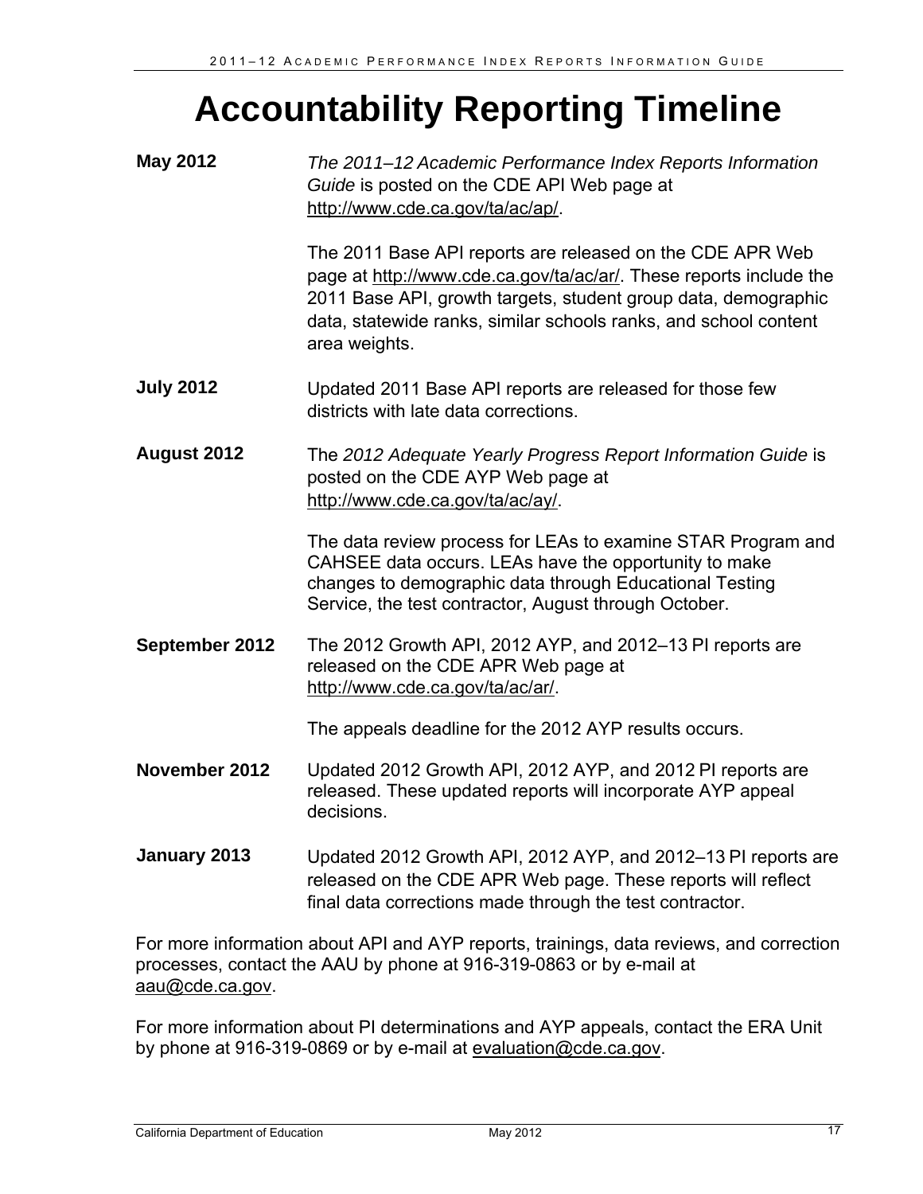# Accountability Reporting Timeline

**May 2012**

*The 2011–12 Academic Performance Index Reports Information Guide* is posted on the CDE API Web page at http://www.cde.ca.gov/ta/ac/ap/.

The 2011 Base API reports are released on the CDE APR Web page at http://www.cde.ca.gov/ta/ac/ar/. These reports include the 2011 Base API, growth targets, student group data, demographic data, statewide ranks, similar schools ranks, and school content area weights.

**July 2012**

Updated 2011 Base API reports are released for those few districts with late data corrections.

**August 2012**

The *2012 Adequate Yearly Progress Report Information Guide* is posted on the CDE AYP Web page at http://www.cde.ca.gov/ta/ac/ay/.

The data review process for LEAs to examine STAR Program and CAHSEE data occurs. LEAs have the opportunity to make changes to demographic data through Educational Testing Service, the test contractor, August through October.

**September 2012**

The 2012 Growth API, 2012 AYP, and 2012–13 PI reports are released on the CDE APR Web page at http://www.cde.ca.gov/ta/ac/ar/.

The appeals deadline for the 2012 AYP results occurs.

**November 2012**

Updated 2012 Growth API, 2012 AYP, and 2012 PI reports are released. These updated reports will incorporate AYP appeal decisions.

**January 2013**

Updated 2012 Growth API, 2012 AYP, and 2012–13 PI reports are released on the CDE APR Web page. These reports will reflect final data corrections made through the test contractor.

For more information about API and AYP reports, trainings, data reviews, and correction processes, contact the AAU by phone at 916-319-0863 or by e-mail at aau@cde.ca.gov.

For more information about PI determinations and AYP appeals, contact the ERA Unit by phone at 916-319-0869 or by e-mail at evaluation@cde.ca.gov.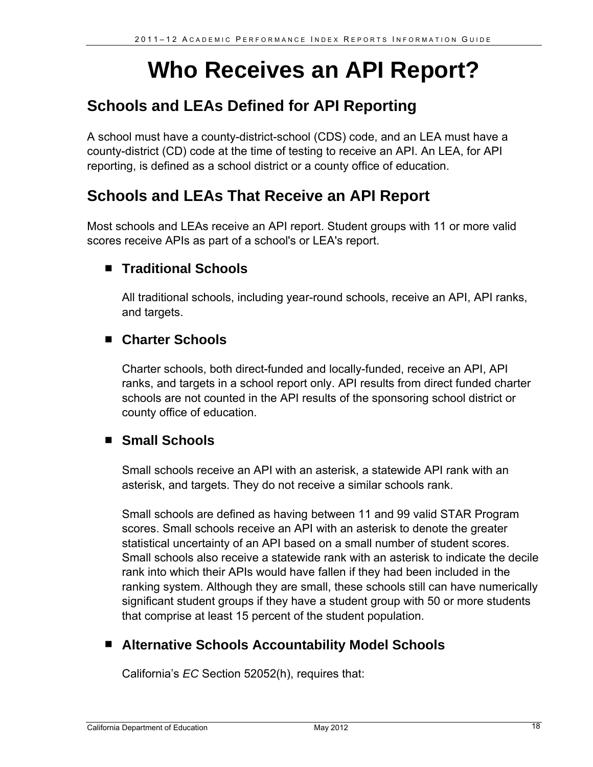# Who Receives an API Report?

## Schools and LEAs Defined for API Reporting

A school must have a county-district-school (CDS) code, and an LEA must have a county-district (CD) code at the time of testing to receive an API. An LEA, for API reporting, is defined as a school district or a county office of education.

## Schools and LEAs That Receive an API Report

Most schools and LEAs receive an API report. Student groups with 11 or more valid scores receive APIs as part of a school's or LEA's report.

- ### Traditional Schools

  All traditional schools, including year-round schools, receive an API, API ranks, and targets.

- ### Charter Schools

  Charter schools, both direct-funded and locally-funded, receive an API, API ranks, and targets in a school report only. API results from direct funded charter schools are not counted in the API results of the sponsoring school district or county office of education.

- ### Small Schools

  Small schools receive an API with an asterisk, a statewide API rank with an asterisk, and targets. They do not receive a similar schools rank.

  Small schools are defined as having between 11 and 99 valid STAR Program scores. Small schools receive an API with an asterisk to denote the greater statistical uncertainty of an API based on a small number of student scores. Small schools also receive a statewide rank with an asterisk to indicate the decile rank into which their APIs would have fallen if they had been included in the ranking system. Although they are small, these schools still can have numerically significant student groups if they have a student group with 50 or more students that comprise at least 15 percent of the student population.

- ### Alternative Schools Accountability Model Schools

  California's *EC* Section 52052(h), requires that: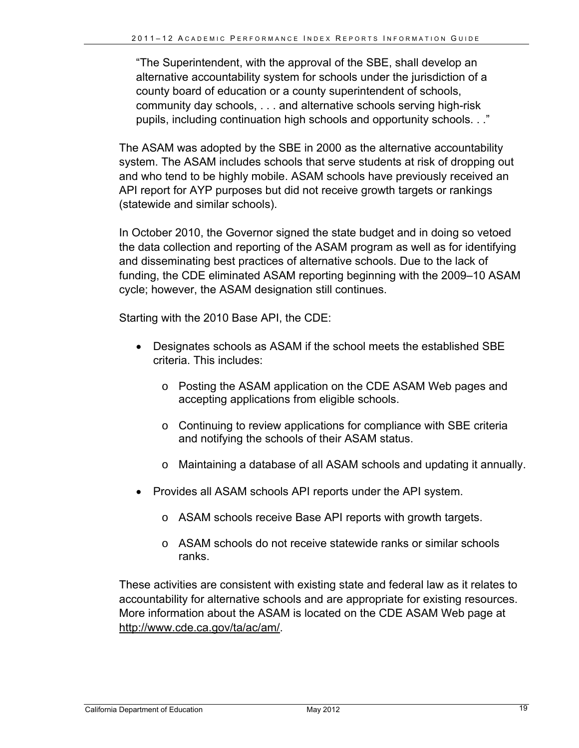> "The Superintendent, with the approval of the SBE, shall develop an alternative accountability system for schools under the jurisdiction of a county board of education or a county superintendent of schools, community day schools, . . . and alternative schools serving high-risk pupils, including continuation high schools and opportunity schools. . ."

The ASAM was adopted by the SBE in 2000 as the alternative accountability system. The ASAM includes schools that serve students at risk of dropping out and who tend to be highly mobile. ASAM schools have previously received an API report for AYP purposes but did not receive growth targets or rankings (statewide and similar schools).

In October 2010, the Governor signed the state budget and in doing so vetoed the data collection and reporting of the ASAM program as well as for identifying and disseminating best practices of alternative schools. Due to the lack of funding, the CDE eliminated ASAM reporting beginning with the 2009–10 ASAM cycle; however, the ASAM designation still continues.

Starting with the 2010 Base API, the CDE:

- Designates schools as ASAM if the school meets the established SBE criteria. This includes:
  - Posting the ASAM application on the CDE ASAM Web pages and accepting applications from eligible schools.
  - Continuing to review applications for compliance with SBE criteria and notifying the schools of their ASAM status.
  - Maintaining a database of all ASAM schools and updating it annually.
- Provides all ASAM schools API reports under the API system.
  - ASAM schools receive Base API reports with growth targets.
  - ASAM schools do not receive statewide ranks or similar schools ranks.

These activities are consistent with existing state and federal law as it relates to accountability for alternative schools and are appropriate for existing resources. More information about the ASAM is located on the CDE ASAM Web page at http://www.cde.ca.gov/ta/ac/am/.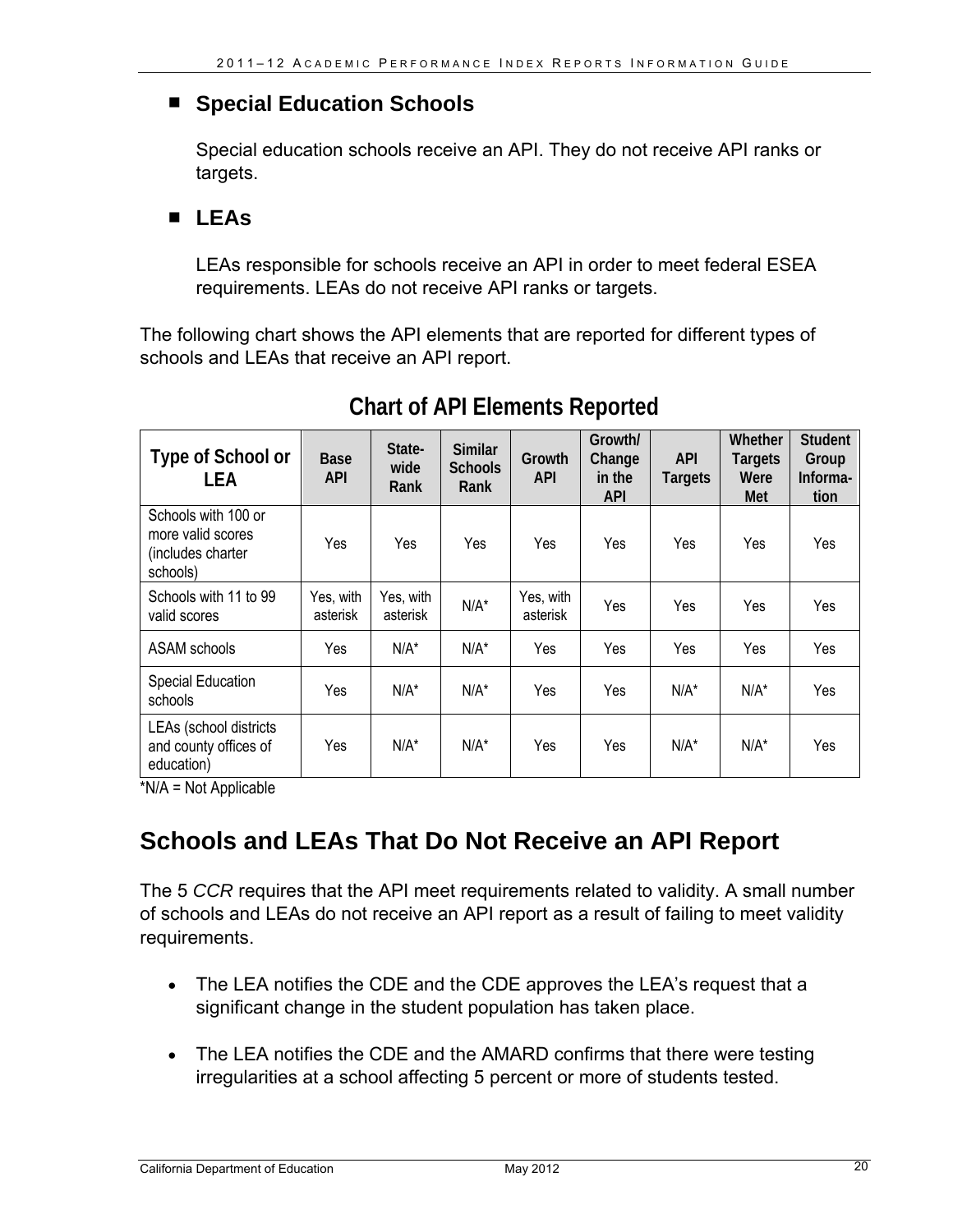## Special Education Schools

Special education schools receive an API. They do not receive API ranks or targets.

## LEAs

LEAs responsible for schools receive an API in order to meet federal ESEA requirements. LEAs do not receive API ranks or targets.

The following chart shows the API elements that are reported for different types of schools and LEAs that receive an API report.

### Chart of API Elements Reported

| Type of School or LEA | Base API | State-wide Rank | Similar Schools Rank | Growth API | Growth/ Change in the API | API Targets | Whether Targets Were Met | Student Group Informa-tion |
|---|---|---|---|---|---|---|---|---|
| Schools with 100 or more valid scores (includes charter schools) | Yes | Yes | Yes | Yes | Yes | Yes | Yes | Yes |
| Schools with 11 to 99 valid scores | Yes, with asterisk | Yes, with asterisk | N/A* | Yes, with asterisk | Yes | Yes | Yes | Yes |
| ASAM schools | Yes | N/A* | N/A* | Yes | Yes | Yes | Yes | Yes |
| Special Education schools | Yes | N/A* | N/A* | Yes | Yes | N/A* | N/A* | Yes |
| LEAs (school districts and county offices of education) | Yes | N/A* | N/A* | Yes | Yes | N/A* | N/A* | Yes |

*N/A = Not Applicable

# Schools and LEAs That Do Not Receive an API Report

The 5 *CCR* requires that the API meet requirements related to validity. A small number of schools and LEAs do not receive an API report as a result of failing to meet validity requirements.

- The LEA notifies the CDE and the CDE approves the LEA's request that a significant change in the student population has taken place.
- The LEA notifies the CDE and the AMARD confirms that there were testing irregularities at a school affecting 5 percent or more of students tested.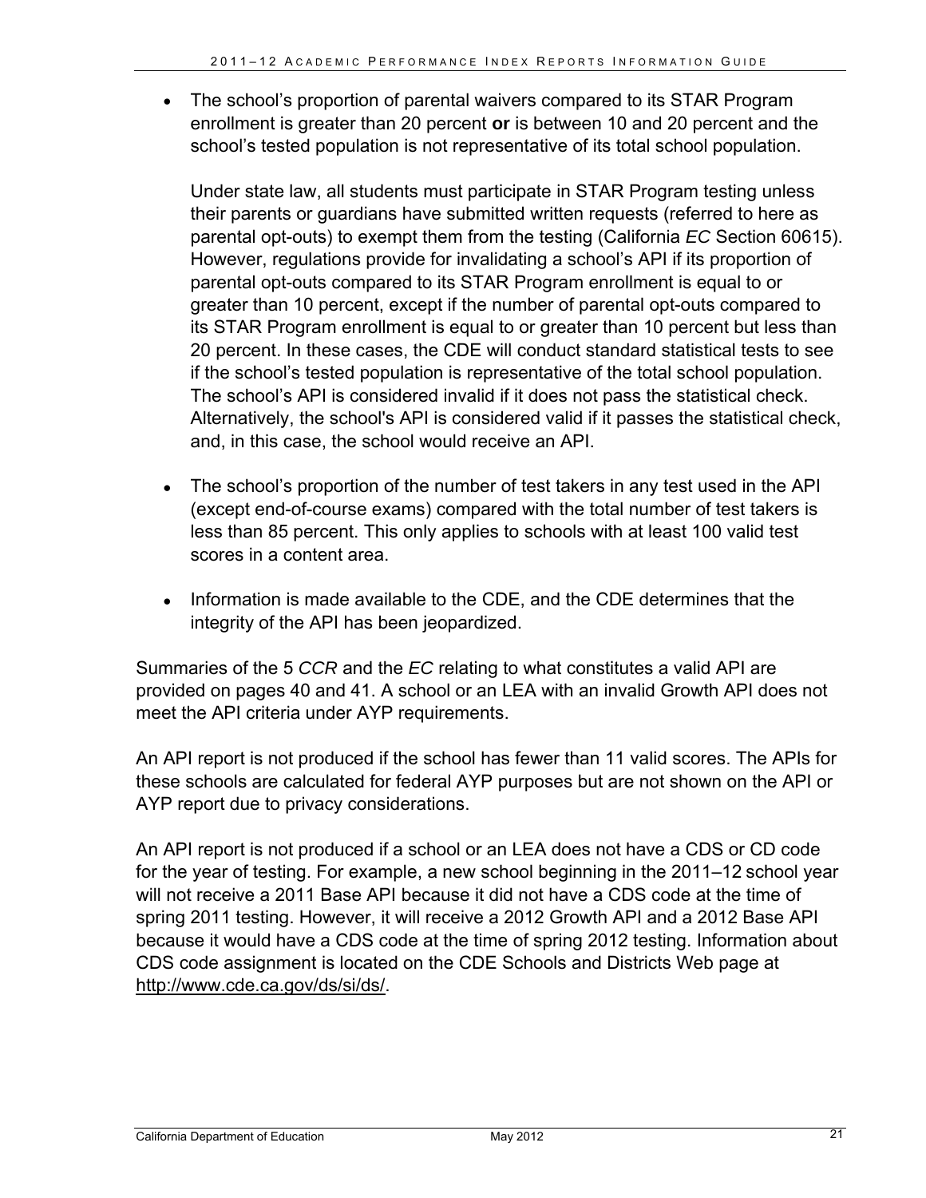- The school's proportion of parental waivers compared to its STAR Program enrollment is greater than 20 percent **or** is between 10 and 20 percent and the school's tested population is not representative of its total school population.

  Under state law, all students must participate in STAR Program testing unless their parents or guardians have submitted written requests (referred to here as parental opt-outs) to exempt them from the testing (California *EC* Section 60615). However, regulations provide for invalidating a school's API if its proportion of parental opt-outs compared to its STAR Program enrollment is equal to or greater than 10 percent, except if the number of parental opt-outs compared to its STAR Program enrollment is equal to or greater than 10 percent but less than 20 percent. In these cases, the CDE will conduct standard statistical tests to see if the school's tested population is representative of the total school population. The school's API is considered invalid if it does not pass the statistical check. Alternatively, the school's API is considered valid if it passes the statistical check, and, in this case, the school would receive an API.

- The school's proportion of the number of test takers in any test used in the API (except end-of-course exams) compared with the total number of test takers is less than 85 percent. This only applies to schools with at least 100 valid test scores in a content area.

- Information is made available to the CDE, and the CDE determines that the integrity of the API has been jeopardized.

Summaries of the 5 *CCR* and the *EC* relating to what constitutes a valid API are provided on pages 40 and 41. A school or an LEA with an invalid Growth API does not meet the API criteria under AYP requirements.

An API report is not produced if the school has fewer than 11 valid scores. The APIs for these schools are calculated for federal AYP purposes but are not shown on the API or AYP report due to privacy considerations.

An API report is not produced if a school or an LEA does not have a CDS or CD code for the year of testing. For example, a new school beginning in the 2011–12 school year will not receive a 2011 Base API because it did not have a CDS code at the time of spring 2011 testing. However, it will receive a 2012 Growth API and a 2012 Base API because it would have a CDS code at the time of spring 2012 testing. Information about CDS code assignment is located on the CDE Schools and Districts Web page at http://www.cde.ca.gov/ds/si/ds/.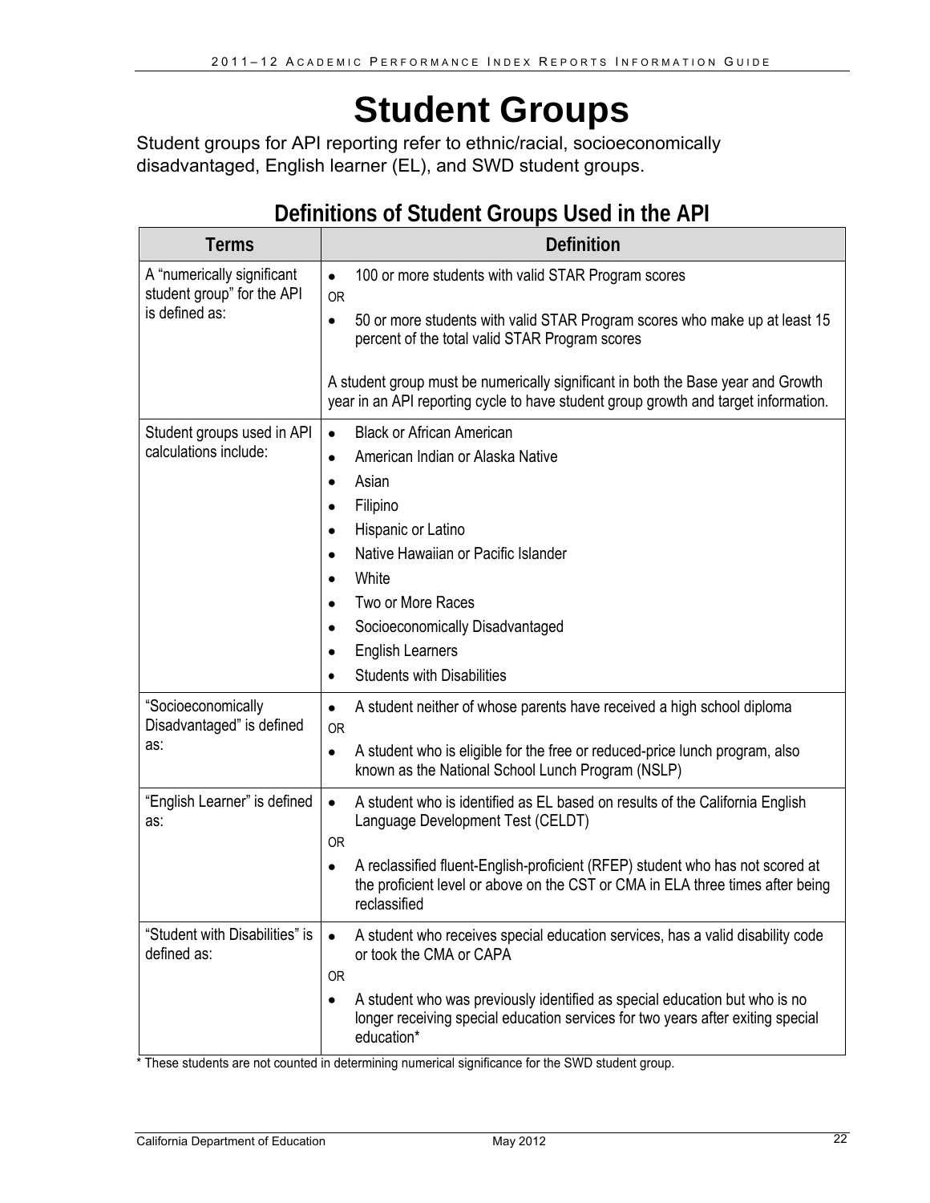# Student Groups

Student groups for API reporting refer to ethnic/racial, socioeconomically disadvantaged, English learner (EL), and SWD student groups.

## Definitions of Student Groups Used in the API

| Terms | Definition |
|---|---|
| A "numerically significant student group" for the API is defined as: | • 100 or more students with valid STAR Program scores<br>OR<br>• 50 or more students with valid STAR Program scores who make up at least 15 percent of the total valid STAR Program scores<br><br>A student group must be numerically significant in both the Base year and Growth year in an API reporting cycle to have student group growth and target information. |
| Student groups used in API calculations include: | • Black or African American<br>• American Indian or Alaska Native<br>• Asian<br>• Filipino<br>• Hispanic or Latino<br>• Native Hawaiian or Pacific Islander<br>• White<br>• Two or More Races<br>• Socioeconomically Disadvantaged<br>• English Learners<br>• Students with Disabilities |
| "Socioeconomically Disadvantaged" is defined as: | • A student neither of whose parents have received a high school diploma<br>OR<br>• A student who is eligible for the free or reduced-price lunch program, also known as the National School Lunch Program (NSLP) |
| "English Learner" is defined as: | • A student who is identified as EL based on results of the California English Language Development Test (CELDT)<br>OR<br>• A reclassified fluent-English-proficient (RFEP) student who has not scored at the proficient level or above on the CST or CMA in ELA three times after being reclassified |
| "Student with Disabilities" is defined as: | • A student who receives special education services, has a valid disability code or took the CMA or CAPA<br>OR<br>• A student who was previously identified as special education but who is no longer receiving special education services for two years after exiting special education* |

* These students are not counted in determining numerical significance for the SWD student group.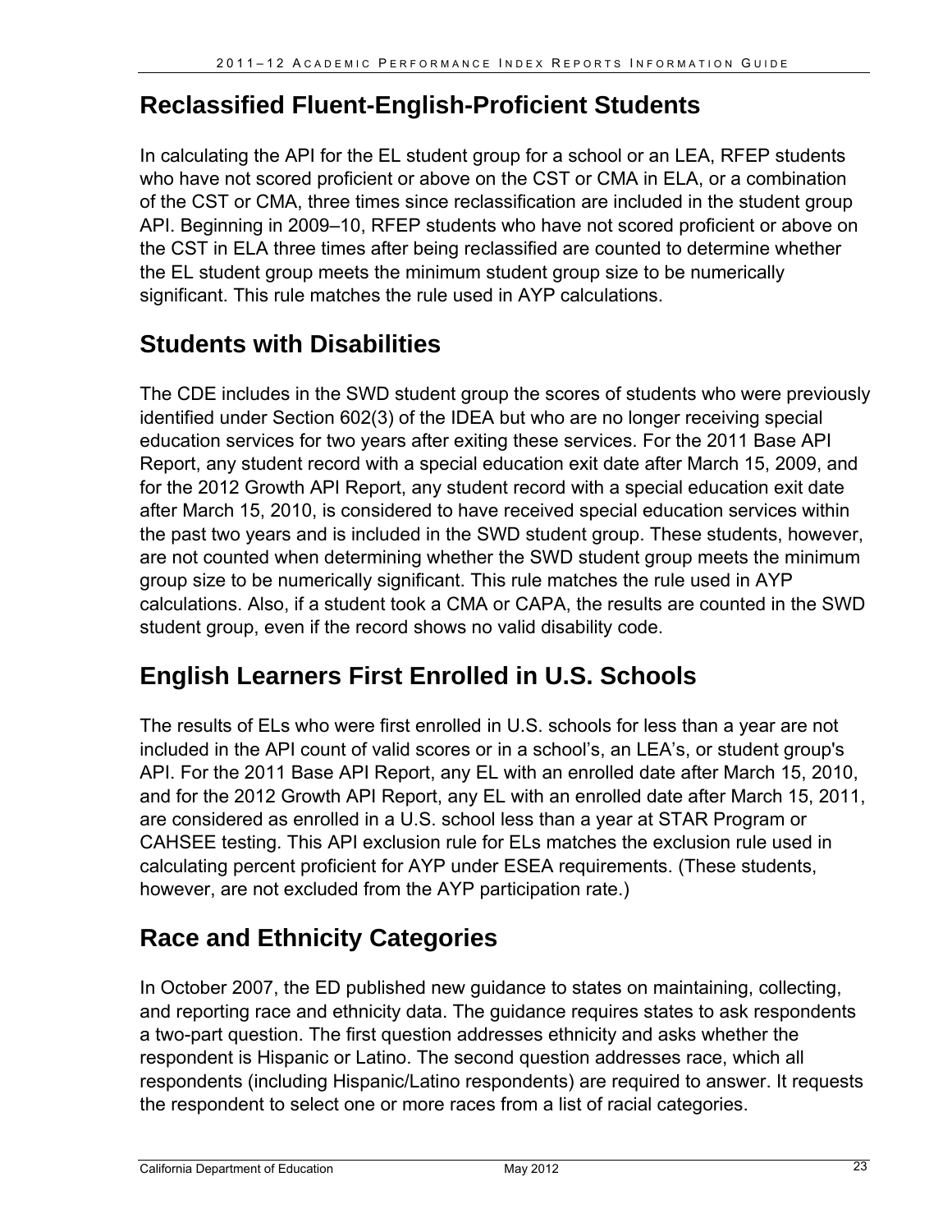## Reclassified Fluent-English-Proficient Students

In calculating the API for the EL student group for a school or an LEA, RFEP students who have not scored proficient or above on the CST or CMA in ELA, or a combination of the CST or CMA, three times since reclassification are included in the student group API. Beginning in 2009–10, RFEP students who have not scored proficient or above on the CST in ELA three times after being reclassified are counted to determine whether the EL student group meets the minimum student group size to be numerically significant. This rule matches the rule used in AYP calculations.

## Students with Disabilities

The CDE includes in the SWD student group the scores of students who were previously identified under Section 602(3) of the IDEA but who are no longer receiving special education services for two years after exiting these services. For the 2011 Base API Report, any student record with a special education exit date after March 15, 2009, and for the 2012 Growth API Report, any student record with a special education exit date after March 15, 2010, is considered to have received special education services within the past two years and is included in the SWD student group. These students, however, are not counted when determining whether the SWD student group meets the minimum group size to be numerically significant. This rule matches the rule used in AYP calculations. Also, if a student took a CMA or CAPA, the results are counted in the SWD student group, even if the record shows no valid disability code.

## English Learners First Enrolled in U.S. Schools

The results of ELs who were first enrolled in U.S. schools for less than a year are not included in the API count of valid scores or in a school's, an LEA's, or student group's API. For the 2011 Base API Report, any EL with an enrolled date after March 15, 2010, and for the 2012 Growth API Report, any EL with an enrolled date after March 15, 2011, are considered as enrolled in a U.S. school less than a year at STAR Program or CAHSEE testing. This API exclusion rule for ELs matches the exclusion rule used in calculating percent proficient for AYP under ESEA requirements. (These students, however, are not excluded from the AYP participation rate.)

## Race and Ethnicity Categories

In October 2007, the ED published new guidance to states on maintaining, collecting, and reporting race and ethnicity data. The guidance requires states to ask respondents a two-part question. The first question addresses ethnicity and asks whether the respondent is Hispanic or Latino. The second question addresses race, which all respondents (including Hispanic/Latino respondents) are required to answer. It requests the respondent to select one or more races from a list of racial categories.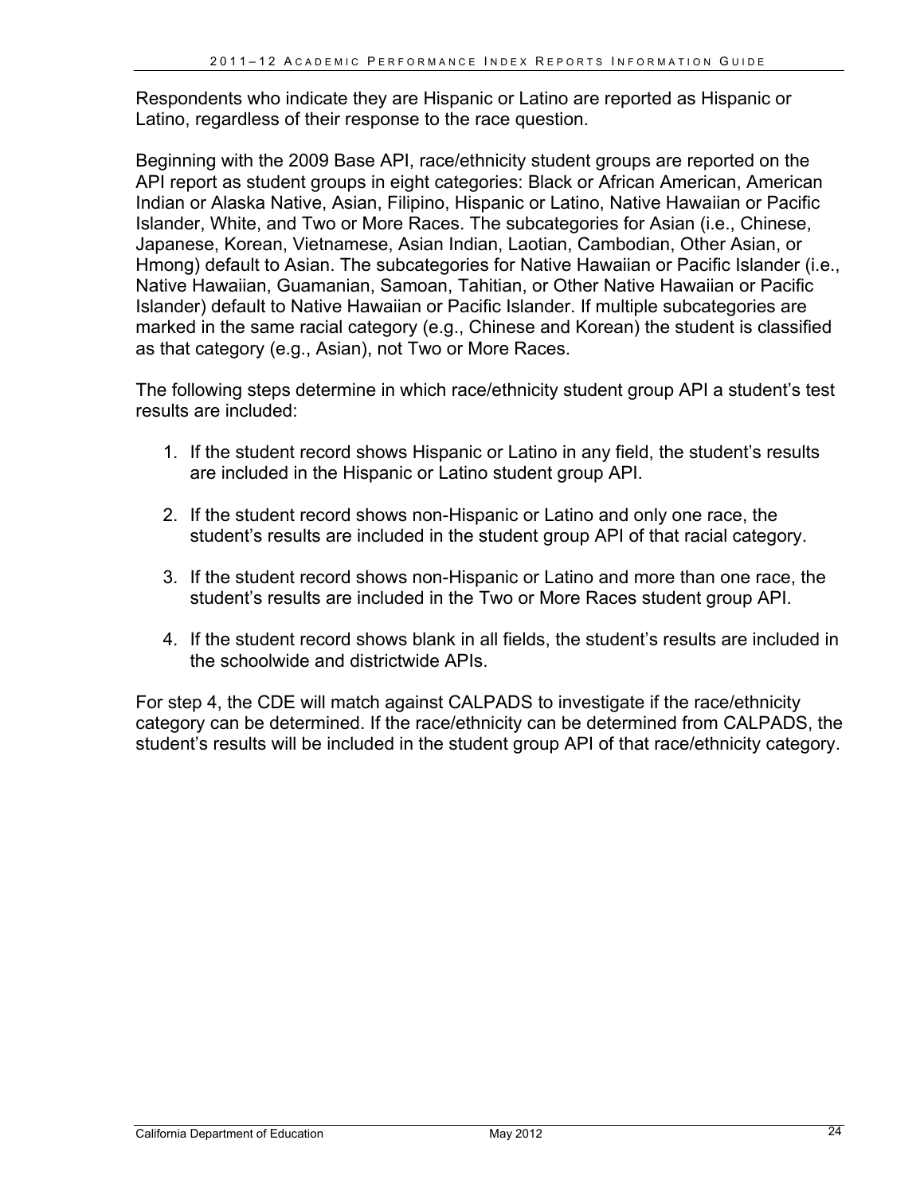Respondents who indicate they are Hispanic or Latino are reported as Hispanic or Latino, regardless of their response to the race question.

Beginning with the 2009 Base API, race/ethnicity student groups are reported on the API report as student groups in eight categories: Black or African American, American Indian or Alaska Native, Asian, Filipino, Hispanic or Latino, Native Hawaiian or Pacific Islander, White, and Two or More Races. The subcategories for Asian (i.e., Chinese, Japanese, Korean, Vietnamese, Asian Indian, Laotian, Cambodian, Other Asian, or Hmong) default to Asian. The subcategories for Native Hawaiian or Pacific Islander (i.e., Native Hawaiian, Guamanian, Samoan, Tahitian, or Other Native Hawaiian or Pacific Islander) default to Native Hawaiian or Pacific Islander. If multiple subcategories are marked in the same racial category (e.g., Chinese and Korean) the student is classified as that category (e.g., Asian), not Two or More Races.

The following steps determine in which race/ethnicity student group API a student's test results are included:

1. If the student record shows Hispanic or Latino in any field, the student's results are included in the Hispanic or Latino student group API.

2. If the student record shows non-Hispanic or Latino and only one race, the student's results are included in the student group API of that racial category.

3. If the student record shows non-Hispanic or Latino and more than one race, the student's results are included in the Two or More Races student group API.

4. If the student record shows blank in all fields, the student's results are included in the schoolwide and districtwide APIs.

For step 4, the CDE will match against CALPADS to investigate if the race/ethnicity category can be determined. If the race/ethnicity can be determined from CALPADS, the student's results will be included in the student group API of that race/ethnicity category.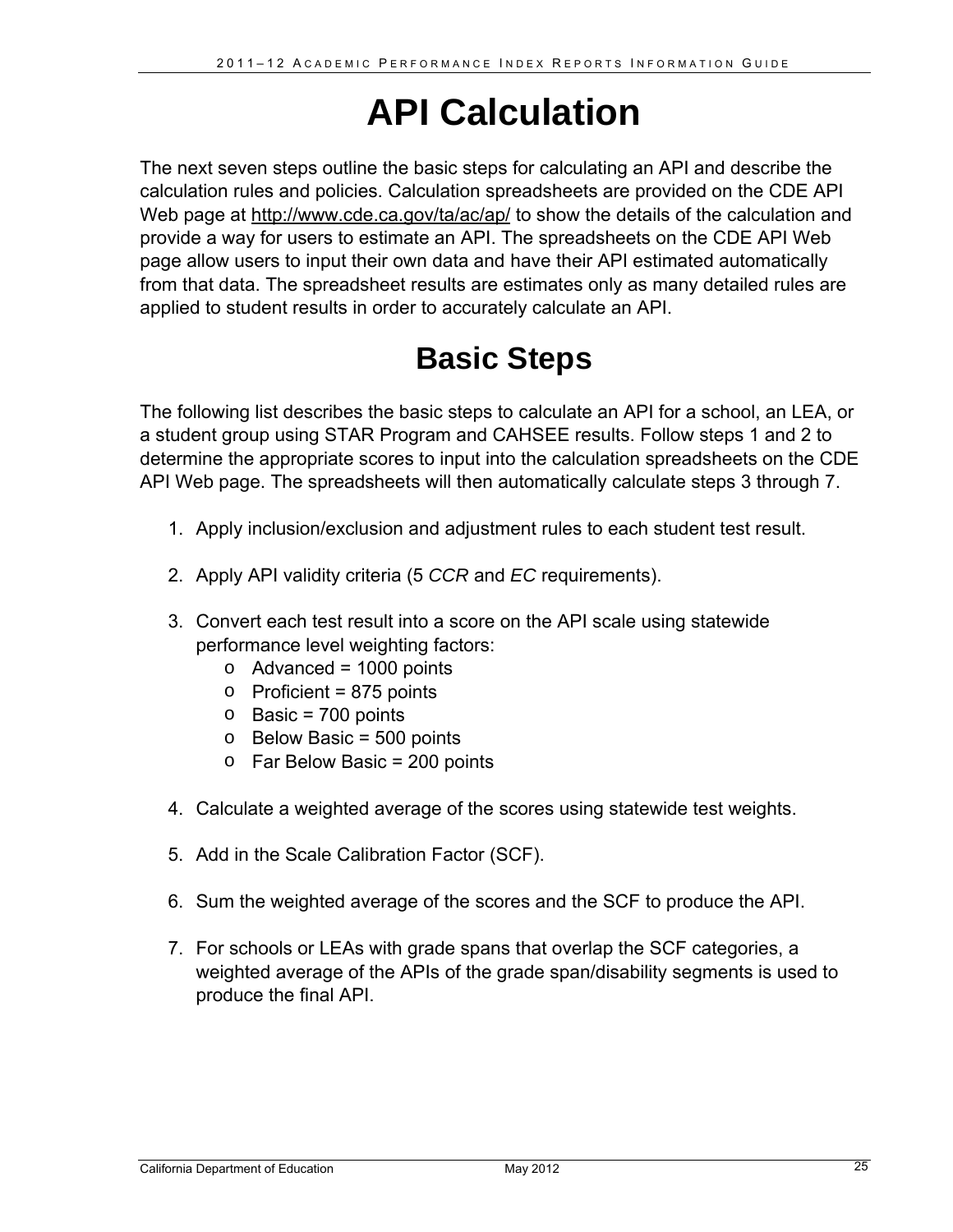# API Calculation

The next seven steps outline the basic steps for calculating an API and describe the calculation rules and policies. Calculation spreadsheets are provided on the CDE API Web page at http://www.cde.ca.gov/ta/ac/ap/ to show the details of the calculation and provide a way for users to estimate an API. The spreadsheets on the CDE API Web page allow users to input their own data and have their API estimated automatically from that data. The spreadsheet results are estimates only as many detailed rules are applied to student results in order to accurately calculate an API.

## Basic Steps

The following list describes the basic steps to calculate an API for a school, an LEA, or a student group using STAR Program and CAHSEE results. Follow steps 1 and 2 to determine the appropriate scores to input into the calculation spreadsheets on the CDE API Web page. The spreadsheets will then automatically calculate steps 3 through 7.

1. Apply inclusion/exclusion and adjustment rules to each student test result.

2. Apply API validity criteria (5 *CCR* and *EC* requirements).

3. Convert each test result into a score on the API scale using statewide performance level weighting factors:
   - Advanced = 1000 points
   - Proficient = 875 points
   - Basic = 700 points
   - Below Basic = 500 points
   - Far Below Basic = 200 points

4. Calculate a weighted average of the scores using statewide test weights.

5. Add in the Scale Calibration Factor (SCF).

6. Sum the weighted average of the scores and the SCF to produce the API.

7. For schools or LEAs with grade spans that overlap the SCF categories, a weighted average of the APIs of the grade span/disability segments is used to produce the final API.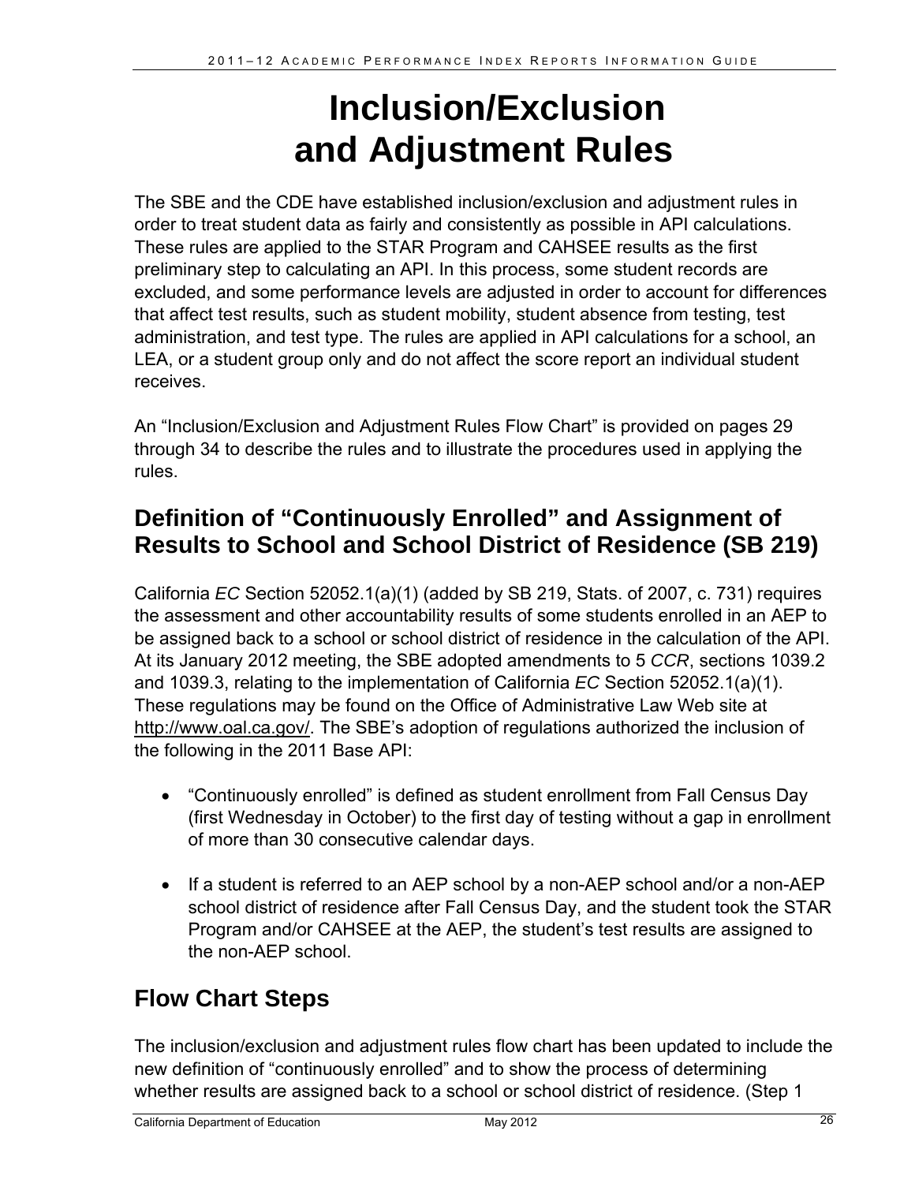# Inclusion/Exclusion and Adjustment Rules

The SBE and the CDE have established inclusion/exclusion and adjustment rules in order to treat student data as fairly and consistently as possible in API calculations. These rules are applied to the STAR Program and CAHSEE results as the first preliminary step to calculating an API. In this process, some student records are excluded, and some performance levels are adjusted in order to account for differences that affect test results, such as student mobility, student absence from testing, test administration, and test type. The rules are applied in API calculations for a school, an LEA, or a student group only and do not affect the score report an individual student receives.

An "Inclusion/Exclusion and Adjustment Rules Flow Chart" is provided on pages 29 through 34 to describe the rules and to illustrate the procedures used in applying the rules.

## Definition of "Continuously Enrolled" and Assignment of Results to School and School District of Residence (SB 219)

California *EC* Section 52052.1(a)(1) (added by SB 219, Stats. of 2007, c. 731) requires the assessment and other accountability results of some students enrolled in an AEP to be assigned back to a school or school district of residence in the calculation of the API. At its January 2012 meeting, the SBE adopted amendments to 5 *CCR*, sections 1039.2 and 1039.3, relating to the implementation of California *EC* Section 52052.1(a)(1). These regulations may be found on the Office of Administrative Law Web site at http://www.oal.ca.gov/. The SBE's adoption of regulations authorized the inclusion of the following in the 2011 Base API:

- "Continuously enrolled" is defined as student enrollment from Fall Census Day (first Wednesday in October) to the first day of testing without a gap in enrollment of more than 30 consecutive calendar days.
- If a student is referred to an AEP school by a non-AEP school and/or a non-AEP school district of residence after Fall Census Day, and the student took the STAR Program and/or CAHSEE at the AEP, the student's test results are assigned to the non-AEP school.

## Flow Chart Steps

The inclusion/exclusion and adjustment rules flow chart has been updated to include the new definition of "continuously enrolled" and to show the process of determining whether results are assigned back to a school or school district of residence. (Step 1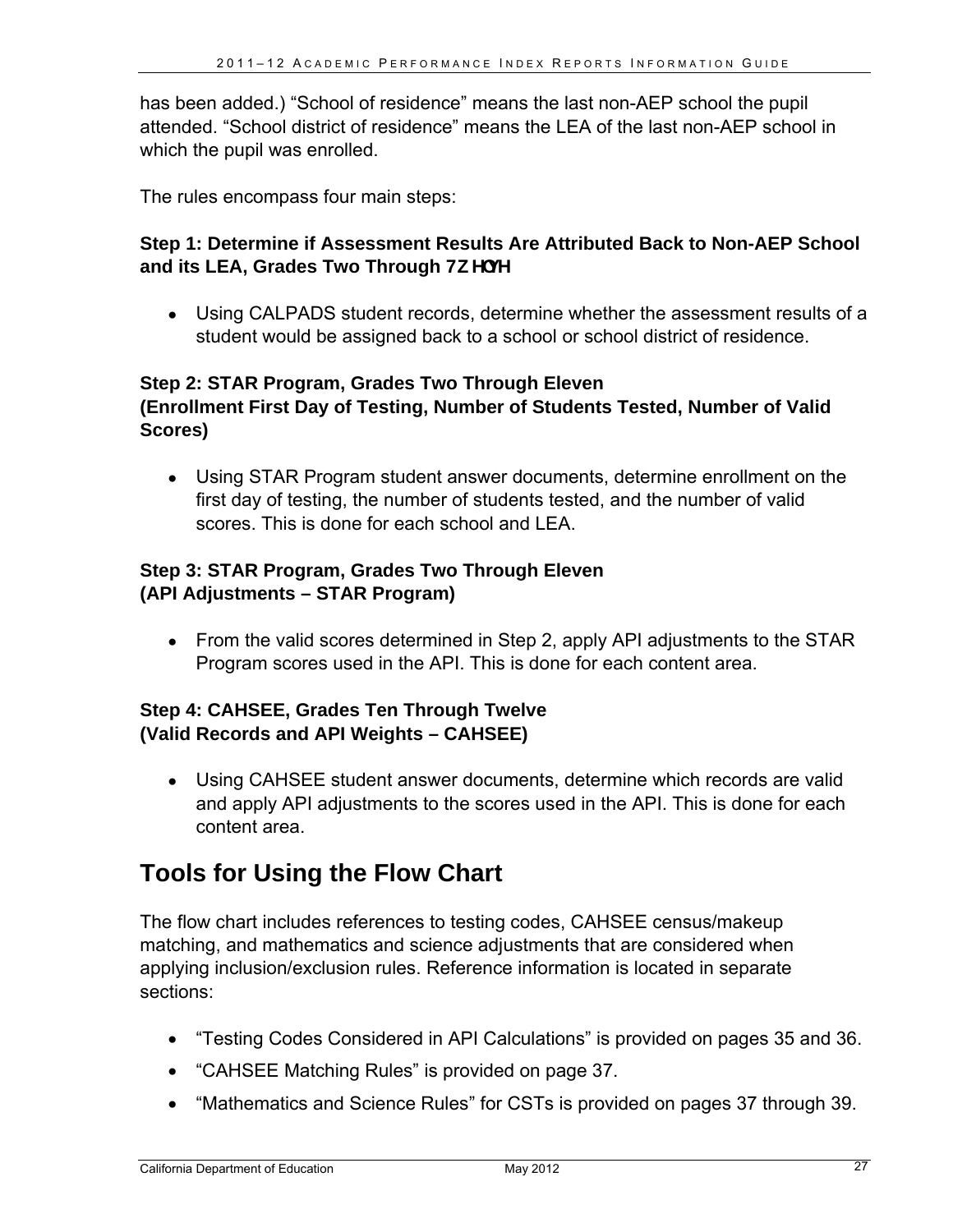has been added.) “School of residence” means the last non-AEP school the pupil attended. “School district of residence” means the LEA of the last non-AEP school in which the pupil was enrolled.

The rules encompass four main steps:

**Step 1: Determine if Assessment Results Are Attributed Back to Non-AEP School and its LEA, Grades Two Through Twelve**

- Using CALPADS student records, determine whether the assessment results of a student would be assigned back to a school or school district of residence.

**Step 2: STAR Program, Grades Two Through Eleven**
**(Enrollment First Day of Testing, Number of Students Tested, Number of Valid Scores)**

- Using STAR Program student answer documents, determine enrollment on the first day of testing, the number of students tested, and the number of valid scores. This is done for each school and LEA.

**Step 3: STAR Program, Grades Two Through Eleven**
**(API Adjustments – STAR Program)**

- From the valid scores determined in Step 2, apply API adjustments to the STAR Program scores used in the API. This is done for each content area.

**Step 4: CAHSEE, Grades Ten Through Twelve**
**(Valid Records and API Weights – CAHSEE)**

- Using CAHSEE student answer documents, determine which records are valid and apply API adjustments to the scores used in the API. This is done for each content area.

## Tools for Using the Flow Chart

The flow chart includes references to testing codes, CAHSEE census/makeup matching, and mathematics and science adjustments that are considered when applying inclusion/exclusion rules. Reference information is located in separate sections:

- “Testing Codes Considered in API Calculations” is provided on pages 35 and 36.
- “CAHSEE Matching Rules” is provided on page 37.
- “Mathematics and Science Rules” for CSTs is provided on pages 37 through 39.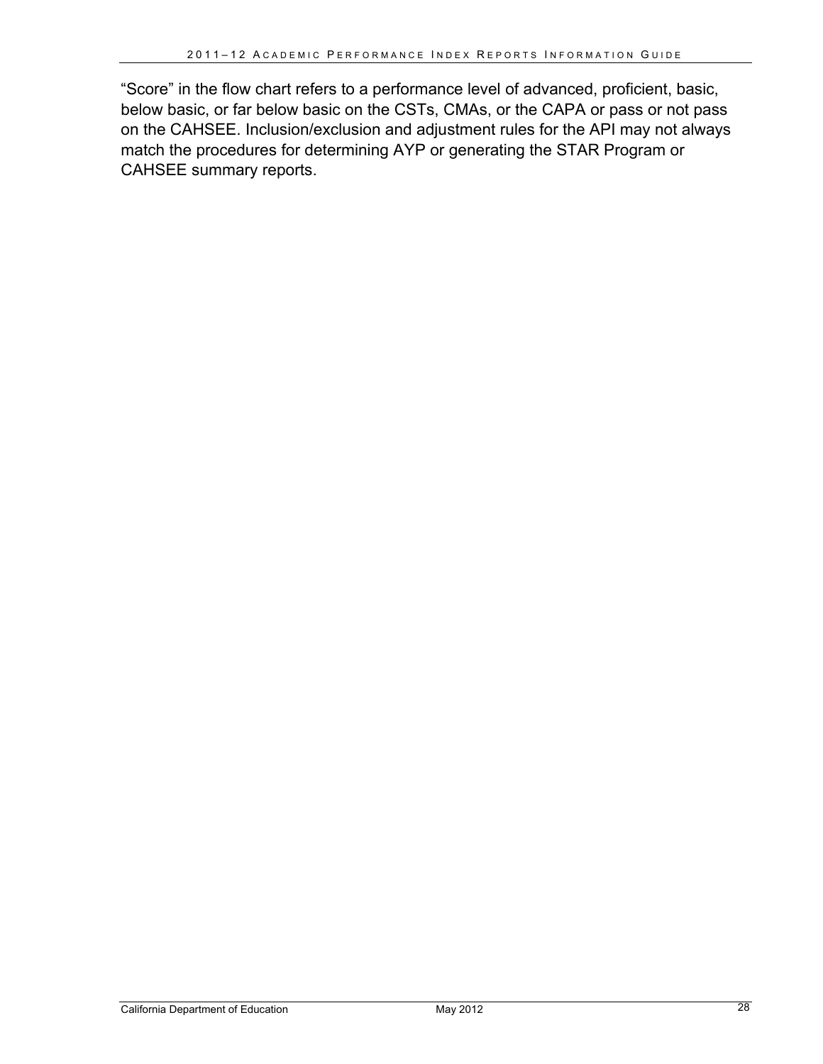"Score" in the flow chart refers to a performance level of advanced, proficient, basic, below basic, or far below basic on the CSTs, CMAs, or the CAPA or pass or not pass on the CAHSEE. Inclusion/exclusion and adjustment rules for the API may not always match the procedures for determining AYP or generating the STAR Program or CAHSEE summary reports.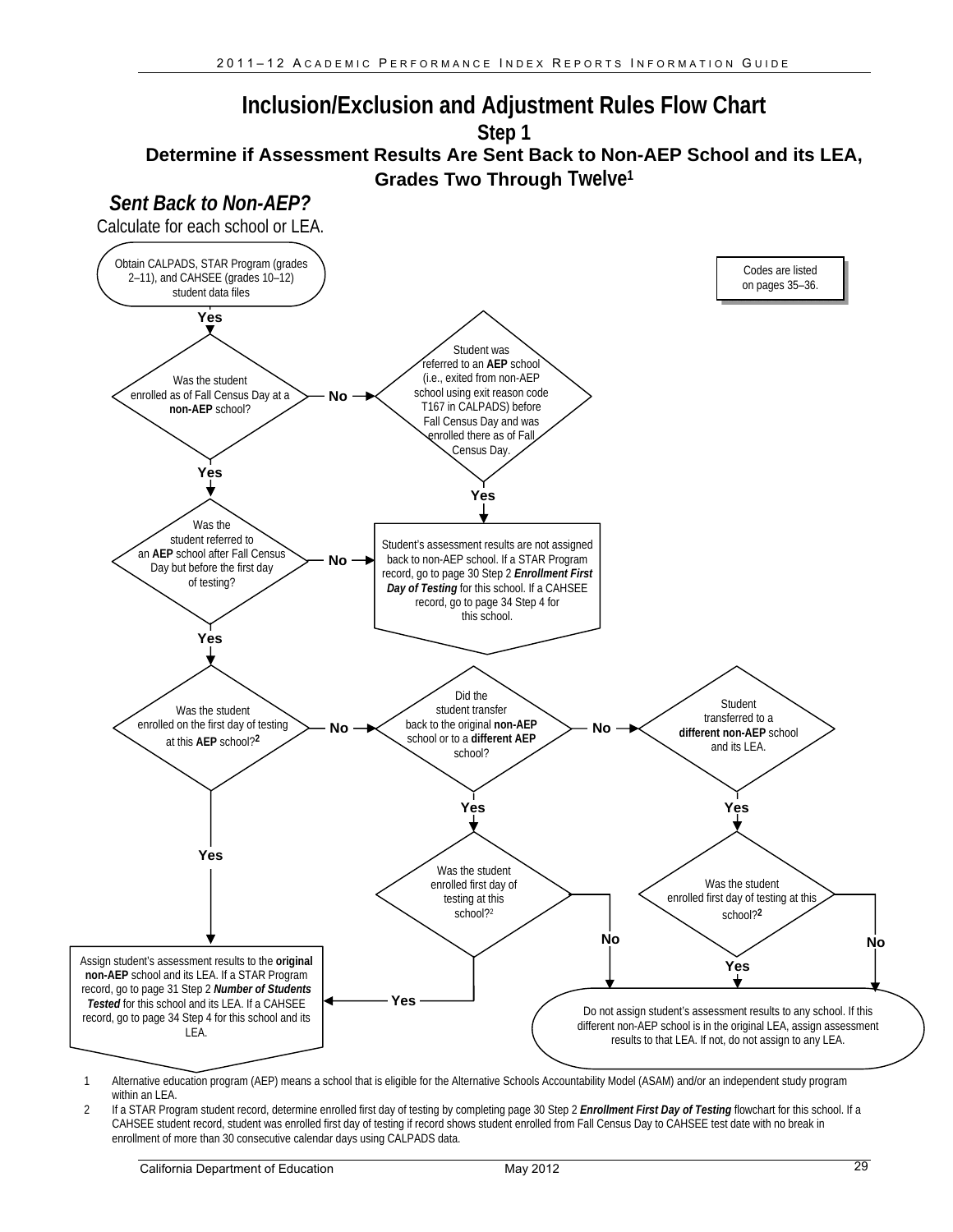# Inclusion/Exclusion and Adjustment Rules Flow Chart

## Step 1

### Determine if Assessment Results Are Sent Back to Non-AEP School and its LEA, Grades Two Through Twelve[1]

***Sent Back to Non-AEP?***

Calculate for each school or LEA.

Codes are listed on pages 35–36.

Obtain CALPADS, STAR Program (grades 2–11), and CAHSEE (grades 10–12) student data files

**Yes**

Was the student enrolled as of Fall Census Day at a **non-AEP** school?

- **No** → Student was referred to an **AEP** school (i.e., exited from non-AEP school using exit reason code T167 in CALPADS) before Fall Census Day and was enrolled there as of Fall Census Day.
  - **Yes** → Student's assessment results are not assigned back to non-AEP school. If a STAR Program record, go to page 30 Step 2 ***Enrollment First Day of Testing*** for this school. If a CAHSEE record, go to page 34 Step 4 for this school.
- **Yes** → Was the student referred to an **AEP** school after Fall Census Day but before the first day of testing?
  - **No** → Student's assessment results are not assigned back to non-AEP school. If a STAR Program record, go to page 30 Step 2 ***Enrollment First Day of Testing*** for this school. If a CAHSEE record, go to page 34 Step 4 for this school.
  - **Yes** → Was the student enrolled on the first day of testing at this **AEP** school?[2]
    - **Yes** → Assign student's assessment results to the **original non-AEP** school and its LEA. If a STAR Program record, go to page 31 Step 2 ***Number of Students Tested*** for this school and its LEA. If a CAHSEE record, go to page 34 Step 4 for this school and its LEA.
    - **No** → Did the student transfer back to the original **non-AEP** school or to a **different AEP** school?
      - **Yes** → Was the student enrolled first day of testing at this school?[2]
        - **Yes** → Assign student's assessment results to the **original non-AEP** school and its LEA. If a STAR Program record, go to page 31 Step 2 ***Number of Students Tested*** for this school and its LEA. If a CAHSEE record, go to page 34 Step 4 for this school and its LEA.
        - **No** → Do not assign student's assessment results to any school. If this different non-AEP school is in the original LEA, assign assessment results to that LEA. If not, do not assign to any LEA.
      - **No** → Student transferred to a **different non-AEP** school and its LEA.
        - **Yes** → Was the student enrolled first day of testing at this school?[2]
          - **Yes** → Do not assign student's assessment results to any school. If this different non-AEP school is in the original LEA, assign assessment results to that LEA. If not, do not assign to any LEA.
          - **No** → Do not assign student's assessment results to any school. If this different non-AEP school is in the original LEA, assign assessment results to that LEA. If not, do not assign to any LEA.

1 Alternative education program (AEP) means a school that is eligible for the Alternative Schools Accountability Model (ASAM) and/or an independent study program within an LEA.

2 If a STAR Program student record, determine enrolled first day of testing by completing page 30 Step 2 ***Enrollment First Day of Testing*** flowchart for this school. If a CAHSEE student record, student was enrolled first day of testing if record shows student enrolled from Fall Census Day to CAHSEE test date with no break in enrollment of more than 30 consecutive calendar days using CALPADS data.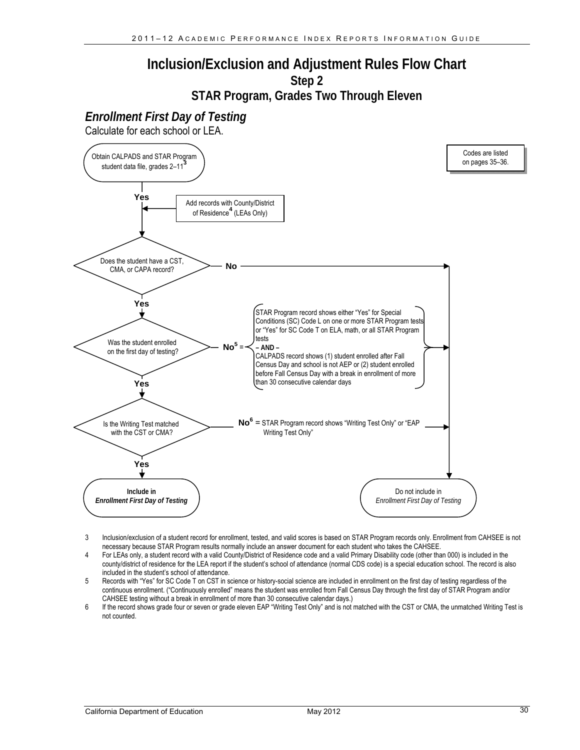# Inclusion/Exclusion and Adjustment Rules Flow Chart

## Step 2

## STAR Program, Grades Two Through Eleven

### *Enrollment First Day of Testing*

Calculate for each school or LEA.

Codes are listed on pages 35–36.

Obtain CALPADS and STAR Program student data file, grades 2–11[3]

**Yes**

Add records with County/District of Residence[4] (LEAs Only)

Does the student have a CST, CMA, or CAPA record? — **No** → Do not include in *Enrollment First Day of Testing*

**Yes**

Was the student enrolled on the first day of testing? — **No**[5] = STAR Program record shows either "Yes" for Special Conditions (SC) Code L on one or more STAR Program tests or "Yes" for SC Code T on ELA, math, or all STAR Program tests **– AND –** CALPADS record shows (1) student enrolled after Fall Census Day and school is not AEP or (2) student enrolled before Fall Census Day with a break in enrollment of more than 30 consecutive calendar days → Do not include in *Enrollment First Day of Testing*

**Yes**

Is the Writing Test matched with the CST or CMA? — **No**[6] = STAR Program record shows "Writing Test Only" or "EAP Writing Test Only" → Do not include in *Enrollment First Day of Testing*

**Yes**

**Include in *Enrollment First Day of Testing***

---

3 Inclusion/exclusion of a student record for enrollment, tested, and valid scores is based on STAR Program records only. Enrollment from CAHSEE is not necessary because STAR Program results normally include an answer document for each student who takes the CAHSEE.

4 For LEAs only, a student record with a valid County/District of Residence code and a valid Primary Disability code (other than 000) is included in the county/district of residence for the LEA report if the student's school of attendance (normal CDS code) is a special education school. The record is also included in the student's school of attendance.

5 Records with "Yes" for SC Code T on CST in science or history-social science are included in enrollment on the first day of testing regardless of the continuous enrollment. ("Continuously enrolled" means the student was enrolled from Fall Census Day through the first day of STAR Program and/or CAHSEE testing without a break in enrollment of more than 30 consecutive calendar days.)

6 If the record shows grade four or seven or grade eleven EAP "Writing Test Only" and is not matched with the CST or CMA, the unmatched Writing Test is not counted.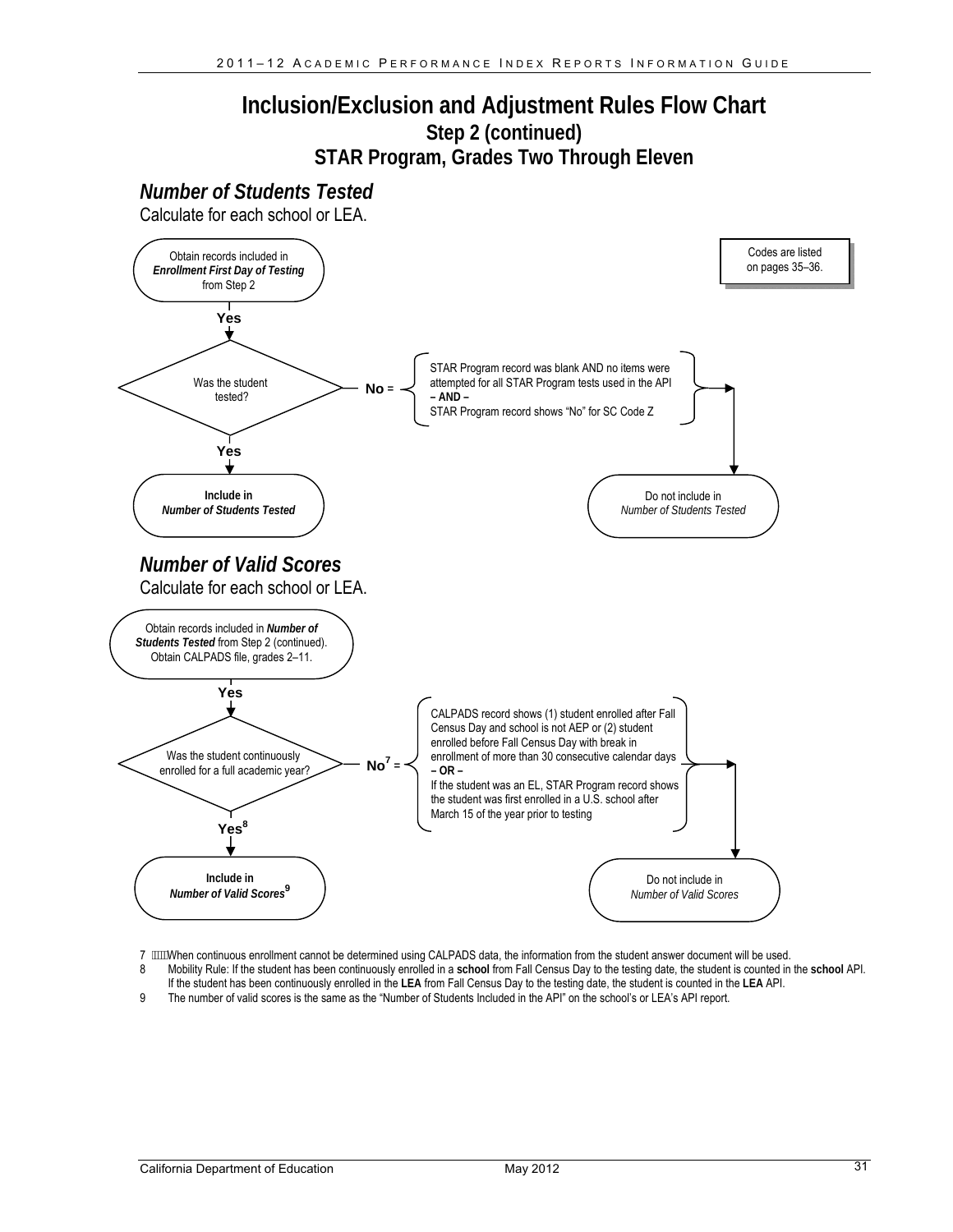# Inclusion/Exclusion and Adjustment Rules Flow Chart

## Step 2 (continued)

## STAR Program, Grades Two Through Eleven

### *Number of Students Tested*

Calculate for each school or LEA.

Codes are listed on pages 35–36.

Obtain records included in ***Enrollment First Day of Testing*** from Step 2

**Yes**

Was the student tested?

**No** = STAR Program record was blank AND no items were attempted for all STAR Program tests used in the API **– AND –** STAR Program record shows "No" for SC Code Z → Do not include in *Number of Students Tested*

**Yes** → **Include in *Number of Students Tested***

### *Number of Valid Scores*

Calculate for each school or LEA.

Obtain records included in ***Number of Students Tested*** from Step 2 (continued). Obtain CALPADS file, grades 2–11.

**Yes**

Was the student continuously enrolled for a full academic year?

**No**[7] = CALPADS record shows (1) student enrolled after Fall Census Day and school is not AEP or (2) student enrolled before Fall Census Day with break in enrollment of more than 30 consecutive calendar days **– OR –** If the student was an EL, STAR Program record shows the student was first enrolled in a U.S. school after March 15 of the year prior to testing → Do not include in *Number of Valid Scores*

**Yes**[8] → **Include in *Number of Valid Scores***[9]

7 When continuous enrollment cannot be determined using CALPADS data, the information from the student answer document will be used.

8 Mobility Rule: If the student has been continuously enrolled in a **school** from Fall Census Day to the testing date, the student is counted in the **school** API. If the student has been continuously enrolled in the **LEA** from Fall Census Day to the testing date, the student is counted in the **LEA** API.

9 The number of valid scores is the same as the "Number of Students Included in the API" on the school's or LEA's API report.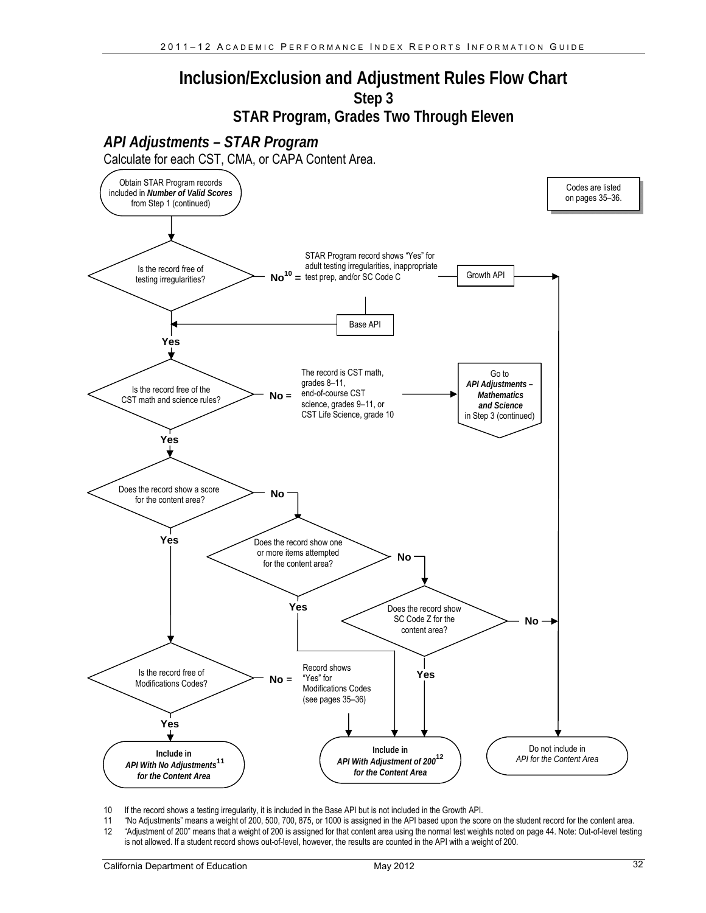# Inclusion/Exclusion and Adjustment Rules Flow Chart

## Step 3

## STAR Program, Grades Two Through Eleven

### *API Adjustments – STAR Program*

Calculate for each CST, CMA, or CAPA Content Area.

Obtain STAR Program records included in ***Number of Valid Scores*** from Step 1 (continued)

Codes are listed on pages 35–36.

Is the record free of testing irregularities?

**No[10] =** STAR Program record shows "Yes" for adult testing irregularities, inappropriate test prep, and/or SC Code C

Growth API

Base API

**Yes**

Is the record free of the CST math and science rules?

**No =** The record is CST math, grades 8–11, end-of-course CST science, grades 9–11, or CST Life Science, grade 10

Go to ***API Adjustments – Mathematics and Science*** in Step 3 (continued)

**Yes**

Does the record show a score for the content area?

**No**

Does the record show one or more items attempted for the content area?

**No**

Does the record show SC Code Z for the content area?

**No**

**Yes**

**Yes**

**Yes**

Is the record free of Modifications Codes?

**No =** Record shows "Yes" for Modifications Codes (see pages 35–36)

**Yes**

**Include in *API With No Adjustments*[11] *for the Content Area***

**Include in *API With Adjustment of 200*[12] *for the Content Area***

Do not include in *API for the Content Area*

10 If the record shows a testing irregularity, it is included in the Base API but is not included in the Growth API.

11 "No Adjustments" means a weight of 200, 500, 700, 875, or 1000 is assigned in the API based upon the score on the student record for the content area.

12 "Adjustment of 200" means that a weight of 200 is assigned for that content area using the normal test weights noted on page 44. Note: Out-of-level testing is not allowed. If a student record shows out-of-level, however, the results are counted in the API with a weight of 200.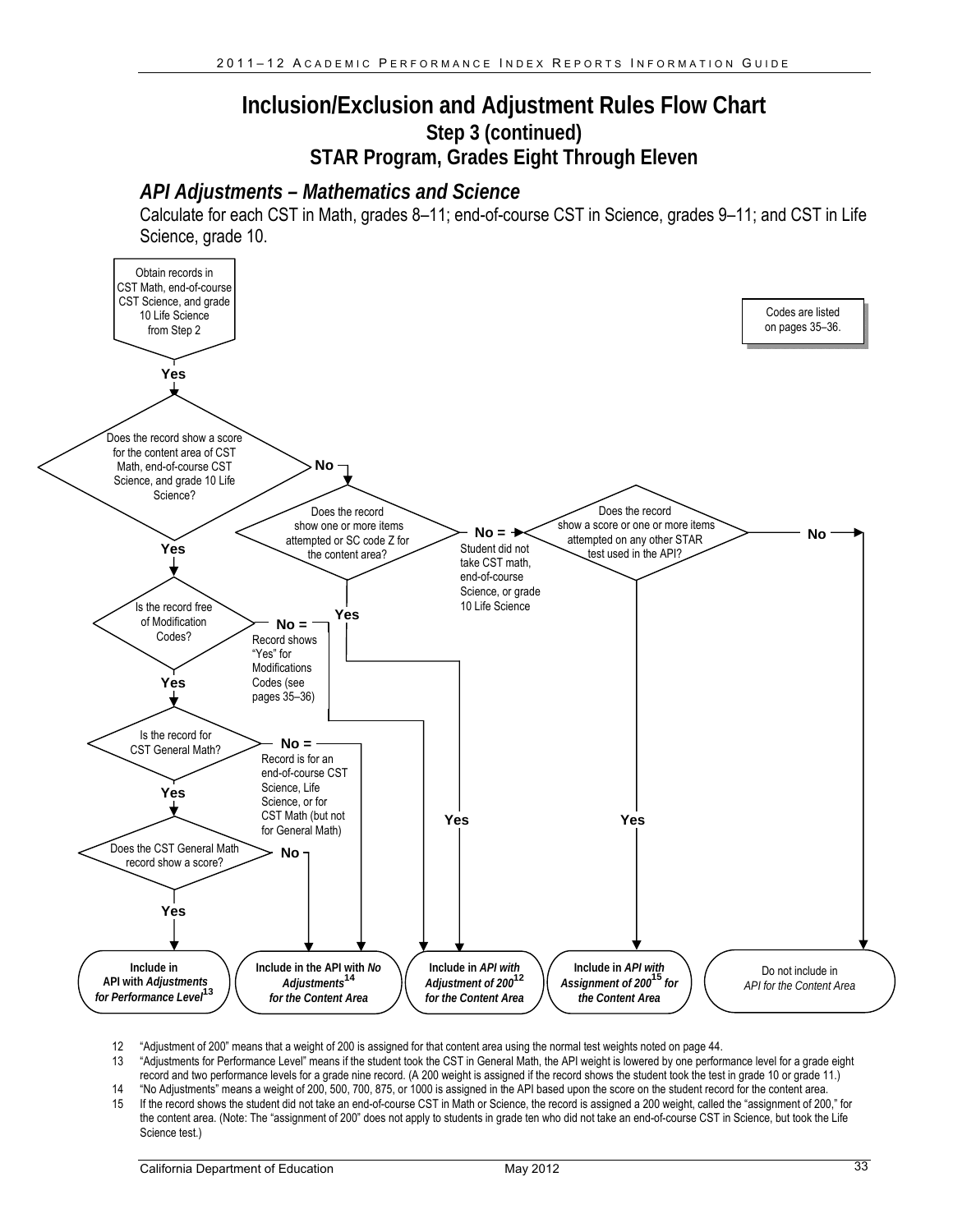# Inclusion/Exclusion and Adjustment Rules Flow Chart

## Step 3 (continued)

## STAR Program, Grades Eight Through Eleven

### *API Adjustments – Mathematics and Science*

Calculate for each CST in Math, grades 8–11; end-of-course CST in Science, grades 9–11; and CST in Life Science, grade 10.

Obtain records in CST Math, end-of-course CST Science, and grade 10 Life Science from Step 2

Codes are listed on pages 35–36.

**Yes**

Does the record show a score for the content area of CST Math, end-of-course CST Science, and grade 10 Life Science?

**No**

Does the record show one or more items attempted or SC code Z for the content area?

**No =** Student did not take CST math, end-of-course Science, or grade 10 Life Science

Does the record show a score or one or more items attempted on any other STAR test used in the API?

**No**

**Yes**

Is the record free of Modification Codes?

**No =** Record shows "Yes" for Modifications Codes (see pages 35–36)

**Yes**

**Yes**

Is the record for CST General Math?

**No =** Record is for an end-of-course CST Science, Life Science, or for CST Math (but not for General Math)

**Yes**

**Yes**

**Yes**

Does the CST General Math record show a score?

**No**

**Yes**

**Include in API with *Adjustments for Performance Level*[13]**

**Include in the API with *No Adjustments*[14] *for the Content Area***

**Include in *API with Adjustment of 200*[12] *for the Content Area***

**Include in *API with Assignment of 200*[15] *for the Content Area***

Do not include in *API for the Content Area*

12 "Adjustment of 200" means that a weight of 200 is assigned for that content area using the normal test weights noted on page 44.

13 "Adjustments for Performance Level" means if the student took the CST in General Math, the API weight is lowered by one performance level for a grade eight record and two performance levels for a grade nine record. (A 200 weight is assigned if the record shows the student took the test in grade 10 or grade 11.)

14 "No Adjustments" means a weight of 200, 500, 700, 875, or 1000 is assigned in the API based upon the score on the student record for the content area.

15 If the record shows the student did not take an end-of-course CST in Math or Science, the record is assigned a 200 weight, called the "assignment of 200," for the content area. (Note: The "assignment of 200" does not apply to students in grade ten who did not take an end-of-course CST in Science, but took the Life Science test.)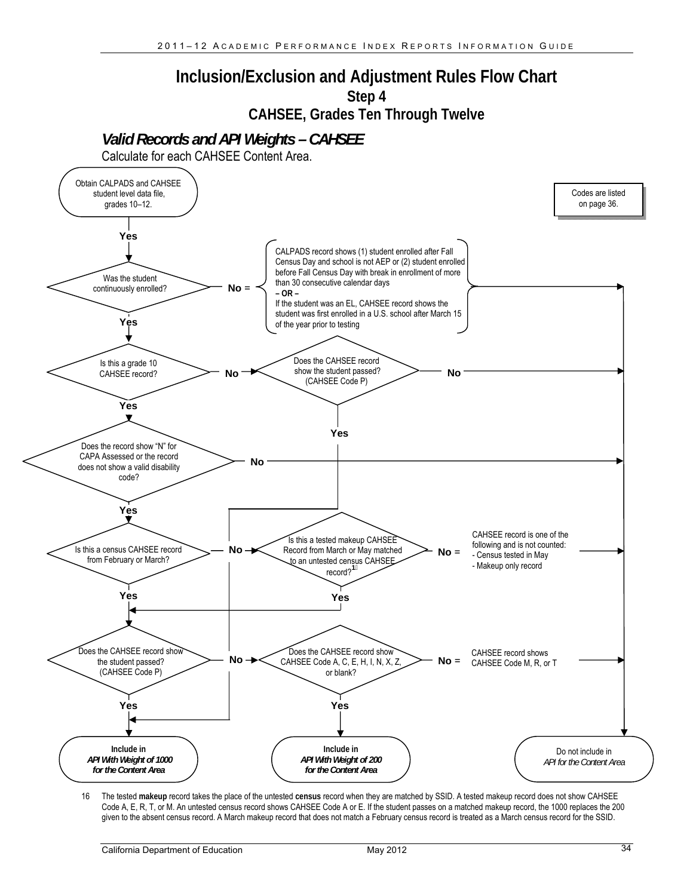# Inclusion/Exclusion and Adjustment Rules Flow Chart

## Step 4

## CAHSEE, Grades Ten Through Twelve

### *Valid Records and API Weights – CAHSEE*

Calculate for each CAHSEE Content Area.

Codes are listed on page 36.

Obtain CALPADS and CAHSEE student level data file, grades 10–12.

Yes

Was the student continuously enrolled?

No = CALPADS record shows (1) student enrolled after Fall Census Day and school is not AEP or (2) student enrolled before Fall Census Day with break in enrollment of more than 30 consecutive calendar days
– OR –
If the student was an EL, CAHSEE record shows the student was first enrolled in a U.S. school after March 15 of the year prior to testing

Yes

Is this a grade 10 CAHSEE record?

No → Does the CAHSEE record show the student passed? (CAHSEE Code P)

No

Yes

Yes

Does the record show "N" for CAPA Assessed or the record does not show a valid disability code?

No

Yes

Is this a census CAHSEE record from February or March?

No → Is this a tested makeup CAHSEE Record from March or May matched to an untested census CAHSEE record?[16]

No = CAHSEE record is one of the following and is not counted:
- Census tested in May
- Makeup only record

Yes

Yes

Does the CAHSEE record show the student passed? (CAHSEE Code P)

No → Does the CAHSEE record show CAHSEE Code A, C, E, H, I, N, X, Z, or blank?

No = CAHSEE record shows CAHSEE Code M, R, or T

Yes

Yes

**Include in *API With Weight of 1000 for the Content Area***

**Include in *API With Weight of 200 for the Content Area***

Do not include in *API for the Content Area*

16 The tested **makeup** record takes the place of the untested **census** record when they are matched by SSID. A tested makeup record does not show CAHSEE Code A, E, R, T, or M. An untested census record shows CAHSEE Code A or E. If the student passes on a matched makeup record, the 1000 replaces the 200 given to the absent census record. A March makeup record that does not match a February census record is treated as a March census record for the SSID.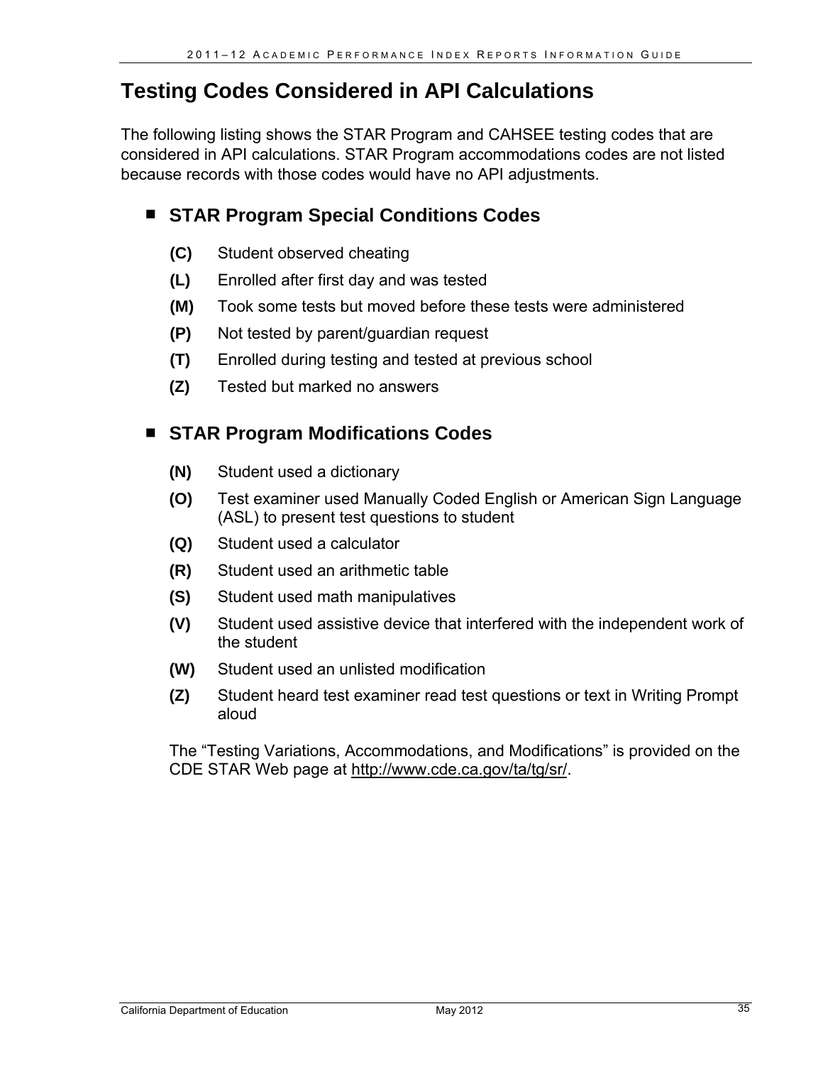# Testing Codes Considered in API Calculations

The following listing shows the STAR Program and CAHSEE testing codes that are considered in API calculations. STAR Program accommodations codes are not listed because records with those codes would have no API adjustments.

## STAR Program Special Conditions Codes

**(C)** Student observed cheating

**(L)** Enrolled after first day and was tested

**(M)** Took some tests but moved before these tests were administered

**(P)** Not tested by parent/guardian request

**(T)** Enrolled during testing and tested at previous school

**(Z)** Tested but marked no answers

## STAR Program Modifications Codes

**(N)** Student used a dictionary

**(O)** Test examiner used Manually Coded English or American Sign Language (ASL) to present test questions to student

**(Q)** Student used a calculator

**(R)** Student used an arithmetic table

**(S)** Student used math manipulatives

**(V)** Student used assistive device that interfered with the independent work of the student

**(W)** Student used an unlisted modification

**(Z)** Student heard test examiner read test questions or text in Writing Prompt aloud

The "Testing Variations, Accommodations, and Modifications" is provided on the CDE STAR Web page at http://www.cde.ca.gov/ta/tg/sr/.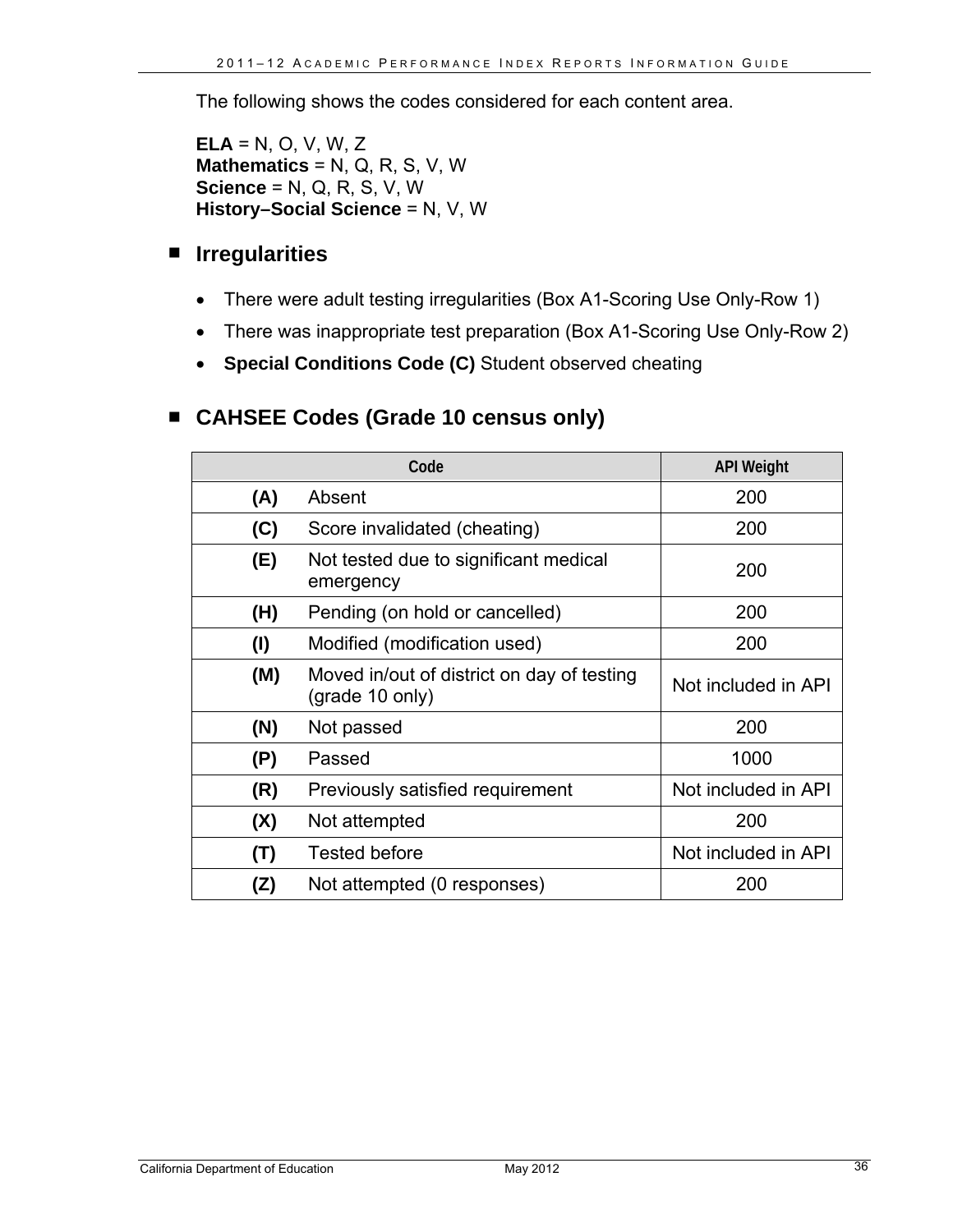The following shows the codes considered for each content area.

**ELA** = N, O, V, W, Z
**Mathematics** = N, Q, R, S, V, W
**Science** = N, Q, R, S, V, W
**History–Social Science** = N, V, W

## Irregularities

- There were adult testing irregularities (Box A1-Scoring Use Only-Row 1)
- There was inappropriate test preparation (Box A1-Scoring Use Only-Row 2)
- **Special Conditions Code (C)** Student observed cheating

## CAHSEE Codes (Grade 10 census only)

| Code | | API Weight |
|---|---|---|
| **(A)** | Absent | 200 |
| **(C)** | Score invalidated (cheating) | 200 |
| **(E)** | Not tested due to significant medical emergency | 200 |
| **(H)** | Pending (on hold or cancelled) | 200 |
| **(I)** | Modified (modification used) | 200 |
| **(M)** | Moved in/out of district on day of testing (grade 10 only) | Not included in API |
| **(N)** | Not passed | 200 |
| **(P)** | Passed | 1000 |
| **(R)** | Previously satisfied requirement | Not included in API |
| **(X)** | Not attempted | 200 |
| **(T)** | Tested before | Not included in API |
| **(Z)** | Not attempted (0 responses) | 200 |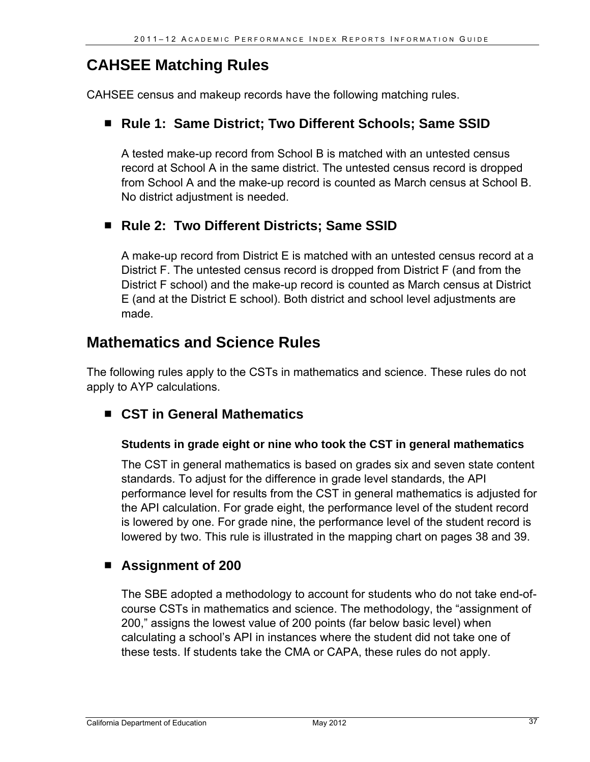## CAHSEE Matching Rules

CAHSEE census and makeup records have the following matching rules.

### Rule 1: Same District; Two Different Schools; Same SSID

A tested make-up record from School B is matched with an untested census record at School A in the same district. The untested census record is dropped from School A and the make-up record is counted as March census at School B. No district adjustment is needed.

### Rule 2: Two Different Districts; Same SSID

A make-up record from District E is matched with an untested census record at a District F. The untested census record is dropped from District F (and from the District F school) and the make-up record is counted as March census at District E (and at the District E school). Both district and school level adjustments are made.

## Mathematics and Science Rules

The following rules apply to the CSTs in mathematics and science. These rules do not apply to AYP calculations.

### CST in General Mathematics

**Students in grade eight or nine who took the CST in general mathematics**

The CST in general mathematics is based on grades six and seven state content standards. To adjust for the difference in grade level standards, the API performance level for results from the CST in general mathematics is adjusted for the API calculation. For grade eight, the performance level of the student record is lowered by one. For grade nine, the performance level of the student record is lowered by two. This rule is illustrated in the mapping chart on pages 38 and 39.

### Assignment of 200

The SBE adopted a methodology to account for students who do not take end-of-course CSTs in mathematics and science. The methodology, the "assignment of 200," assigns the lowest value of 200 points (far below basic level) when calculating a school's API in instances where the student did not take one of these tests. If students take the CMA or CAPA, these rules do not apply.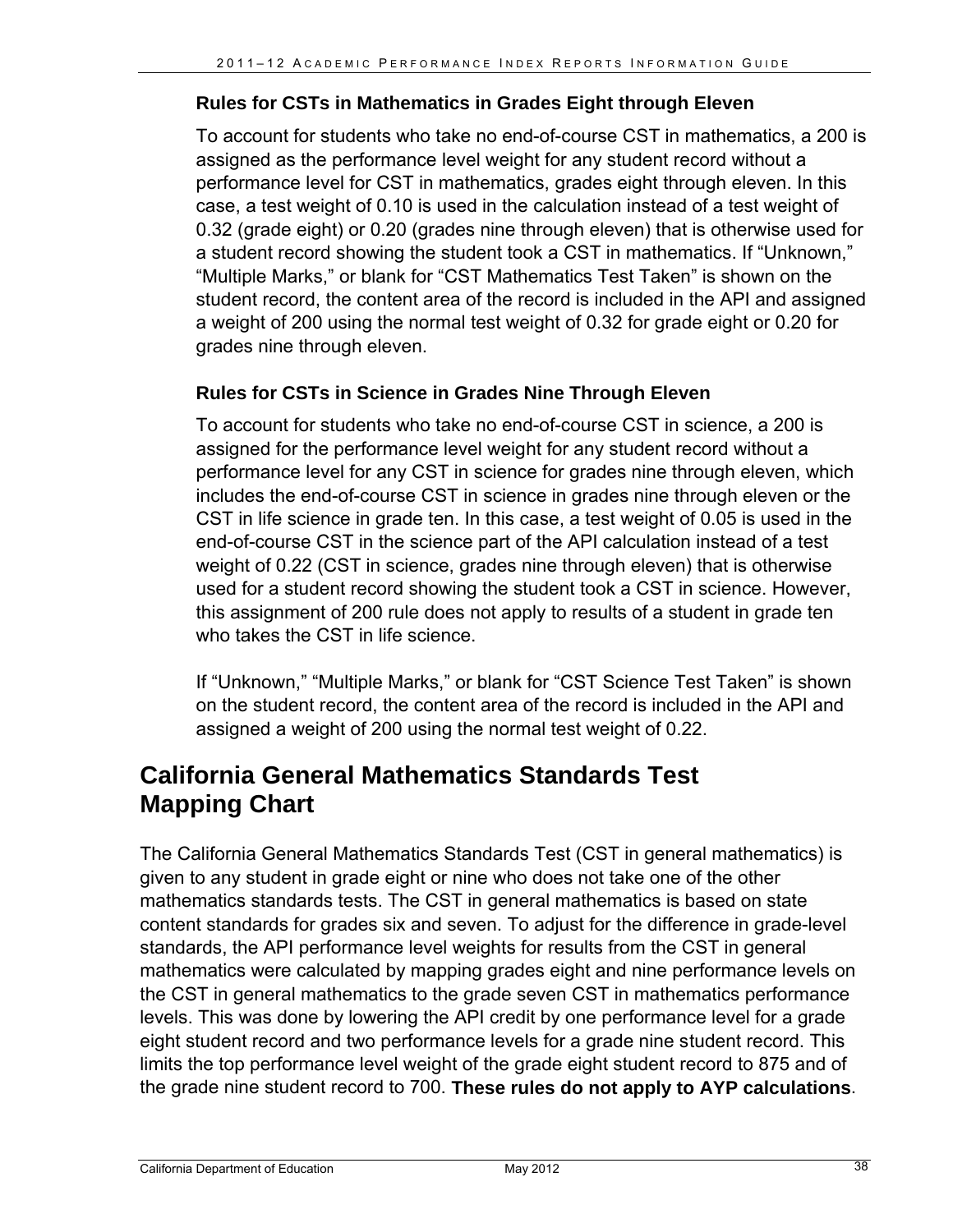### Rules for CSTs in Mathematics in Grades Eight through Eleven

To account for students who take no end-of-course CST in mathematics, a 200 is assigned as the performance level weight for any student record without a performance level for CST in mathematics, grades eight through eleven. In this case, a test weight of 0.10 is used in the calculation instead of a test weight of 0.32 (grade eight) or 0.20 (grades nine through eleven) that is otherwise used for a student record showing the student took a CST in mathematics. If "Unknown," "Multiple Marks," or blank for "CST Mathematics Test Taken" is shown on the student record, the content area of the record is included in the API and assigned a weight of 200 using the normal test weight of 0.32 for grade eight or 0.20 for grades nine through eleven.

### Rules for CSTs in Science in Grades Nine Through Eleven

To account for students who take no end-of-course CST in science, a 200 is assigned for the performance level weight for any student record without a performance level for any CST in science for grades nine through eleven, which includes the end-of-course CST in science in grades nine through eleven or the CST in life science in grade ten. In this case, a test weight of 0.05 is used in the end-of-course CST in the science part of the API calculation instead of a test weight of 0.22 (CST in science, grades nine through eleven) that is otherwise used for a student record showing the student took a CST in science. However, this assignment of 200 rule does not apply to results of a student in grade ten who takes the CST in life science.

If "Unknown," "Multiple Marks," or blank for "CST Science Test Taken" is shown on the student record, the content area of the record is included in the API and assigned a weight of 200 using the normal test weight of 0.22.

## California General Mathematics Standards Test Mapping Chart

The California General Mathematics Standards Test (CST in general mathematics) is given to any student in grade eight or nine who does not take one of the other mathematics standards tests. The CST in general mathematics is based on state content standards for grades six and seven. To adjust for the difference in grade-level standards, the API performance level weights for results from the CST in general mathematics were calculated by mapping grades eight and nine performance levels on the CST in general mathematics to the grade seven CST in mathematics performance levels. This was done by lowering the API credit by one performance level for a grade eight student record and two performance levels for a grade nine student record. This limits the top performance level weight of the grade eight student record to 875 and of the grade nine student record to 700. **These rules do not apply to AYP calculations**.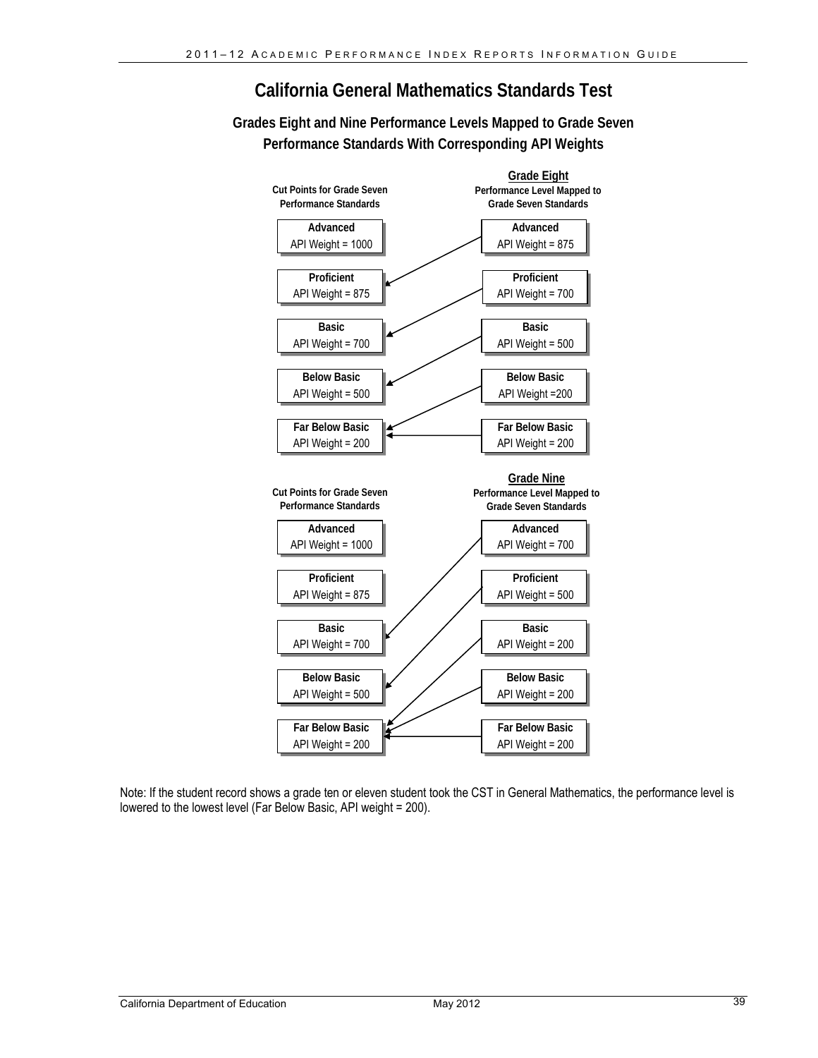# California General Mathematics Standards Test

## Grades Eight and Nine Performance Levels Mapped to Grade Seven Performance Standards With Corresponding API Weights

### Grade Eight

| Cut Points for Grade Seven Performance Standards | Grade Eight Performance Level Mapped to Grade Seven Standards |
|---|---|
| Advanced — API Weight = 1000 | Advanced — API Weight = 875 |
| Proficient — API Weight = 875 | Proficient — API Weight = 700 |
| Basic — API Weight = 700 | Basic — API Weight = 500 |
| Below Basic — API Weight = 500 | Below Basic — API Weight =200 |
| Far Below Basic — API Weight = 200 | Far Below Basic — API Weight = 200 |

Mapping (Grade Eight → Grade Seven): Advanced → Proficient; Proficient → Basic; Basic → Below Basic; Below Basic → Far Below Basic; Far Below Basic → Far Below Basic.

### Grade Nine

| Cut Points for Grade Seven Performance Standards | Grade Nine Performance Level Mapped to Grade Seven Standards |
|---|---|
| Advanced — API Weight = 1000 | Advanced — API Weight = 700 |
| Proficient — API Weight = 875 | Proficient — API Weight = 500 |
| Basic — API Weight = 700 | Basic — API Weight = 200 |
| Below Basic — API Weight = 500 | Below Basic — API Weight = 200 |
| Far Below Basic — API Weight = 200 | Far Below Basic — API Weight = 200 |

Mapping (Grade Nine → Grade Seven): Advanced → Basic; Proficient → Below Basic; Basic → Far Below Basic; Below Basic → Far Below Basic; Far Below Basic → Far Below Basic.

Note: If the student record shows a grade ten or eleven student took the CST in General Mathematics, the performance level is lowered to the lowest level (Far Below Basic, API weight = 200).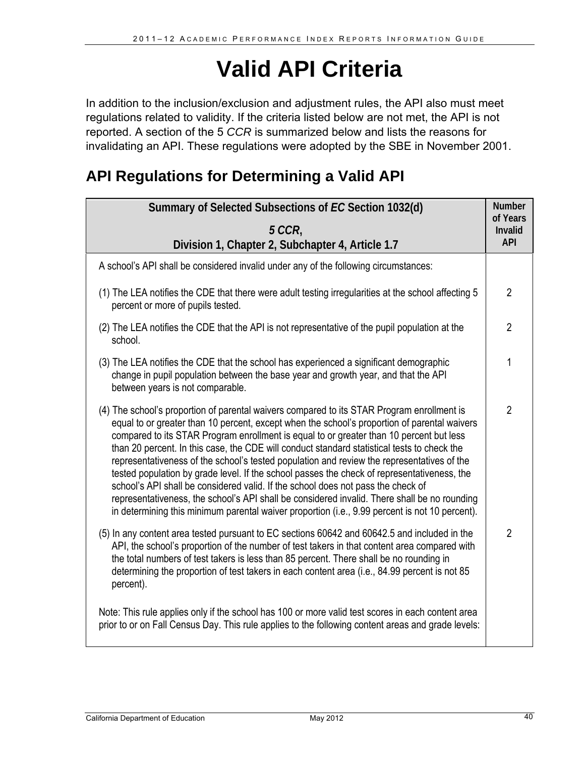# Valid API Criteria

In addition to the inclusion/exclusion and adjustment rules, the API also must meet regulations related to validity. If the criteria listed below are not met, the API is not reported. A section of the 5 *CCR* is summarized below and lists the reasons for invalidating an API. These regulations were adopted by the SBE in November 2001.

## API Regulations for Determining a Valid API

| Summary of Selected Subsections of *EC* Section 1032(d)<br><br>*5 CCR*,<br>Division 1, Chapter 2, Subchapter 4, Article 1.7 | Number of Years Invalid API |
|---|---|
| A school's API shall be considered invalid under any of the following circumstances: | |
| (1) The LEA notifies the CDE that there were adult testing irregularities at the school affecting 5 percent or more of pupils tested. | 2 |
| (2) The LEA notifies the CDE that the API is not representative of the pupil population at the school. | 2 |
| (3) The LEA notifies the CDE that the school has experienced a significant demographic change in pupil population between the base year and growth year, and that the API between years is not comparable. | 1 |
| (4) The school's proportion of parental waivers compared to its STAR Program enrollment is equal to or greater than 10 percent, except when the school's proportion of parental waivers compared to its STAR Program enrollment is equal to or greater than 10 percent but less than 20 percent. In this case, the CDE will conduct standard statistical tests to check the representativeness of the school's tested population and review the representatives of the tested population by grade level. If the school passes the check of representativeness, the school's API shall be considered valid. If the school does not pass the check of representativeness, the school's API shall be considered invalid. There shall be no rounding in determining this minimum parental waiver proportion (i.e., 9.99 percent is not 10 percent). | 2 |
| (5) In any content area tested pursuant to EC sections 60642 and 60642.5 and included in the API, the school's proportion of the number of test takers in that content area compared with the total numbers of test takers is less than 85 percent. There shall be no rounding in determining the proportion of test takers in each content area (i.e., 84.99 percent is not 85 percent).<br><br>Note: This rule applies only if the school has 100 or more valid test scores in each content area prior to or on Fall Census Day. This rule applies to the following content areas and grade levels: | 2 |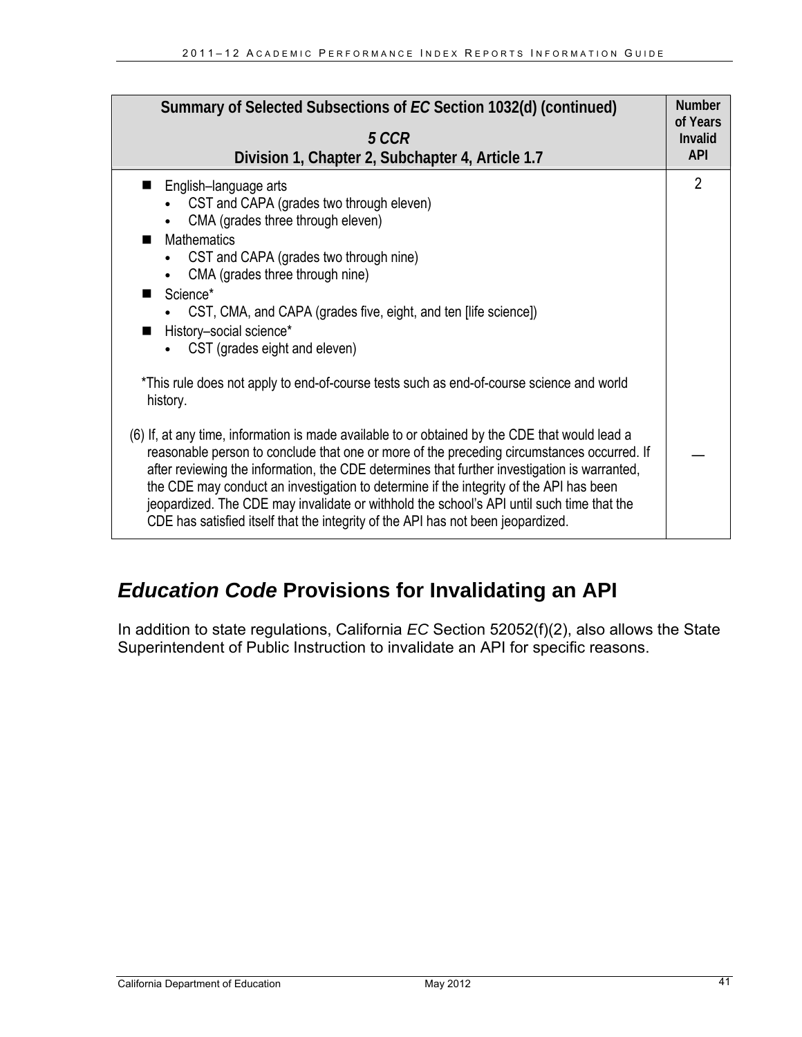| Summary of Selected Subsections of *EC* Section 1032(d) (continued)<br><br>*5 CCR*<br>Division 1, Chapter 2, Subchapter 4, Article 1.7 | Number of Years Invalid API |
|---|---|
| ■ English–language arts<br>• CST and CAPA (grades two through eleven)<br>• CMA (grades three through eleven)<br>■ Mathematics<br>• CST and CAPA (grades two through nine)<br>• CMA (grades three through nine)<br>■ Science*<br>• CST, CMA, and CAPA (grades five, eight, and ten [life science])<br>■ History–social science*<br>• CST (grades eight and eleven)<br><br>*This rule does not apply to end-of-course tests such as end-of-course science and world history. | 2 |
| (6) If, at any time, information is made available to or obtained by the CDE that would lead a reasonable person to conclude that one or more of the preceding circumstances occurred. If after reviewing the information, the CDE determines that further investigation is warranted, the CDE may conduct an investigation to determine if the integrity of the API has been jeopardized. The CDE may invalidate or withhold the school's API until such time that the CDE has satisfied itself that the integrity of the API has not been jeopardized. | — |

## *Education Code* Provisions for Invalidating an API

In addition to state regulations, California *EC* Section 52052(f)(2), also allows the State Superintendent of Public Instruction to invalidate an API for specific reasons.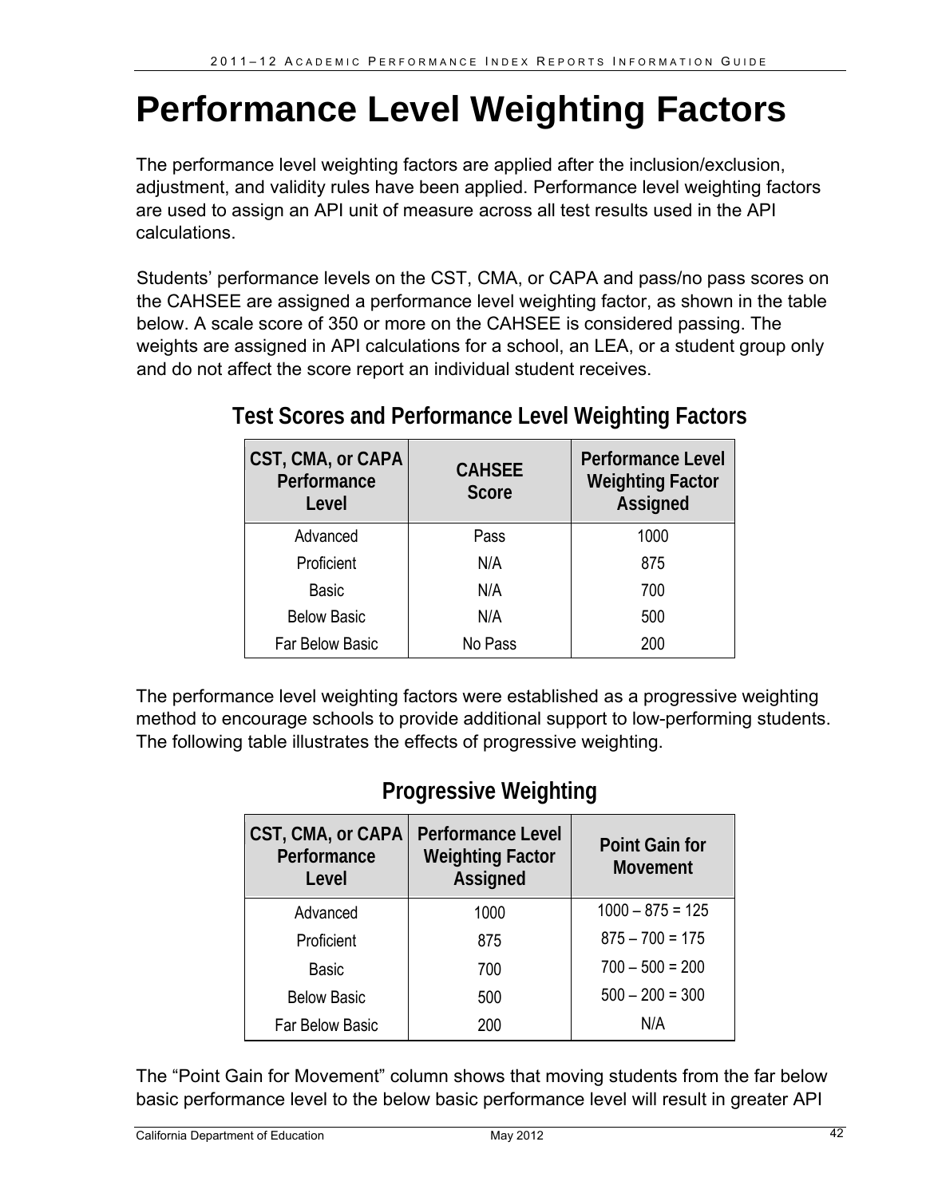# Performance Level Weighting Factors

The performance level weighting factors are applied after the inclusion/exclusion, adjustment, and validity rules have been applied. Performance level weighting factors are used to assign an API unit of measure across all test results used in the API calculations.

Students' performance levels on the CST, CMA, or CAPA and pass/no pass scores on the CAHSEE are assigned a performance level weighting factor, as shown in the table below. A scale score of 350 or more on the CAHSEE is considered passing. The weights are assigned in API calculations for a school, an LEA, or a student group only and do not affect the score report an individual student receives.

## Test Scores and Performance Level Weighting Factors

| CST, CMA, or CAPA Performance Level | CAHSEE Score | Performance Level Weighting Factor Assigned |
|---|---|---|
| Advanced | Pass | 1000 |
| Proficient | N/A | 875 |
| Basic | N/A | 700 |
| Below Basic | N/A | 500 |
| Far Below Basic | No Pass | 200 |

The performance level weighting factors were established as a progressive weighting method to encourage schools to provide additional support to low-performing students. The following table illustrates the effects of progressive weighting.

## Progressive Weighting

| CST, CMA, or CAPA Performance Level | Performance Level Weighting Factor Assigned | Point Gain for Movement |
|---|---|---|
| Advanced | 1000 | 1000 – 875 = 125 |
| Proficient | 875 | 875 – 700 = 175 |
| Basic | 700 | 700 – 500 = 200 |
| Below Basic | 500 | 500 – 200 = 300 |
| Far Below Basic | 200 | N/A |

The "Point Gain for Movement" column shows that moving students from the far below basic performance level to the below basic performance level will result in greater API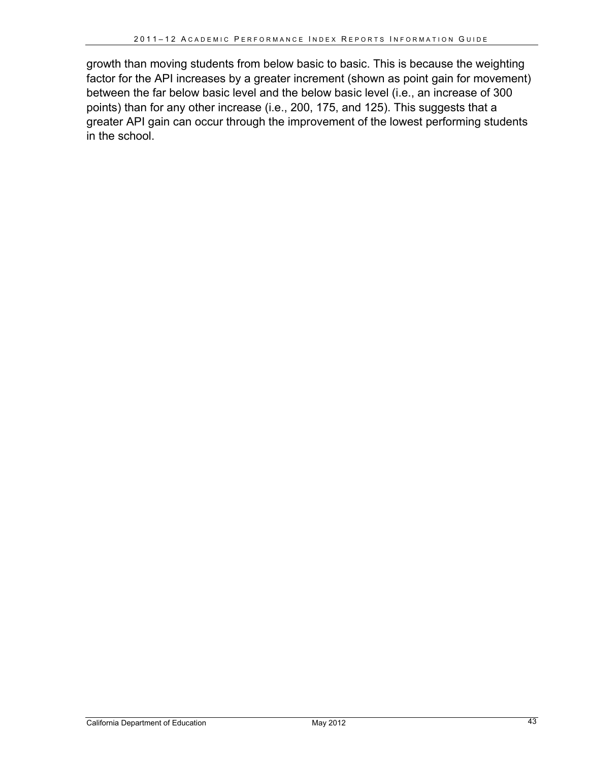growth than moving students from below basic to basic. This is because the weighting factor for the API increases by a greater increment (shown as point gain for movement) between the far below basic level and the below basic level (i.e., an increase of 300 points) than for any other increase (i.e., 200, 175, and 125). This suggests that a greater API gain can occur through the improvement of the lowest performing students in the school.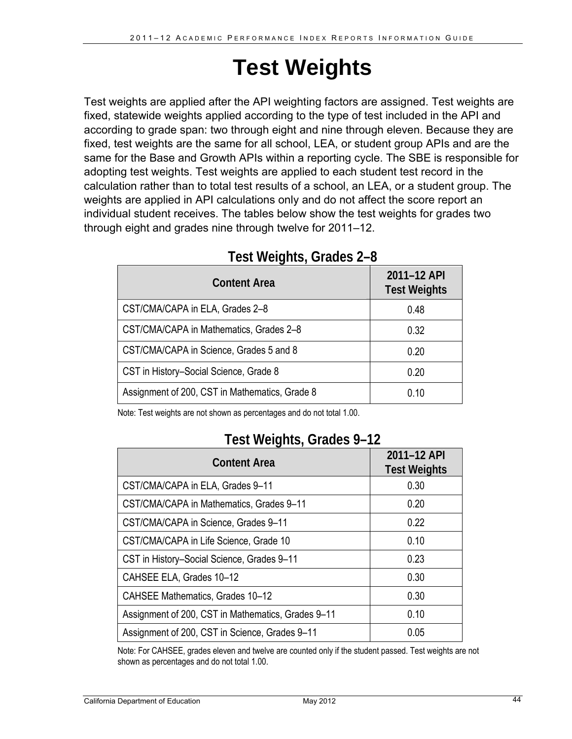# Test Weights

Test weights are applied after the API weighting factors are assigned. Test weights are fixed, statewide weights applied according to the type of test included in the API and according to grade span: two through eight and nine through eleven. Because they are fixed, test weights are the same for all school, LEA, or student group APIs and are the same for the Base and Growth APIs within a reporting cycle. The SBE is responsible for adopting test weights. Test weights are applied to each student test record in the calculation rather than to total test results of a school, an LEA, or a student group. The weights are applied in API calculations only and do not affect the score report an individual student receives. The tables below show the test weights for grades two through eight and grades nine through twelve for 2011–12.

## Test Weights, Grades 2–8

| Content Area | 2011–12 API Test Weights |
| --- | --- |
| CST/CMA/CAPA in ELA, Grades 2–8 | 0.48 |
| CST/CMA/CAPA in Mathematics, Grades 2–8 | 0.32 |
| CST/CMA/CAPA in Science, Grades 5 and 8 | 0.20 |
| CST in History–Social Science, Grade 8 | 0.20 |
| Assignment of 200, CST in Mathematics, Grade 8 | 0.10 |

Note: Test weights are not shown as percentages and do not total 1.00.

## Test Weights, Grades 9–12

| Content Area | 2011–12 API Test Weights |
| --- | --- |
| CST/CMA/CAPA in ELA, Grades 9–11 | 0.30 |
| CST/CMA/CAPA in Mathematics, Grades 9–11 | 0.20 |
| CST/CMA/CAPA in Science, Grades 9–11 | 0.22 |
| CST/CMA/CAPA in Life Science, Grade 10 | 0.10 |
| CST in History–Social Science, Grades 9–11 | 0.23 |
| CAHSEE ELA, Grades 10–12 | 0.30 |
| CAHSEE Mathematics, Grades 10–12 | 0.30 |
| Assignment of 200, CST in Mathematics, Grades 9–11 | 0.10 |
| Assignment of 200, CST in Science, Grades 9–11 | 0.05 |

Note: For CAHSEE, grades eleven and twelve are counted only if the student passed. Test weights are not shown as percentages and do not total 1.00.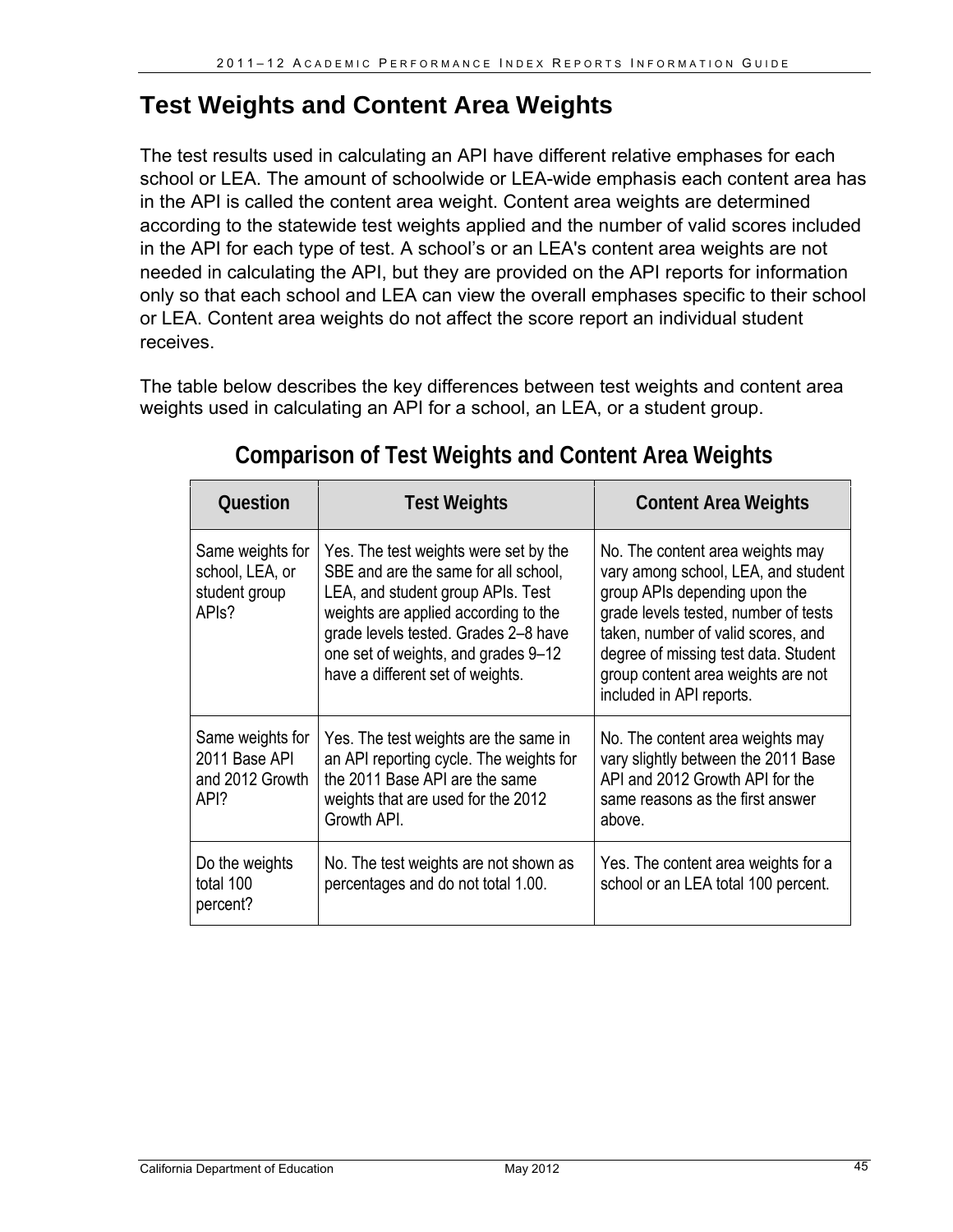## Test Weights and Content Area Weights

The test results used in calculating an API have different relative emphases for each school or LEA. The amount of schoolwide or LEA-wide emphasis each content area has in the API is called the content area weight. Content area weights are determined according to the statewide test weights applied and the number of valid scores included in the API for each type of test. A school's or an LEA's content area weights are not needed in calculating the API, but they are provided on the API reports for information only so that each school and LEA can view the overall emphases specific to their school or LEA. Content area weights do not affect the score report an individual student receives.

The table below describes the key differences between test weights and content area weights used in calculating an API for a school, an LEA, or a student group.

### Comparison of Test Weights and Content Area Weights

| Question | Test Weights | Content Area Weights |
| --- | --- | --- |
| Same weights for school, LEA, or student group APIs? | Yes. The test weights were set by the SBE and are the same for all school, LEA, and student group APIs. Test weights are applied according to the grade levels tested. Grades 2–8 have one set of weights, and grades 9–12 have a different set of weights. | No. The content area weights may vary among school, LEA, and student group APIs depending upon the grade levels tested, number of tests taken, number of valid scores, and degree of missing test data. Student group content area weights are not included in API reports. |
| Same weights for 2011 Base API and 2012 Growth API? | Yes. The test weights are the same in an API reporting cycle. The weights for the 2011 Base API are the same weights that are used for the 2012 Growth API. | No. The content area weights may vary slightly between the 2011 Base API and 2012 Growth API for the same reasons as the first answer above. |
| Do the weights total 100 percent? | No. The test weights are not shown as percentages and do not total 1.00. | Yes. The content area weights for a school or an LEA total 100 percent. |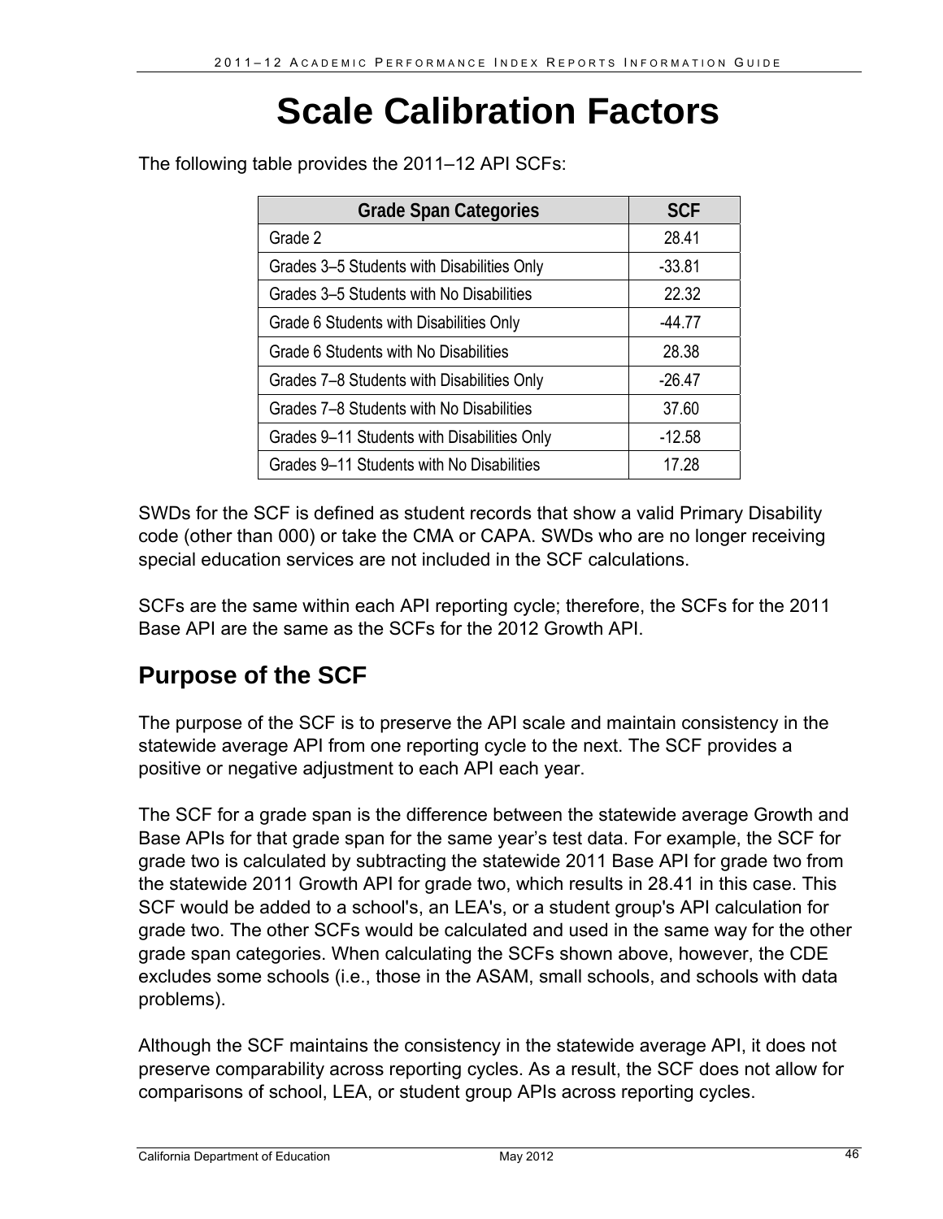# Scale Calibration Factors

The following table provides the 2011–12 API SCFs:

| Grade Span Categories | SCF |
|---|---|
| Grade 2 | 28.41 |
| Grades 3–5 Students with Disabilities Only | -33.81 |
| Grades 3–5 Students with No Disabilities | 22.32 |
| Grade 6 Students with Disabilities Only | -44.77 |
| Grade 6 Students with No Disabilities | 28.38 |
| Grades 7–8 Students with Disabilities Only | -26.47 |
| Grades 7–8 Students with No Disabilities | 37.60 |
| Grades 9–11 Students with Disabilities Only | -12.58 |
| Grades 9–11 Students with No Disabilities | 17.28 |

SWDs for the SCF is defined as student records that show a valid Primary Disability code (other than 000) or take the CMA or CAPA. SWDs who are no longer receiving special education services are not included in the SCF calculations.

SCFs are the same within each API reporting cycle; therefore, the SCFs for the 2011 Base API are the same as the SCFs for the 2012 Growth API.

## Purpose of the SCF

The purpose of the SCF is to preserve the API scale and maintain consistency in the statewide average API from one reporting cycle to the next. The SCF provides a positive or negative adjustment to each API each year.

The SCF for a grade span is the difference between the statewide average Growth and Base APIs for that grade span for the same year's test data. For example, the SCF for grade two is calculated by subtracting the statewide 2011 Base API for grade two from the statewide 2011 Growth API for grade two, which results in 28.41 in this case. This SCF would be added to a school's, an LEA's, or a student group's API calculation for grade two. The other SCFs would be calculated and used in the same way for the other grade span categories. When calculating the SCFs shown above, however, the CDE excludes some schools (i.e., those in the ASAM, small schools, and schools with data problems).

Although the SCF maintains the consistency in the statewide average API, it does not preserve comparability across reporting cycles. As a result, the SCF does not allow for comparisons of school, LEA, or student group APIs across reporting cycles.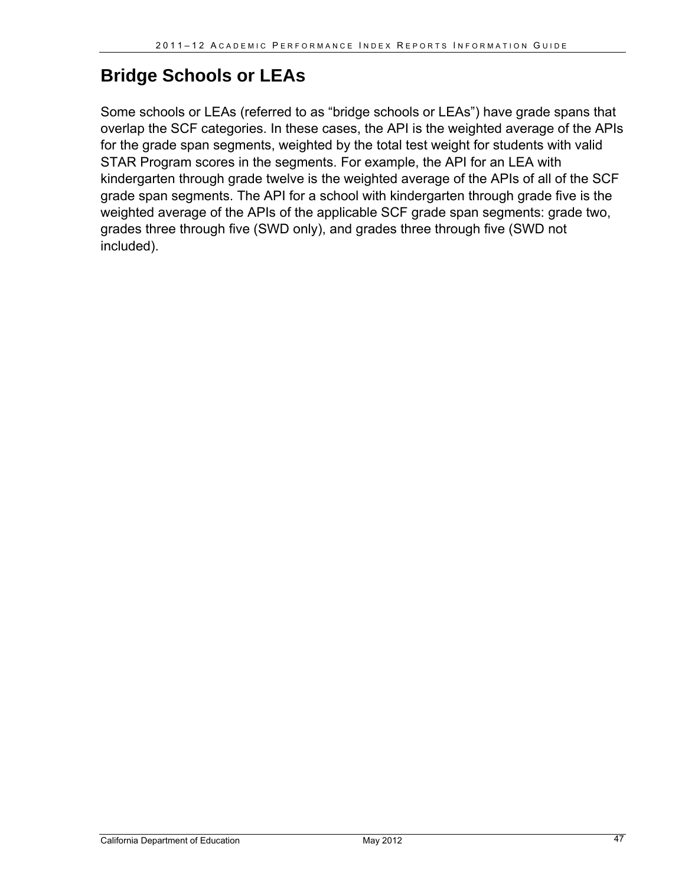## Bridge Schools or LEAs

Some schools or LEAs (referred to as “bridge schools or LEAs”) have grade spans that overlap the SCF categories. In these cases, the API is the weighted average of the APIs for the grade span segments, weighted by the total test weight for students with valid STAR Program scores in the segments. For example, the API for an LEA with kindergarten through grade twelve is the weighted average of the APIs of all of the SCF grade span segments. The API for a school with kindergarten through grade five is the weighted average of the APIs of the applicable SCF grade span segments: grade two, grades three through five (SWD only), and grades three through five (SWD not included).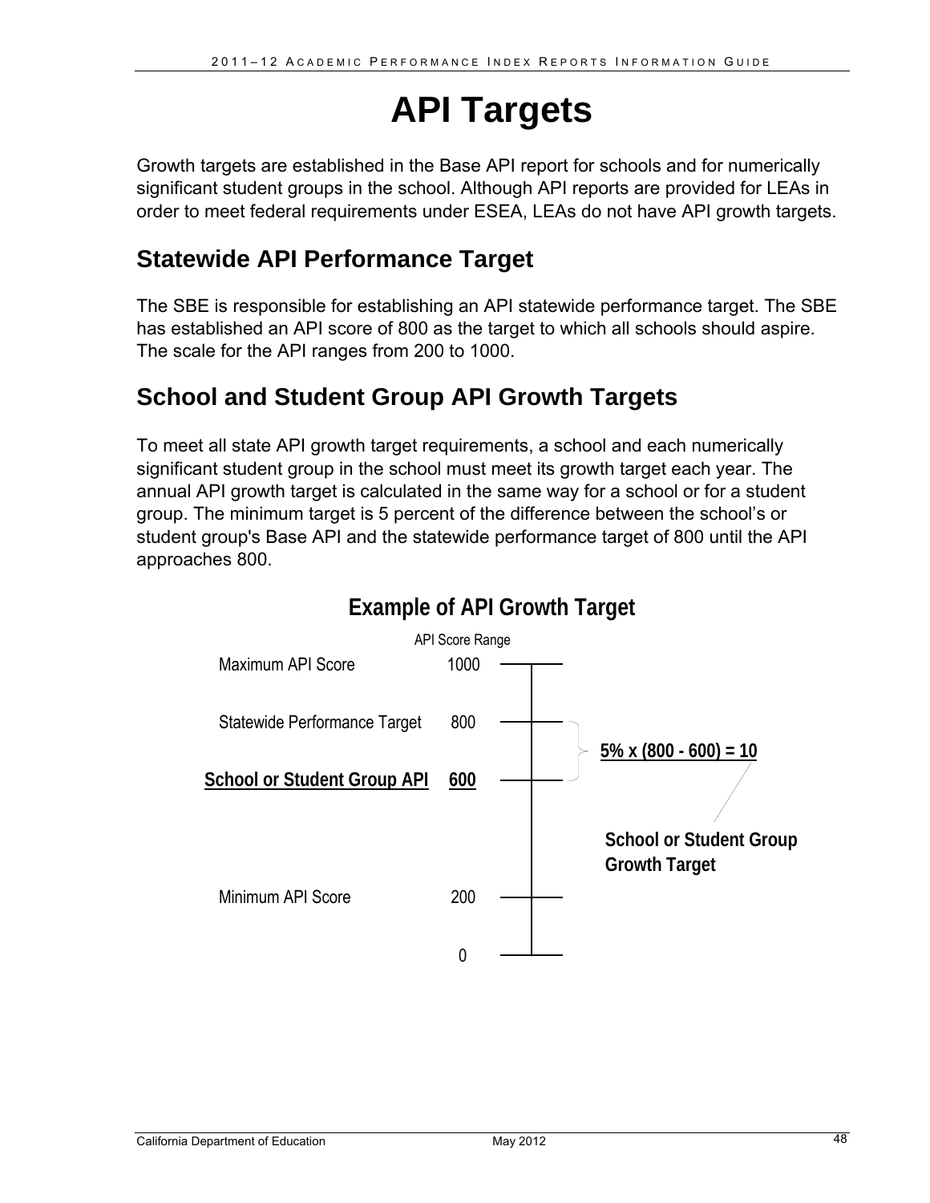# API Targets

Growth targets are established in the Base API report for schools and for numerically significant student groups in the school. Although API reports are provided for LEAs in order to meet federal requirements under ESEA, LEAs do not have API growth targets.

## Statewide API Performance Target

The SBE is responsible for establishing an API statewide performance target. The SBE has established an API score of 800 as the target to which all schools should aspire. The scale for the API ranges from 200 to 1000.

## School and Student Group API Growth Targets

To meet all state API growth target requirements, a school and each numerically significant student group in the school must meet its growth target each year. The annual API growth target is calculated in the same way for a school or for a student group. The minimum target is 5 percent of the difference between the school's or student group's Base API and the statewide performance target of 800 until the API approaches 800.

**Example of API Growth Target**

API Score Range

| | API Score Range |
|---|---|
| Maximum API Score | 1000 |
| Statewide Performance Target | 800 |
| **School or Student Group API** | **600** |
| Minimum API Score | 200 |
| | 0 |

**5% x (800 - 600) = 10**

**School or Student Group Growth Target**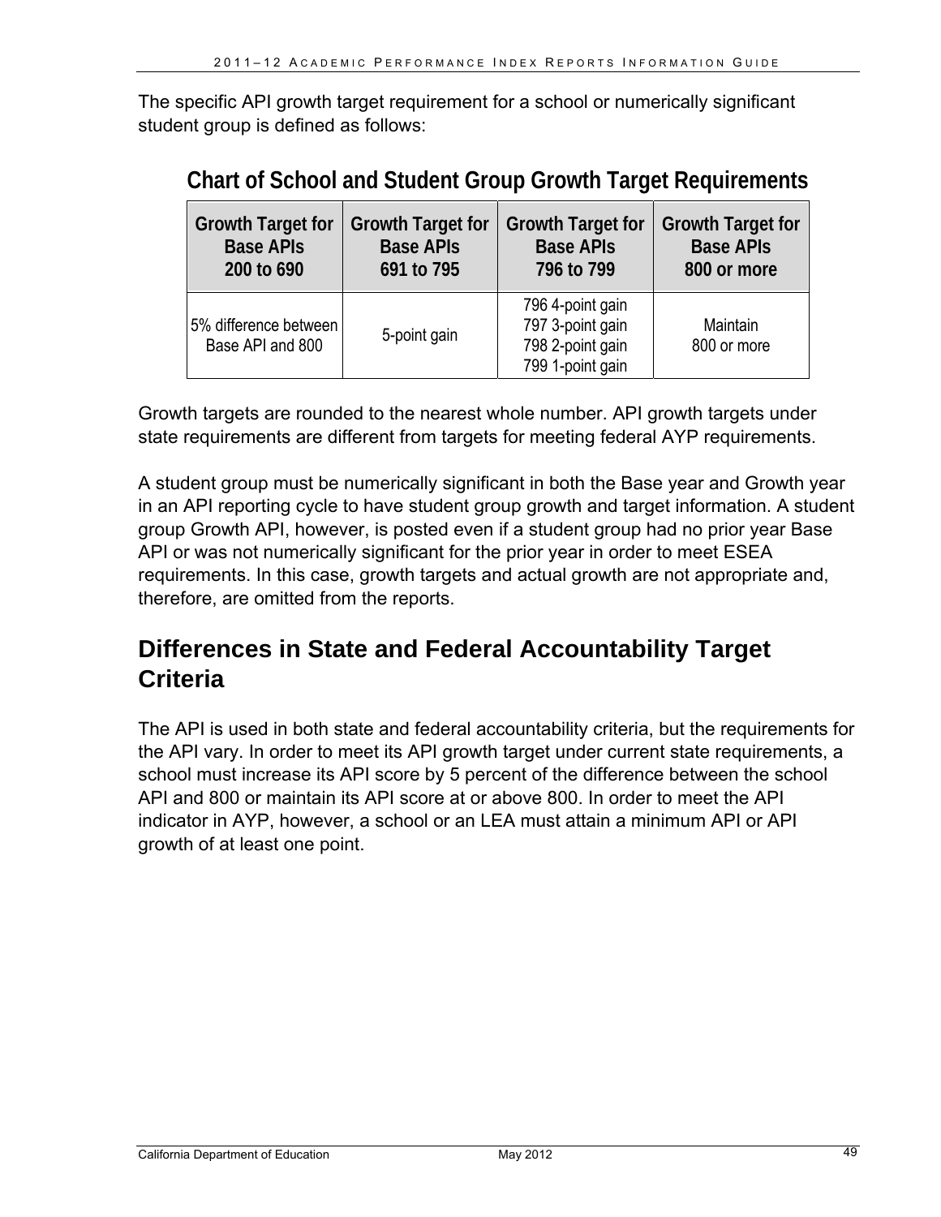The specific API growth target requirement for a school or numerically significant student group is defined as follows:

**Chart of School and Student Group Growth Target Requirements**

| Growth Target for Base APIs 200 to 690 | Growth Target for Base APIs 691 to 795 | Growth Target for Base APIs 796 to 799 | Growth Target for Base APIs 800 or more |
|---|---|---|---|
| 5% difference between Base API and 800 | 5-point gain | 796 4-point gain<br>797 3-point gain<br>798 2-point gain<br>799 1-point gain | Maintain 800 or more |

Growth targets are rounded to the nearest whole number. API growth targets under state requirements are different from targets for meeting federal AYP requirements.

A student group must be numerically significant in both the Base year and Growth year in an API reporting cycle to have student group growth and target information. A student group Growth API, however, is posted even if a student group had no prior year Base API or was not numerically significant for the prior year in order to meet ESEA requirements. In this case, growth targets and actual growth are not appropriate and, therefore, are omitted from the reports.

## Differences in State and Federal Accountability Target Criteria

The API is used in both state and federal accountability criteria, but the requirements for the API vary. In order to meet its API growth target under current state requirements, a school must increase its API score by 5 percent of the difference between the school API and 800 or maintain its API score at or above 800. In order to meet the API indicator in AYP, however, a school or an LEA must attain a minimum API or API growth of at least one point.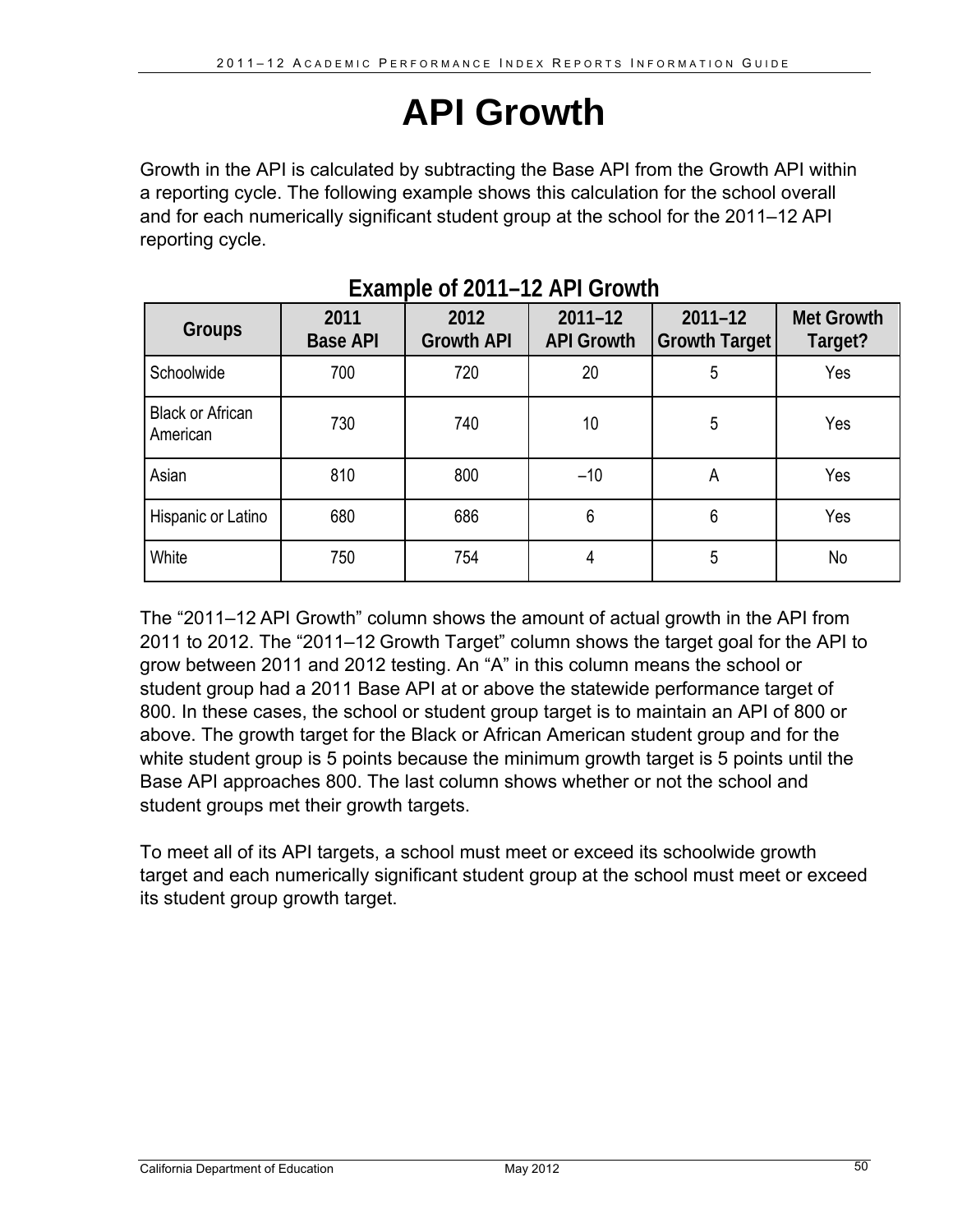# API Growth

Growth in the API is calculated by subtracting the Base API from the Growth API within a reporting cycle. The following example shows this calculation for the school overall and for each numerically significant student group at the school for the 2011–12 API reporting cycle.

## Example of 2011–12 API Growth

| Groups | 2011 Base API | 2012 Growth API | 2011–12 API Growth | 2011–12 Growth Target | Met Growth Target? |
|---|---|---|---|---|---|
| Schoolwide | 700 | 720 | 20 | 5 | Yes |
| Black or African American | 730 | 740 | 10 | 5 | Yes |
| Asian | 810 | 800 | –10 | A | Yes |
| Hispanic or Latino | 680 | 686 | 6 | 6 | Yes |
| White | 750 | 754 | 4 | 5 | No |

The “2011–12 API Growth” column shows the amount of actual growth in the API from 2011 to 2012. The “2011–12 Growth Target” column shows the target goal for the API to grow between 2011 and 2012 testing. An “A” in this column means the school or student group had a 2011 Base API at or above the statewide performance target of 800. In these cases, the school or student group target is to maintain an API of 800 or above. The growth target for the Black or African American student group and for the white student group is 5 points because the minimum growth target is 5 points until the Base API approaches 800. The last column shows whether or not the school and student groups met their growth targets.

To meet all of its API targets, a school must meet or exceed its schoolwide growth target and each numerically significant student group at the school must meet or exceed its student group growth target.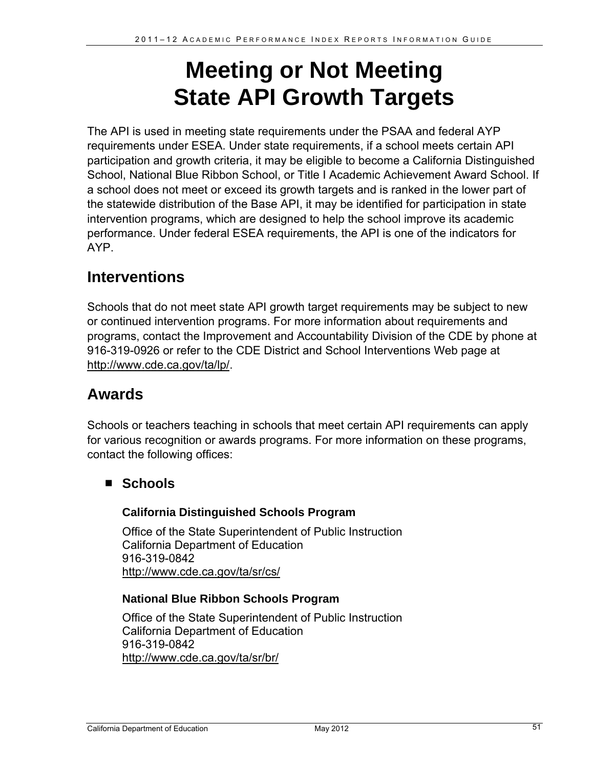# Meeting or Not Meeting State API Growth Targets

The API is used in meeting state requirements under the PSAA and federal AYP requirements under ESEA. Under state requirements, if a school meets certain API participation and growth criteria, it may be eligible to become a California Distinguished School, National Blue Ribbon School, or Title I Academic Achievement Award School. If a school does not meet or exceed its growth targets and is ranked in the lower part of the statewide distribution of the Base API, it may be identified for participation in state intervention programs, which are designed to help the school improve its academic performance. Under federal ESEA requirements, the API is one of the indicators for AYP.

## Interventions

Schools that do not meet state API growth target requirements may be subject to new or continued intervention programs. For more information about requirements and programs, contact the Improvement and Accountability Division of the CDE by phone at 916-319-0926 or refer to the CDE District and School Interventions Web page at http://www.cde.ca.gov/ta/lp/.

## Awards

Schools or teachers teaching in schools that meet certain API requirements can apply for various recognition or awards programs. For more information on these programs, contact the following offices:

- **Schools**

**California Distinguished Schools Program**

Office of the State Superintendent of Public Instruction
California Department of Education
916-319-0842
http://www.cde.ca.gov/ta/sr/cs/

**National Blue Ribbon Schools Program**

Office of the State Superintendent of Public Instruction
California Department of Education
916-319-0842
http://www.cde.ca.gov/ta/sr/br/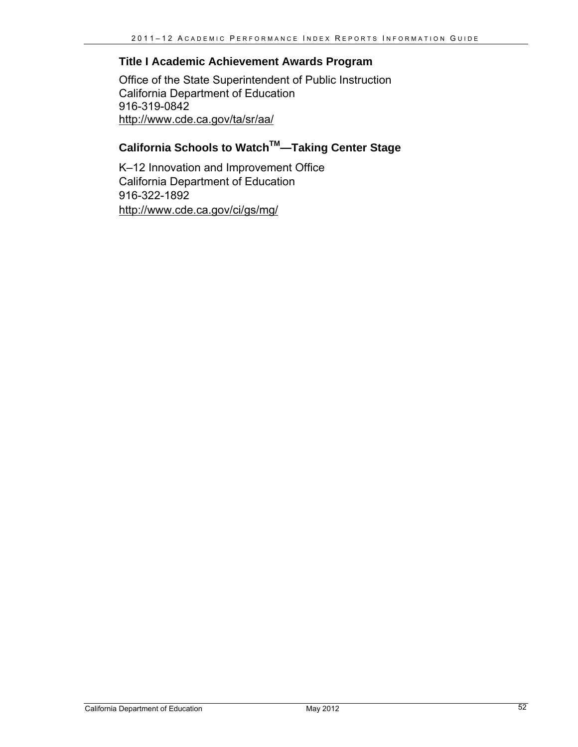### Title I Academic Achievement Awards Program

Office of the State Superintendent of Public Instruction
California Department of Education
916-319-0842
http://www.cde.ca.gov/ta/sr/aa/

### California Schools to Watch™—Taking Center Stage

K–12 Innovation and Improvement Office
California Department of Education
916-322-1892
http://www.cde.ca.gov/ci/gs/mg/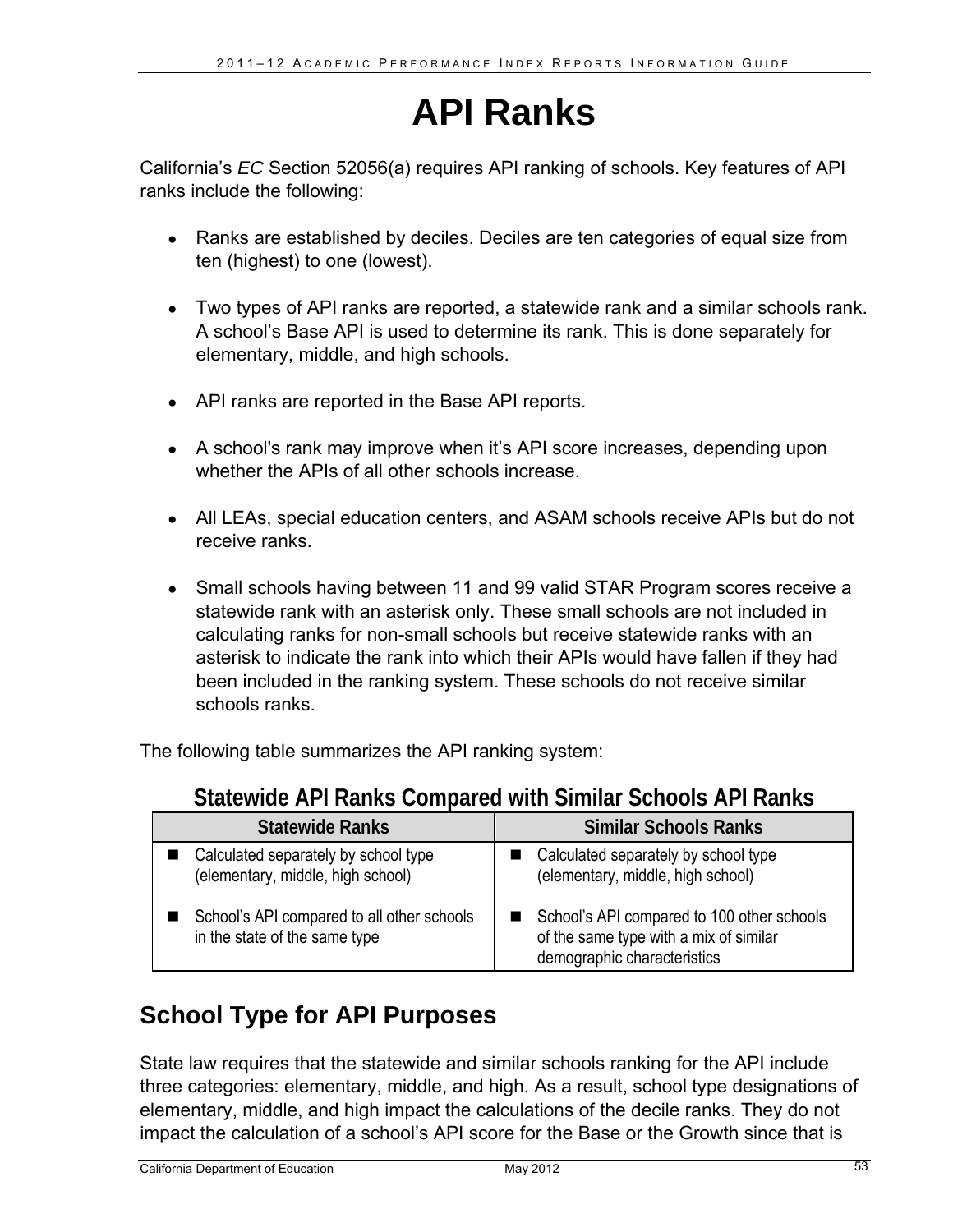# API Ranks

California's *EC* Section 52056(a) requires API ranking of schools. Key features of API ranks include the following:

- Ranks are established by deciles. Deciles are ten categories of equal size from ten (highest) to one (lowest).
- Two types of API ranks are reported, a statewide rank and a similar schools rank. A school's Base API is used to determine its rank. This is done separately for elementary, middle, and high schools.
- API ranks are reported in the Base API reports.
- A school's rank may improve when it's API score increases, depending upon whether the APIs of all other schools increase.
- All LEAs, special education centers, and ASAM schools receive APIs but do not receive ranks.
- Small schools having between 11 and 99 valid STAR Program scores receive a statewide rank with an asterisk only. These small schools are not included in calculating ranks for non-small schools but receive statewide ranks with an asterisk to indicate the rank into which their APIs would have fallen if they had been included in the ranking system. These schools do not receive similar schools ranks.

The following table summarizes the API ranking system:

**Statewide API Ranks Compared with Similar Schools API Ranks**

| Statewide Ranks | Similar Schools Ranks |
|---|---|
| ■ Calculated separately by school type (elementary, middle, high school)<br><br>■ School's API compared to all other schools in the state of the same type | ■ Calculated separately by school type (elementary, middle, high school)<br><br>■ School's API compared to 100 other schools of the same type with a mix of similar demographic characteristics |

## School Type for API Purposes

State law requires that the statewide and similar schools ranking for the API include three categories: elementary, middle, and high. As a result, school type designations of elementary, middle, and high impact the calculations of the decile ranks. They do not impact the calculation of a school's API score for the Base or the Growth since that is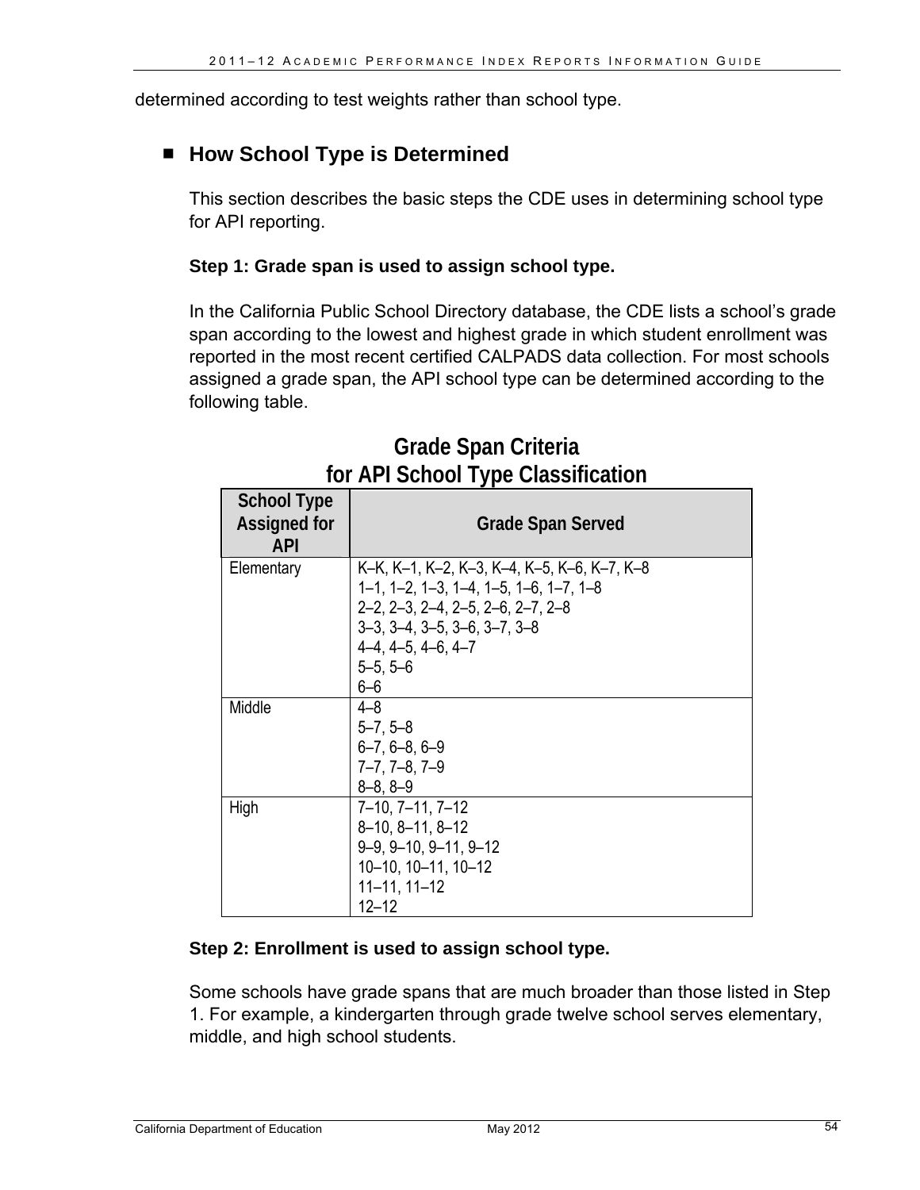determined according to test weights rather than school type.

## How School Type is Determined

This section describes the basic steps the CDE uses in determining school type for API reporting.

**Step 1: Grade span is used to assign school type.**

In the California Public School Directory database, the CDE lists a school's grade span according to the lowest and highest grade in which student enrollment was reported in the most recent certified CALPADS data collection. For most schools assigned a grade span, the API school type can be determined according to the following table.

**Grade Span Criteria for API School Type Classification**

| School Type Assigned for API | Grade Span Served |
|---|---|
| Elementary | K–K, K–1, K–2, K–3, K–4, K–5, K–6, K–7, K–8<br>1–1, 1–2, 1–3, 1–4, 1–5, 1–6, 1–7, 1–8<br>2–2, 2–3, 2–4, 2–5, 2–6, 2–7, 2–8<br>3–3, 3–4, 3–5, 3–6, 3–7, 3–8<br>4–4, 4–5, 4–6, 4–7<br>5–5, 5–6<br>6–6 |
| Middle | 4–8<br>5–7, 5–8<br>6–7, 6–8, 6–9<br>7–7, 7–8, 7–9<br>8–8, 8–9 |
| High | 7–10, 7–11, 7–12<br>8–10, 8–11, 8–12<br>9–9, 9–10, 9–11, 9–12<br>10–10, 10–11, 10–12<br>11–11, 11–12<br>12–12 |

**Step 2: Enrollment is used to assign school type.**

Some schools have grade spans that are much broader than those listed in Step 1. For example, a kindergarten through grade twelve school serves elementary, middle, and high school students.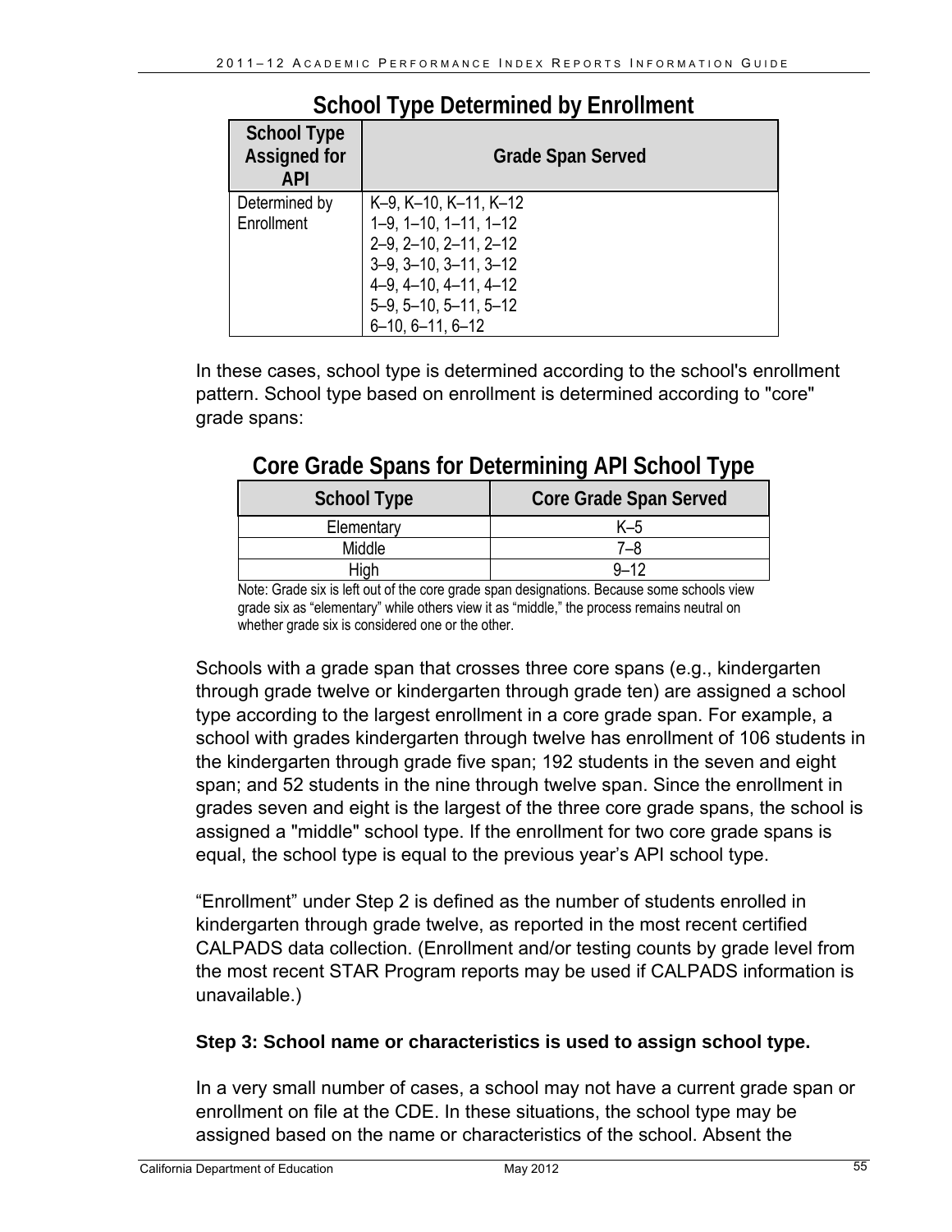## School Type Determined by Enrollment

| School Type Assigned for API | Grade Span Served |
|---|---|
| Determined by Enrollment | K–9, K–10, K–11, K–12<br>1–9, 1–10, 1–11, 1–12<br>2–9, 2–10, 2–11, 2–12<br>3–9, 3–10, 3–11, 3–12<br>4–9, 4–10, 4–11, 4–12<br>5–9, 5–10, 5–11, 5–12<br>6–10, 6–11, 6–12 |

In these cases, school type is determined according to the school's enrollment pattern. School type based on enrollment is determined according to "core" grade spans:

## Core Grade Spans for Determining API School Type

| School Type | Core Grade Span Served |
|---|---|
| Elementary | K–5 |
| Middle | 7–8 |
| High | 9–12 |

Note: Grade six is left out of the core grade span designations. Because some schools view grade six as "elementary" while others view it as "middle," the process remains neutral on whether grade six is considered one or the other.

Schools with a grade span that crosses three core spans (e.g., kindergarten through grade twelve or kindergarten through grade ten) are assigned a school type according to the largest enrollment in a core grade span. For example, a school with grades kindergarten through twelve has enrollment of 106 students in the kindergarten through grade five span; 192 students in the seven and eight span; and 52 students in the nine through twelve span. Since the enrollment in grades seven and eight is the largest of the three core grade spans, the school is assigned a "middle" school type. If the enrollment for two core grade spans is equal, the school type is equal to the previous year's API school type.

"Enrollment" under Step 2 is defined as the number of students enrolled in kindergarten through grade twelve, as reported in the most recent certified CALPADS data collection. (Enrollment and/or testing counts by grade level from the most recent STAR Program reports may be used if CALPADS information is unavailable.)

**Step 3: School name or characteristics is used to assign school type.**

In a very small number of cases, a school may not have a current grade span or enrollment on file at the CDE. In these situations, the school type may be assigned based on the name or characteristics of the school. Absent the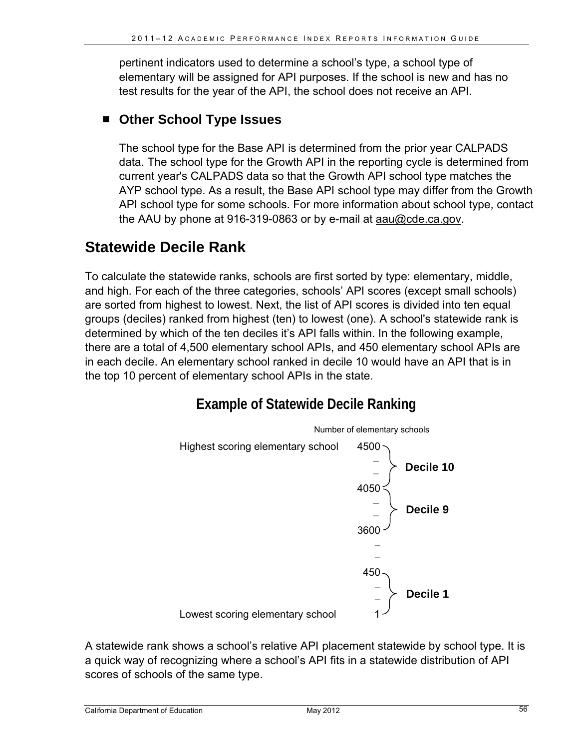pertinent indicators used to determine a school's type, a school type of elementary will be assigned for API purposes. If the school is new and has no test results for the year of the API, the school does not receive an API.

### ■ Other School Type Issues

The school type for the Base API is determined from the prior year CALPADS data. The school type for the Growth API in the reporting cycle is determined from current year's CALPADS data so that the Growth API school type matches the AYP school type. As a result, the Base API school type may differ from the Growth API school type for some schools. For more information about school type, contact the AAU by phone at 916-319-0863 or by e-mail at aau@cde.ca.gov.

## Statewide Decile Rank

To calculate the statewide ranks, schools are first sorted by type: elementary, middle, and high. For each of the three categories, schools' API scores (except small schools) are sorted from highest to lowest. Next, the list of API scores is divided into ten equal groups (deciles) ranked from highest (ten) to lowest (one). A school's statewide rank is determined by which of the ten deciles it's API falls within. In the following example, there are a total of 4,500 elementary school APIs, and 450 elementary school APIs are in each decile. An elementary school ranked in decile 10 would have an API that is in the top 10 percent of elementary school APIs in the state.

### Example of Statewide Decile Ranking

| | Number of elementary schools | |
|---|---|---|
| Highest scoring elementary school | 4500 – – 4050 | **Decile 10** |
| | 4050 – – 3600 | **Decile 9** |
| | – – | |
| | 450 – – 1 | **Decile 1** |
| Lowest scoring elementary school | 1 | |

A statewide rank shows a school's relative API placement statewide by school type. It is a quick way of recognizing where a school's API fits in a statewide distribution of API scores of schools of the same type.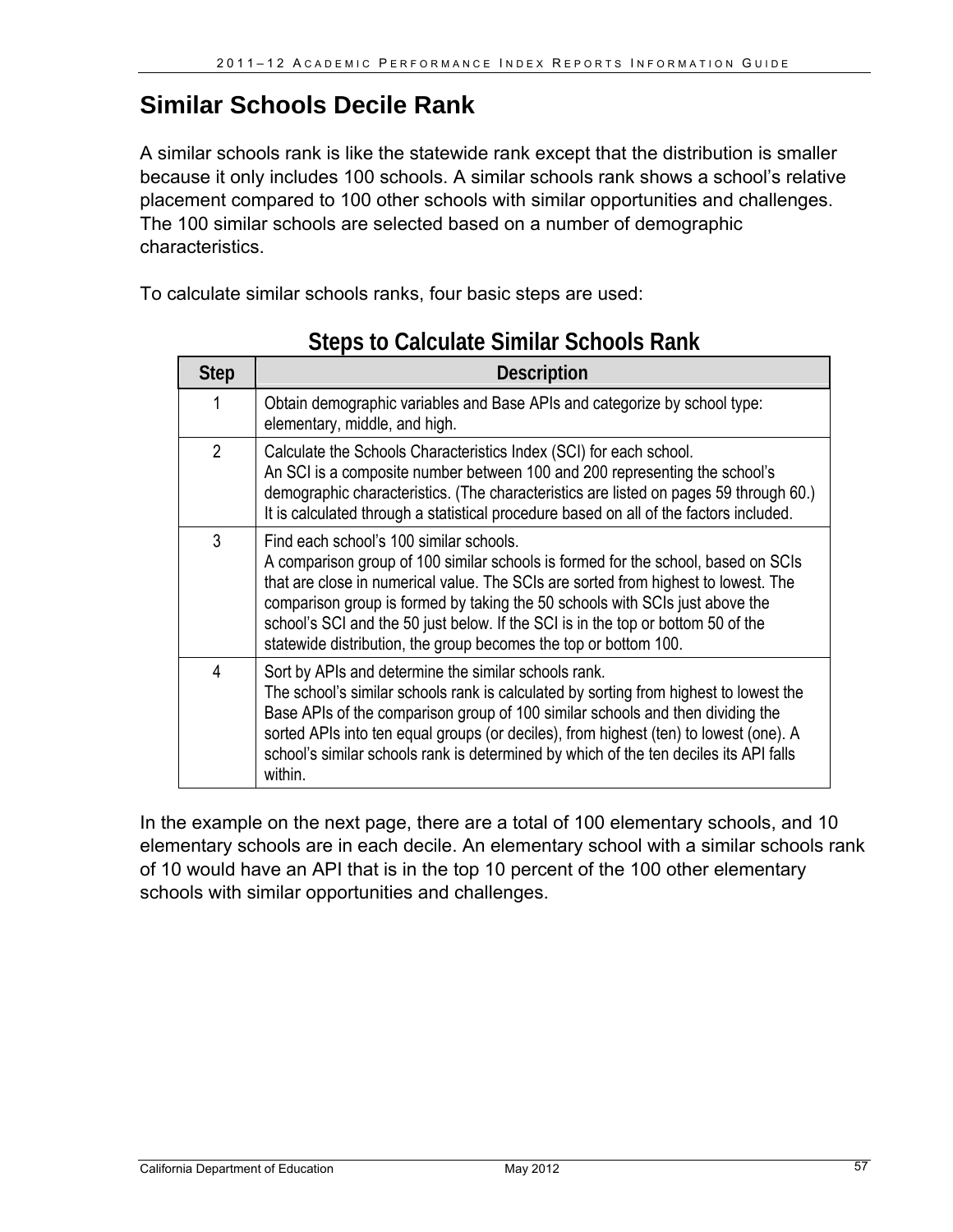# Similar Schools Decile Rank

A similar schools rank is like the statewide rank except that the distribution is smaller because it only includes 100 schools. A similar schools rank shows a school's relative placement compared to 100 other schools with similar opportunities and challenges. The 100 similar schools are selected based on a number of demographic characteristics.

To calculate similar schools ranks, four basic steps are used:

**Steps to Calculate Similar Schools Rank**

| Step | Description |
|---|---|
| 1 | Obtain demographic variables and Base APIs and categorize by school type: elementary, middle, and high. |
| 2 | Calculate the Schools Characteristics Index (SCI) for each school.<br>An SCI is a composite number between 100 and 200 representing the school's demographic characteristics. (The characteristics are listed on pages 59 through 60.) It is calculated through a statistical procedure based on all of the factors included. |
| 3 | Find each school's 100 similar schools.<br>A comparison group of 100 similar schools is formed for the school, based on SCIs that are close in numerical value. The SCIs are sorted from highest to lowest. The comparison group is formed by taking the 50 schools with SCIs just above the school's SCI and the 50 just below. If the SCI is in the top or bottom 50 of the statewide distribution, the group becomes the top or bottom 100. |
| 4 | Sort by APIs and determine the similar schools rank.<br>The school's similar schools rank is calculated by sorting from highest to lowest the Base APIs of the comparison group of 100 similar schools and then dividing the sorted APIs into ten equal groups (or deciles), from highest (ten) to lowest (one). A school's similar schools rank is determined by which of the ten deciles its API falls within. |

In the example on the next page, there are a total of 100 elementary schools, and 10 elementary schools are in each decile. An elementary school with a similar schools rank of 10 would have an API that is in the top 10 percent of the 100 other elementary schools with similar opportunities and challenges.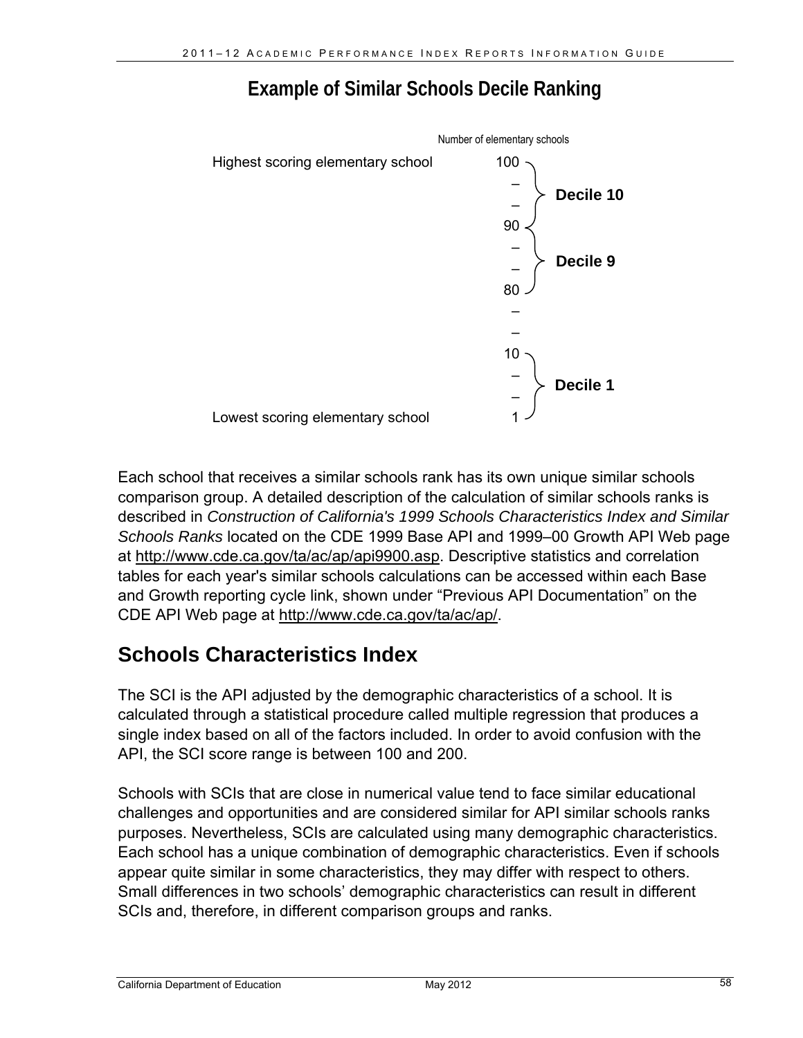## Example of Similar Schools Decile Ranking

Number of elementary schools

| | Number of elementary schools | |
|---|---|---|
| Highest scoring elementary school | 100 | Decile 10 |
| | – | |
| | – | |
| | 90 | Decile 9 |
| | – | |
| | – | |
| | 80 | |
| | – | |
| | – | |
| | 10 | Decile 1 |
| | – | |
| | – | |
| Lowest scoring elementary school | 1 | |

Each school that receives a similar schools rank has its own unique similar schools comparison group. A detailed description of the calculation of similar schools ranks is described in *Construction of California's 1999 Schools Characteristics Index and Similar Schools Ranks* located on the CDE 1999 Base API and 1999–00 Growth API Web page at http://www.cde.ca.gov/ta/ac/ap/api9900.asp. Descriptive statistics and correlation tables for each year's similar schools calculations can be accessed within each Base and Growth reporting cycle link, shown under "Previous API Documentation" on the CDE API Web page at http://www.cde.ca.gov/ta/ac/ap/.

## Schools Characteristics Index

The SCI is the API adjusted by the demographic characteristics of a school. It is calculated through a statistical procedure called multiple regression that produces a single index based on all of the factors included. In order to avoid confusion with the API, the SCI score range is between 100 and 200.

Schools with SCIs that are close in numerical value tend to face similar educational challenges and opportunities and are considered similar for API similar schools ranks purposes. Nevertheless, SCIs are calculated using many demographic characteristics. Each school has a unique combination of demographic characteristics. Even if schools appear quite similar in some characteristics, they may differ with respect to others. Small differences in two schools' demographic characteristics can result in different SCIs and, therefore, in different comparison groups and ranks.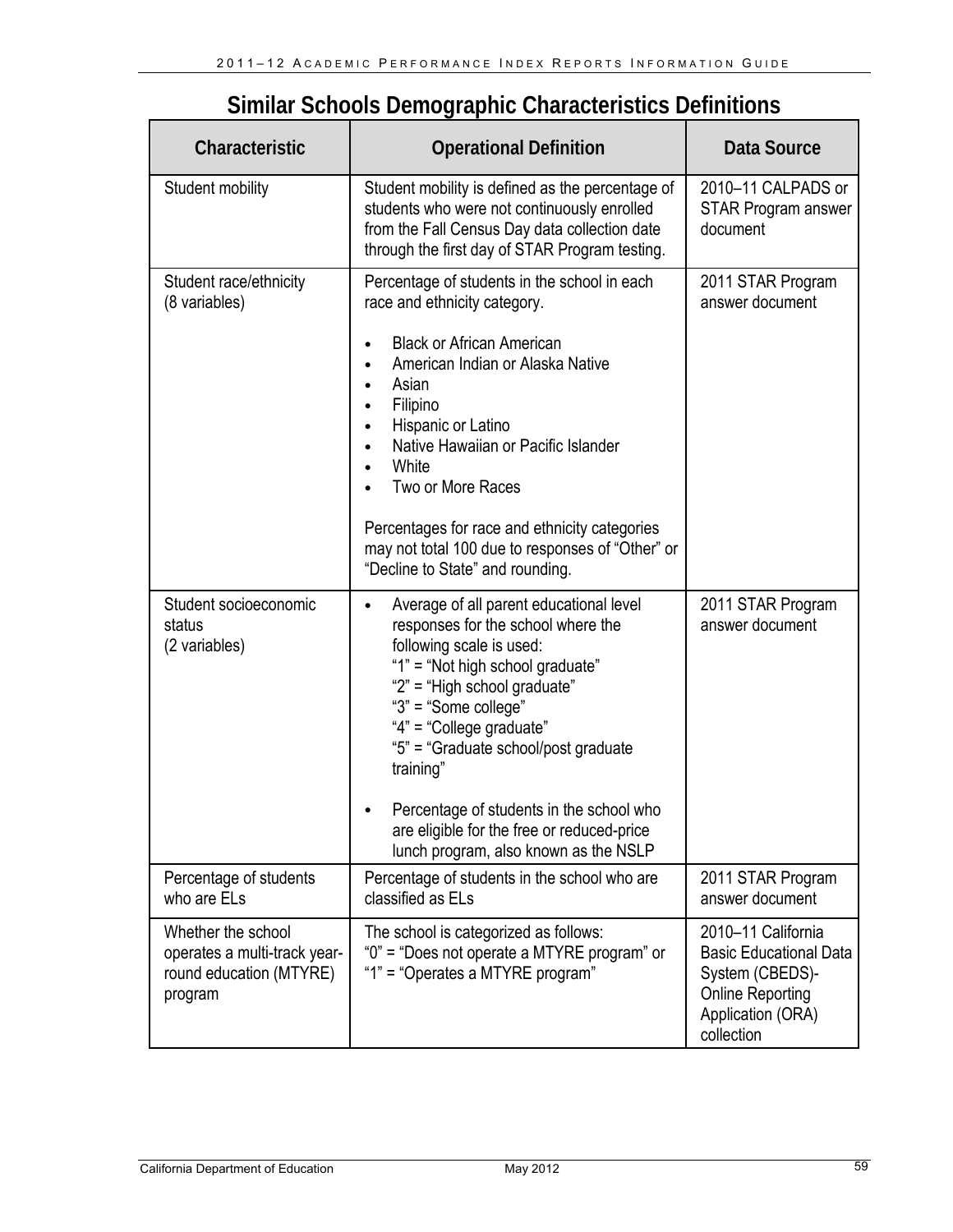## Similar Schools Demographic Characteristics Definitions

| Characteristic | Operational Definition | Data Source |
|---|---|---|
| Student mobility | Student mobility is defined as the percentage of students who were not continuously enrolled from the Fall Census Day data collection date through the first day of STAR Program testing. | 2010–11 CALPADS or STAR Program answer document |
| Student race/ethnicity (8 variables) | Percentage of students in the school in each race and ethnicity category.<br>• Black or African American<br>• American Indian or Alaska Native<br>• Asian<br>• Filipino<br>• Hispanic or Latino<br>• Native Hawaiian or Pacific Islander<br>• White<br>• Two or More Races<br><br>Percentages for race and ethnicity categories may not total 100 due to responses of “Other” or “Decline to State” and rounding. | 2011 STAR Program answer document |
| Student socioeconomic status (2 variables) | • Average of all parent educational level responses for the school where the following scale is used:<br>“1” = “Not high school graduate”<br>“2” = “High school graduate”<br>“3” = “Some college”<br>“4” = “College graduate”<br>“5” = “Graduate school/post graduate training”<br><br>• Percentage of students in the school who are eligible for the free or reduced-price lunch program, also known as the NSLP | 2011 STAR Program answer document |
| Percentage of students who are ELs | Percentage of students in the school who are classified as ELs | 2011 STAR Program answer document |
| Whether the school operates a multi-track year-round education (MTYRE) program | The school is categorized as follows:<br>“0” = “Does not operate a MTYRE program” or<br>“1” = “Operates a MTYRE program” | 2010–11 California Basic Educational Data System (CBEDS)-Online Reporting Application (ORA) collection |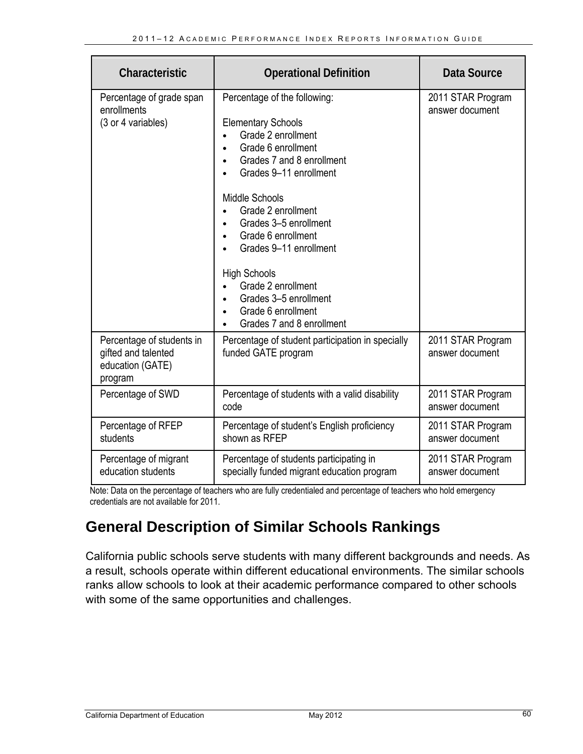| Characteristic | Operational Definition | Data Source |
|---|---|---|
| Percentage of grade span enrollments (3 or 4 variables) | Percentage of the following:<br><br>Elementary Schools<br>• Grade 2 enrollment<br>• Grade 6 enrollment<br>• Grades 7 and 8 enrollment<br>• Grades 9–11 enrollment<br><br>Middle Schools<br>• Grade 2 enrollment<br>• Grades 3–5 enrollment<br>• Grade 6 enrollment<br>• Grades 9–11 enrollment<br><br>High Schools<br>• Grade 2 enrollment<br>• Grades 3–5 enrollment<br>• Grade 6 enrollment<br>• Grades 7 and 8 enrollment | 2011 STAR Program answer document |
| Percentage of students in gifted and talented education (GATE) program | Percentage of student participation in specially funded GATE program | 2011 STAR Program answer document |
| Percentage of SWD | Percentage of students with a valid disability code | 2011 STAR Program answer document |
| Percentage of RFEP students | Percentage of student's English proficiency shown as RFEP | 2011 STAR Program answer document |
| Percentage of migrant education students | Percentage of students participating in specially funded migrant education program | 2011 STAR Program answer document |

Note: Data on the percentage of teachers who are fully credentialed and percentage of teachers who hold emergency credentials are not available for 2011.

## General Description of Similar Schools Rankings

California public schools serve students with many different backgrounds and needs. As a result, schools operate within different educational environments. The similar schools ranks allow schools to look at their academic performance compared to other schools with some of the same opportunities and challenges.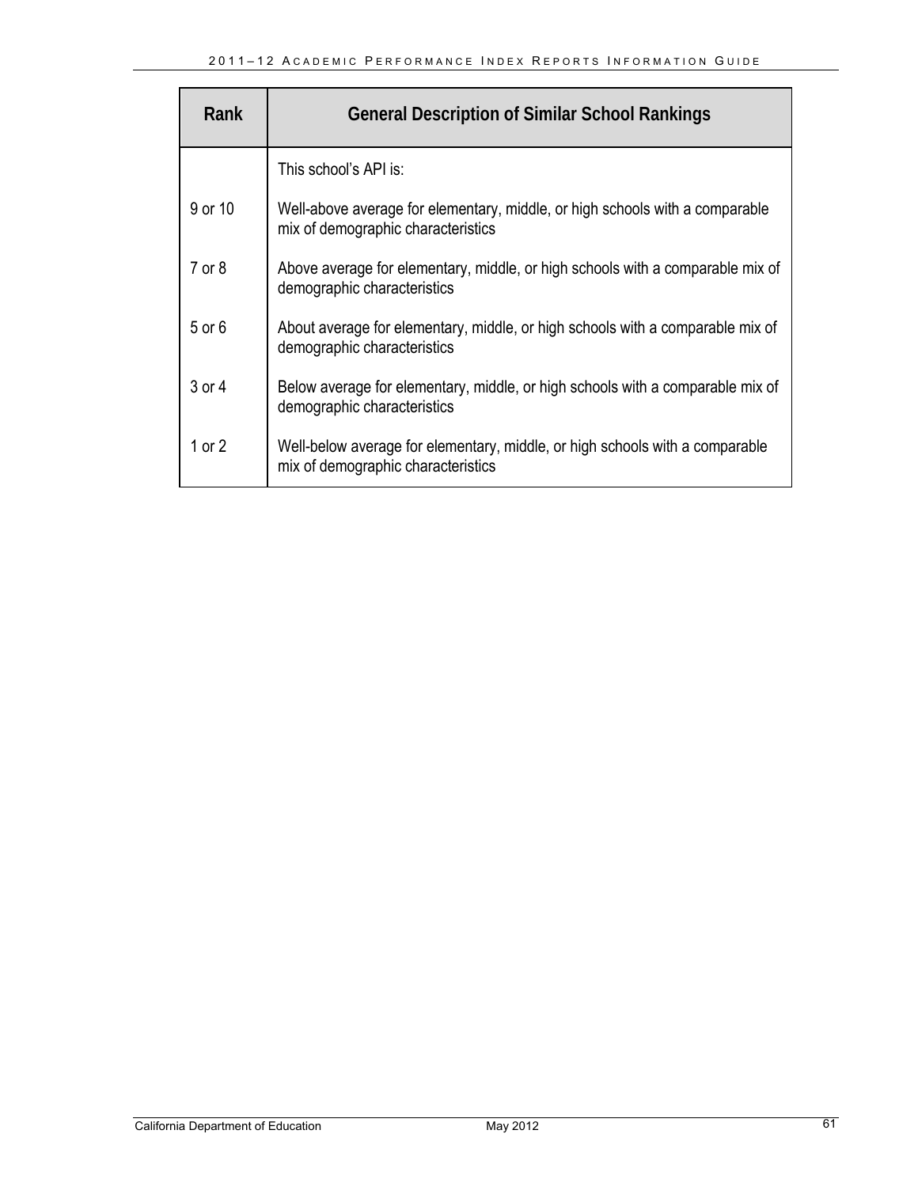| Rank | General Description of Similar School Rankings |
|---|---|
| | This school's API is: |
| 9 or 10 | Well-above average for elementary, middle, or high schools with a comparable mix of demographic characteristics |
| 7 or 8 | Above average for elementary, middle, or high schools with a comparable mix of demographic characteristics |
| 5 or 6 | About average for elementary, middle, or high schools with a comparable mix of demographic characteristics |
| 3 or 4 | Below average for elementary, middle, or high schools with a comparable mix of demographic characteristics |
| 1 or 2 | Well-below average for elementary, middle, or high schools with a comparable mix of demographic characteristics |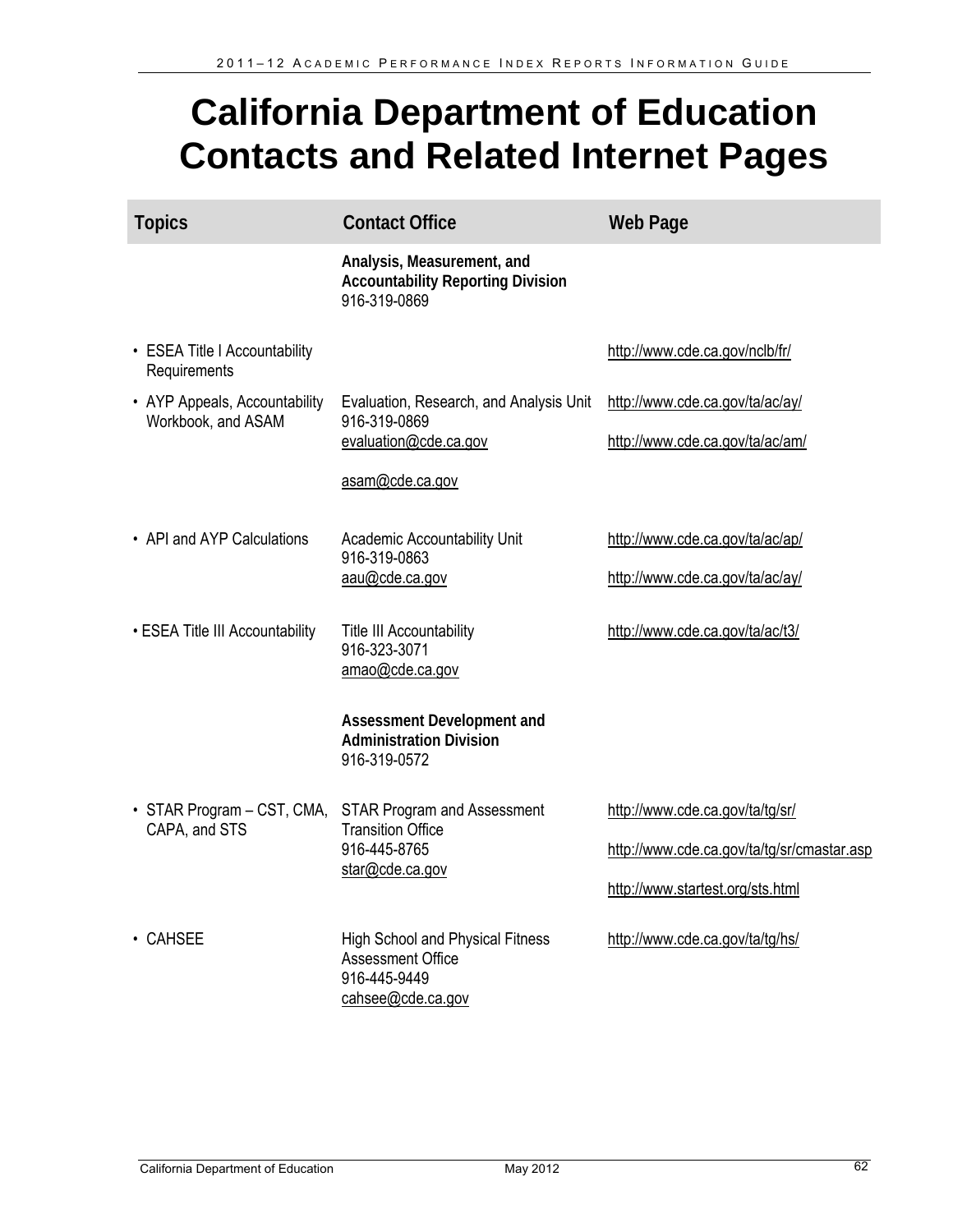# California Department of Education Contacts and Related Internet Pages

| Topics | Contact Office | Web Page |
|---|---|---|
| | **Analysis, Measurement, and Accountability Reporting Division**<br>916-319-0869 | |
| • ESEA Title I Accountability Requirements | | http://www.cde.ca.gov/nclb/fr/ |
| • AYP Appeals, Accountability Workbook, and ASAM | Evaluation, Research, and Analysis Unit<br>916-319-0869<br>evaluation@cde.ca.gov<br>asam@cde.ca.gov | http://www.cde.ca.gov/ta/ac/ay/<br>http://www.cde.ca.gov/ta/ac/am/ |
| • API and AYP Calculations | Academic Accountability Unit<br>916-319-0863<br>aau@cde.ca.gov | http://www.cde.ca.gov/ta/ac/ap/<br>http://www.cde.ca.gov/ta/ac/ay/ |
| • ESEA Title III Accountability | Title III Accountability<br>916-323-3071<br>amao@cde.ca.gov | http://www.cde.ca.gov/ta/ac/t3/ |
| | **Assessment Development and Administration Division**<br>916-319-0572 | |
| • STAR Program – CST, CMA, CAPA, and STS | STAR Program and Assessment Transition Office<br>916-445-8765<br>star@cde.ca.gov | http://www.cde.ca.gov/ta/tg/sr/<br>http://www.cde.ca.gov/ta/tg/sr/cmastar.asp<br>http://www.startest.org/sts.html |
| • CAHSEE | High School and Physical Fitness Assessment Office<br>916-445-9449<br>cahsee@cde.ca.gov | http://www.cde.ca.gov/ta/tg/hs/ |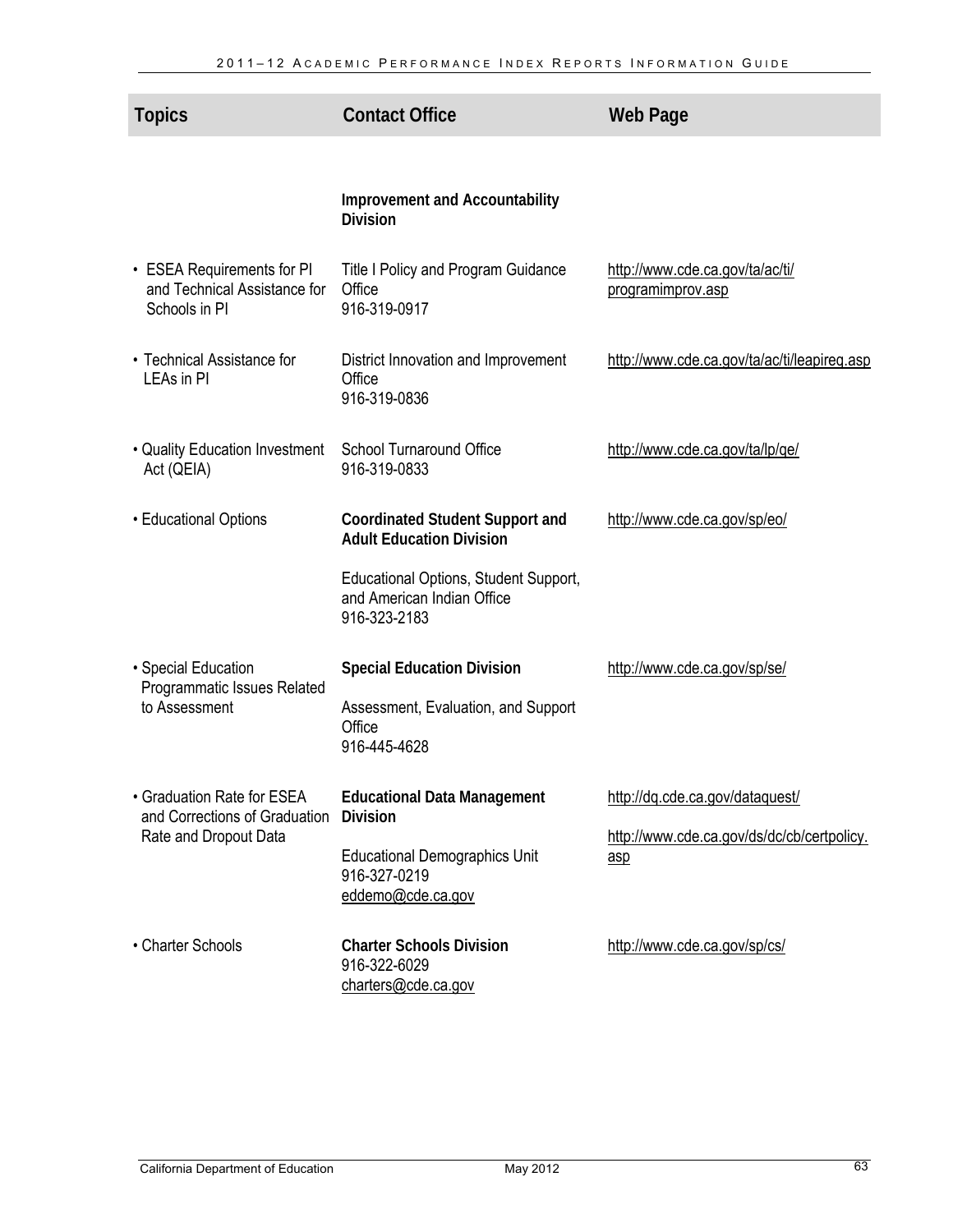| Topics | Contact Office | Web Page |
| --- | --- | --- |
| | **Improvement and Accountability Division** | |
| • ESEA Requirements for PI and Technical Assistance for Schools in PI | Title I Policy and Program Guidance Office<br>916-319-0917 | http://www.cde.ca.gov/ta/ac/ti/programimprov.asp |
| • Technical Assistance for LEAs in PI | District Innovation and Improvement Office<br>916-319-0836 | http://www.cde.ca.gov/ta/ac/ti/leapireq.asp |
| • Quality Education Investment Act (QEIA) | School Turnaround Office<br>916-319-0833 | http://www.cde.ca.gov/ta/lp/qe/ |
| • Educational Options | **Coordinated Student Support and Adult Education Division**<br><br>Educational Options, Student Support, and American Indian Office<br>916-323-2183 | http://www.cde.ca.gov/sp/eo/ |
| • Special Education Programmatic Issues Related to Assessment | **Special Education Division**<br><br>Assessment, Evaluation, and Support Office<br>916-445-4628 | http://www.cde.ca.gov/sp/se/ |
| • Graduation Rate for ESEA and Corrections of Graduation Rate and Dropout Data | **Educational Data Management Division**<br><br>Educational Demographics Unit<br>916-327-0219<br>eddemo@cde.ca.gov | http://dq.cde.ca.gov/dataquest/<br><br>http://www.cde.ca.gov/ds/dc/cb/certpolicy.asp |
| • Charter Schools | **Charter Schools Division**<br>916-322-6029<br>charters@cde.ca.gov | http://www.cde.ca.gov/sp/cs/ |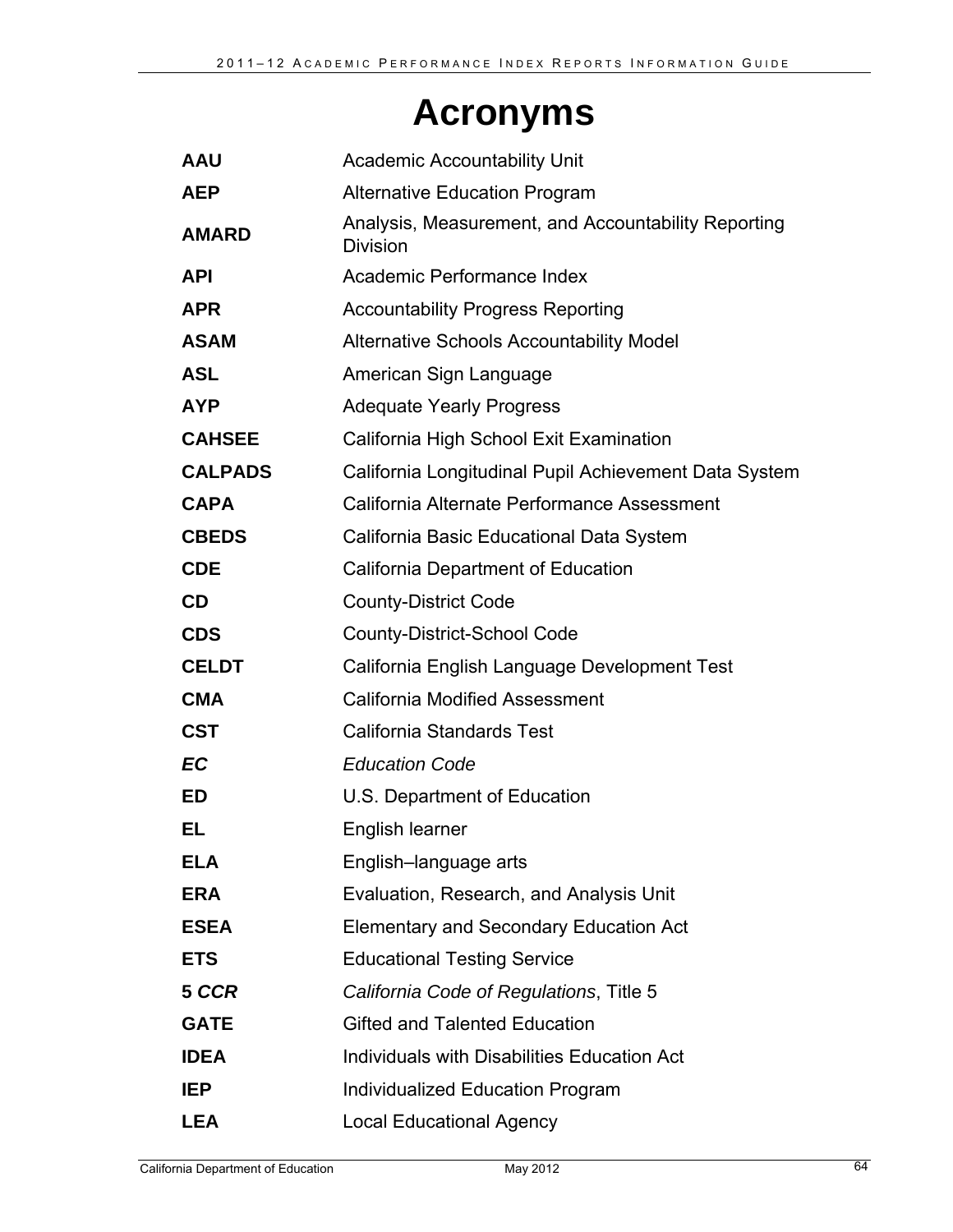# Acronyms

| | |
|---|---|
| **AAU** | Academic Accountability Unit |
| **AEP** | Alternative Education Program |
| **AMARD** | Analysis, Measurement, and Accountability Reporting Division |
| **API** | Academic Performance Index |
| **APR** | Accountability Progress Reporting |
| **ASAM** | Alternative Schools Accountability Model |
| **ASL** | American Sign Language |
| **AYP** | Adequate Yearly Progress |
| **CAHSEE** | California High School Exit Examination |
| **CALPADS** | California Longitudinal Pupil Achievement Data System |
| **CAPA** | California Alternate Performance Assessment |
| **CBEDS** | California Basic Educational Data System |
| **CDE** | California Department of Education |
| **CD** | County-District Code |
| **CDS** | County-District-School Code |
| **CELDT** | California English Language Development Test |
| **CMA** | California Modified Assessment |
| **CST** | California Standards Test |
| ***EC*** | *Education Code* |
| **ED** | U.S. Department of Education |
| **EL** | English learner |
| **ELA** | English–language arts |
| **ERA** | Evaluation, Research, and Analysis Unit |
| **ESEA** | Elementary and Secondary Education Act |
| **ETS** | Educational Testing Service |
| **5 *CCR*** | *California Code of Regulations*, Title 5 |
| **GATE** | Gifted and Talented Education |
| **IDEA** | Individuals with Disabilities Education Act |
| **IEP** | Individualized Education Program |
| **LEA** | Local Educational Agency |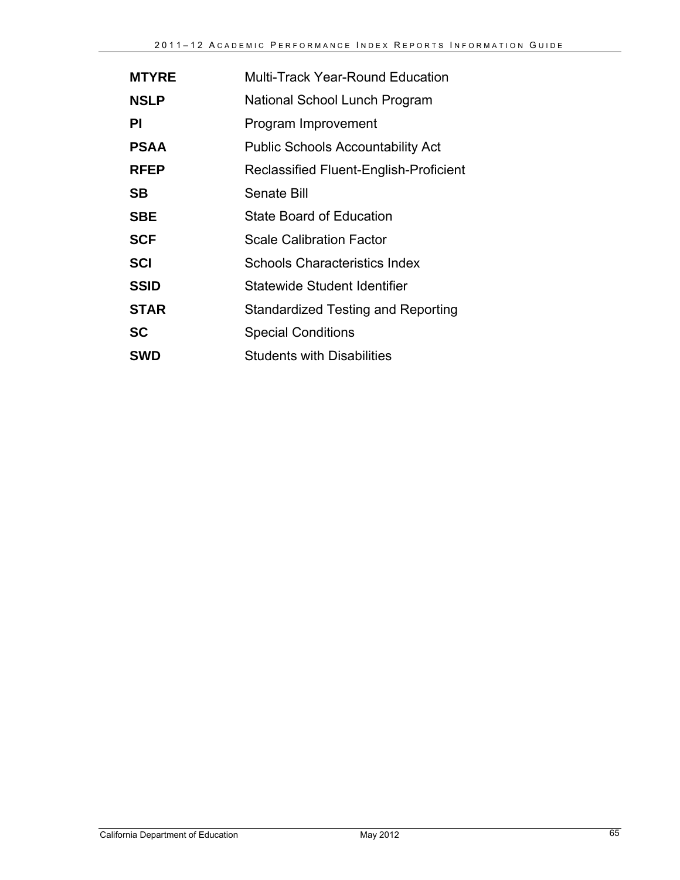| | |
|---|---|
| **MTYRE** | Multi-Track Year-Round Education |
| **NSLP** | National School Lunch Program |
| **PI** | Program Improvement |
| **PSAA** | Public Schools Accountability Act |
| **RFEP** | Reclassified Fluent-English-Proficient |
| **SB** | Senate Bill |
| **SBE** | State Board of Education |
| **SCF** | Scale Calibration Factor |
| **SCI** | Schools Characteristics Index |
| **SSID** | Statewide Student Identifier |
| **STAR** | Standardized Testing and Reporting |
| **SC** | Special Conditions |
| **SWD** | Students with Disabilities |